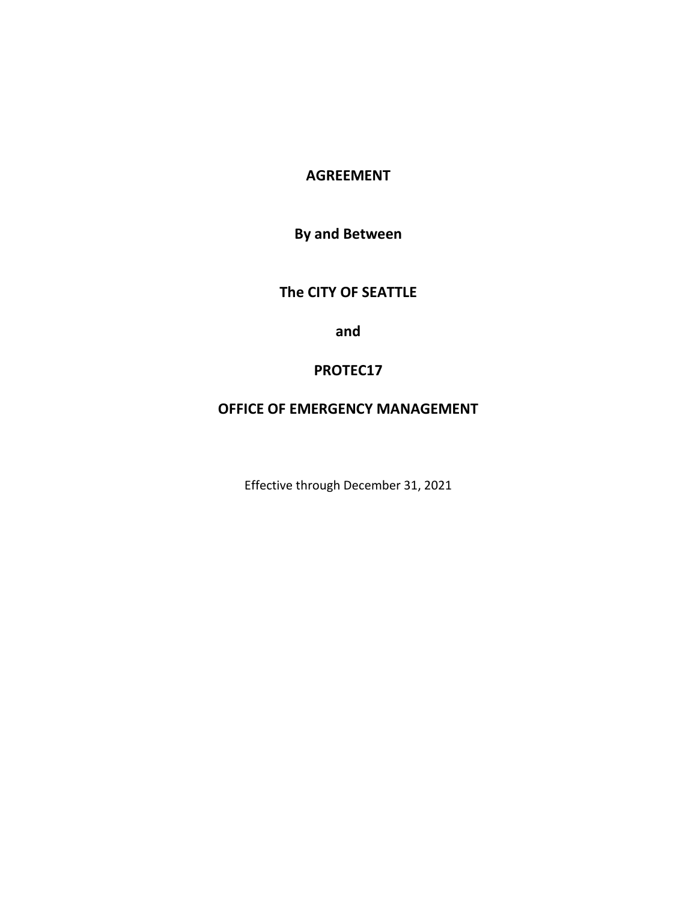# AGREEMENT

**By and Between**

**The CITY OF SEATTLE**

**and**

**PROTEC17**

**OFFICE OF EMERGENCY MANAGEMENT**

Effective through December 31, 2021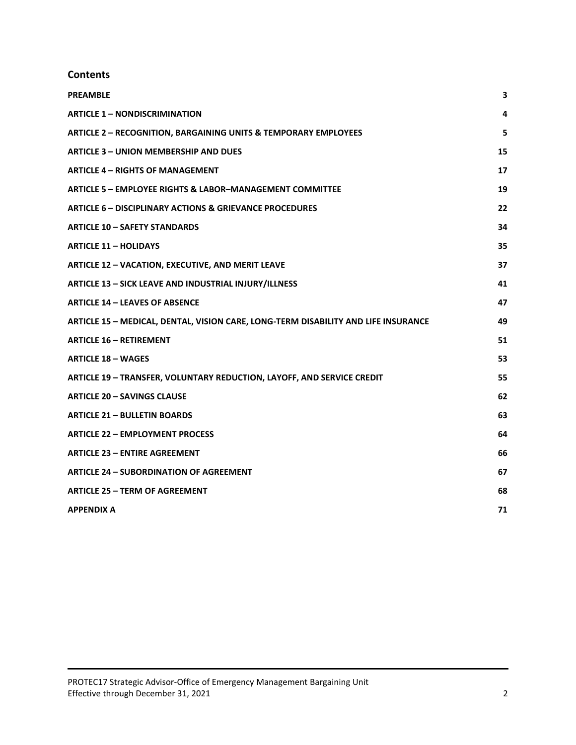## Contents

| | |
|---|---|
| **PREAMBLE** | **3** |
| **ARTICLE 1 – NONDISCRIMINATION** | **4** |
| **ARTICLE 2 – RECOGNITION, BARGAINING UNITS & TEMPORARY EMPLOYEES** | **5** |
| **ARTICLE 3 – UNION MEMBERSHIP AND DUES** | **15** |
| **ARTICLE 4 – RIGHTS OF MANAGEMENT** | **17** |
| **ARTICLE 5 – EMPLOYEE RIGHTS & LABOR–MANAGEMENT COMMITTEE** | **19** |
| **ARTICLE 6 – DISCIPLINARY ACTIONS & GRIEVANCE PROCEDURES** | **22** |
| **ARTICLE 10 – SAFETY STANDARDS** | **34** |
| **ARTICLE 11 – HOLIDAYS** | **35** |
| **ARTICLE 12 – VACATION, EXECUTIVE, AND MERIT LEAVE** | **37** |
| **ARTICLE 13 – SICK LEAVE AND INDUSTRIAL INJURY/ILLNESS** | **41** |
| **ARTICLE 14 – LEAVES OF ABSENCE** | **47** |
| **ARTICLE 15 – MEDICAL, DENTAL, VISION CARE, LONG-TERM DISABILITY AND LIFE INSURANCE** | **49** |
| **ARTICLE 16 – RETIREMENT** | **51** |
| **ARTICLE 18 – WAGES** | **53** |
| **ARTICLE 19 – TRANSFER, VOLUNTARY REDUCTION, LAYOFF, AND SERVICE CREDIT** | **55** |
| **ARTICLE 20 – SAVINGS CLAUSE** | **62** |
| **ARTICLE 21 – BULLETIN BOARDS** | **63** |
| **ARTICLE 22 – EMPLOYMENT PROCESS** | **64** |
| **ARTICLE 23 – ENTIRE AGREEMENT** | **66** |
| **ARTICLE 24 – SUBORDINATION OF AGREEMENT** | **67** |
| **ARTICLE 25 – TERM OF AGREEMENT** | **68** |
| **APPENDIX A** | **71** |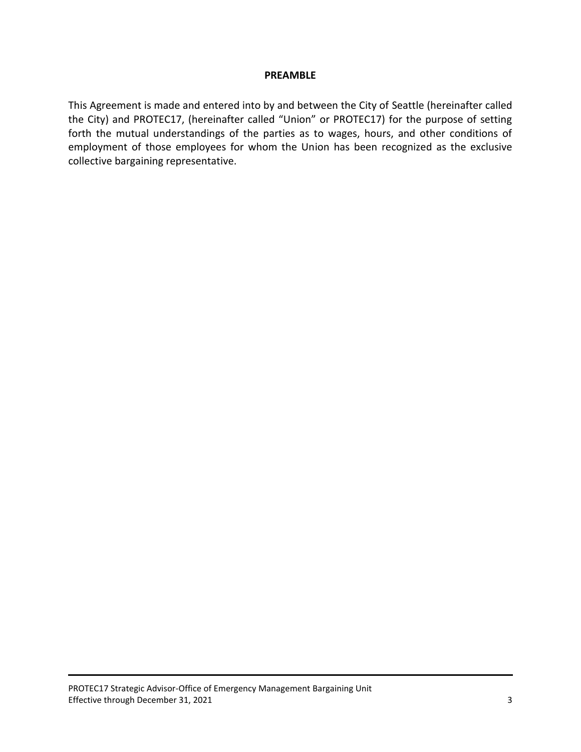# PREAMBLE

This Agreement is made and entered into by and between the City of Seattle (hereinafter called the City) and PROTEC17, (hereinafter called "Union" or PROTEC17) for the purpose of setting forth the mutual understandings of the parties as to wages, hours, and other conditions of employment of those employees for whom the Union has been recognized as the exclusive collective bargaining representative.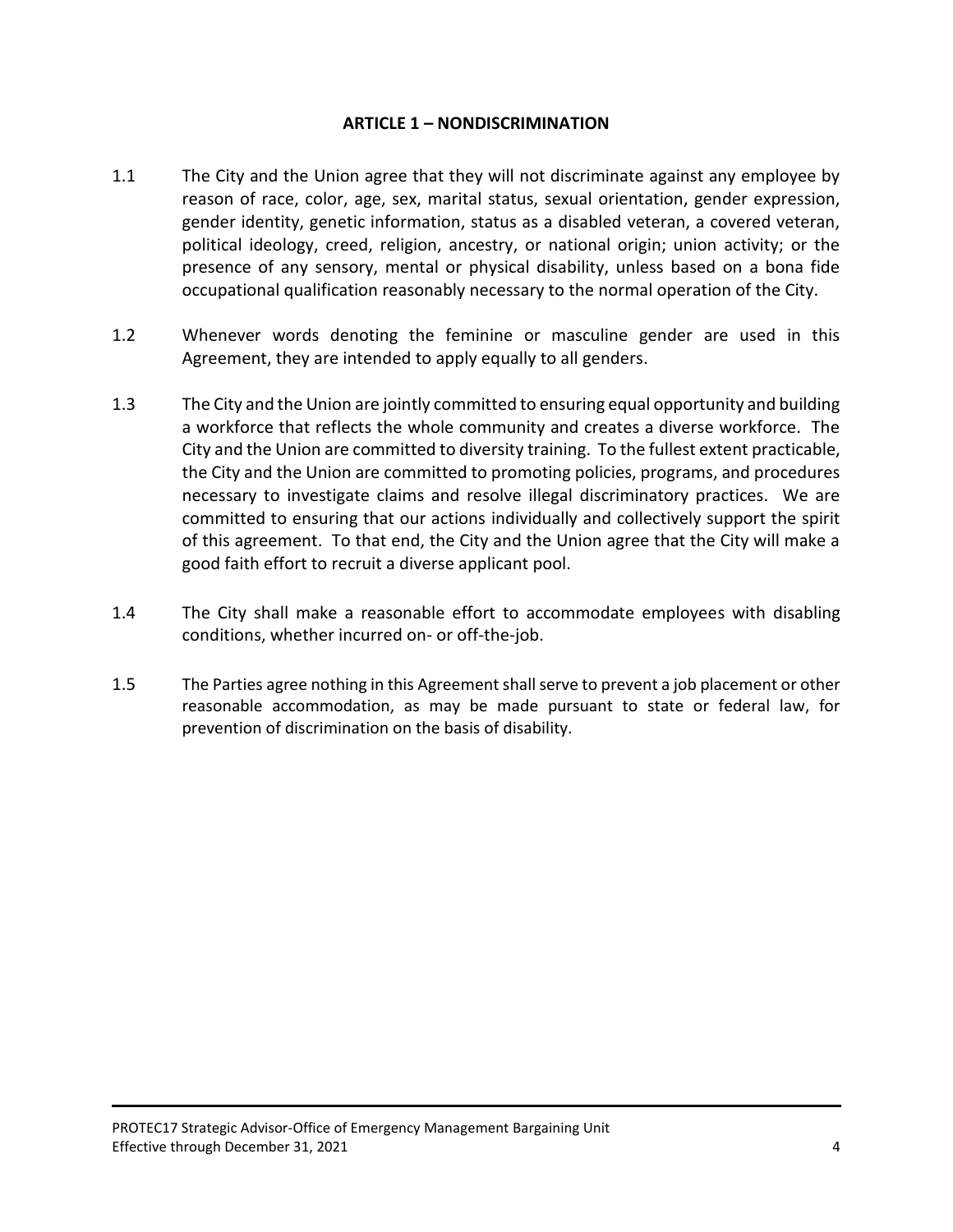## ARTICLE 1 – NONDISCRIMINATION

1.1 The City and the Union agree that they will not discriminate against any employee by reason of race, color, age, sex, marital status, sexual orientation, gender expression, gender identity, genetic information, status as a disabled veteran, a covered veteran, political ideology, creed, religion, ancestry, or national origin; union activity; or the presence of any sensory, mental or physical disability, unless based on a bona fide occupational qualification reasonably necessary to the normal operation of the City.

1.2 Whenever words denoting the feminine or masculine gender are used in this Agreement, they are intended to apply equally to all genders.

1.3 The City and the Union are jointly committed to ensuring equal opportunity and building a workforce that reflects the whole community and creates a diverse workforce. The City and the Union are committed to diversity training. To the fullest extent practicable, the City and the Union are committed to promoting policies, programs, and procedures necessary to investigate claims and resolve illegal discriminatory practices. We are committed to ensuring that our actions individually and collectively support the spirit of this agreement. To that end, the City and the Union agree that the City will make a good faith effort to recruit a diverse applicant pool.

1.4 The City shall make a reasonable effort to accommodate employees with disabling conditions, whether incurred on- or off-the-job.

1.5 The Parties agree nothing in this Agreement shall serve to prevent a job placement or other reasonable accommodation, as may be made pursuant to state or federal law, for prevention of discrimination on the basis of disability.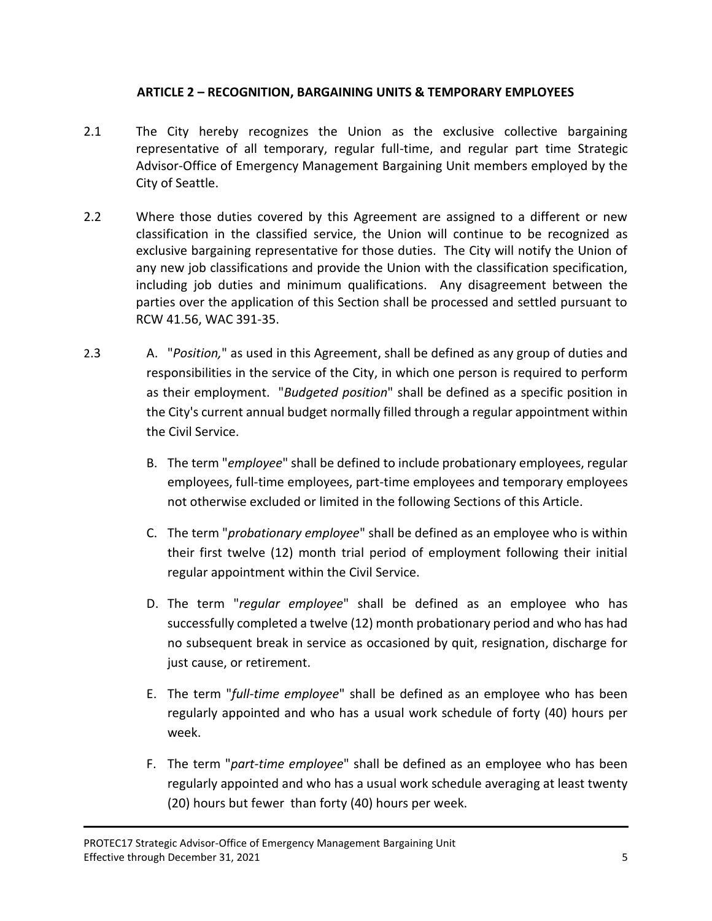## ARTICLE 2 – RECOGNITION, BARGAINING UNITS & TEMPORARY EMPLOYEES

2.1 The City hereby recognizes the Union as the exclusive collective bargaining representative of all temporary, regular full-time, and regular part time Strategic Advisor-Office of Emergency Management Bargaining Unit members employed by the City of Seattle.

2.2 Where those duties covered by this Agreement are assigned to a different or new classification in the classified service, the Union will continue to be recognized as exclusive bargaining representative for those duties. The City will notify the Union of any new job classifications and provide the Union with the classification specification, including job duties and minimum qualifications. Any disagreement between the parties over the application of this Section shall be processed and settled pursuant to RCW 41.56, WAC 391-35.

2.3 A. "*Position,*" as used in this Agreement, shall be defined as any group of duties and responsibilities in the service of the City, in which one person is required to perform as their employment. "*Budgeted position*" shall be defined as a specific position in the City's current annual budget normally filled through a regular appointment within the Civil Service.

B. The term "*employee*" shall be defined to include probationary employees, regular employees, full-time employees, part-time employees and temporary employees not otherwise excluded or limited in the following Sections of this Article.

C. The term "*probationary employee*" shall be defined as an employee who is within their first twelve (12) month trial period of employment following their initial regular appointment within the Civil Service.

D. The term "*regular employee*" shall be defined as an employee who has successfully completed a twelve (12) month probationary period and who has had no subsequent break in service as occasioned by quit, resignation, discharge for just cause, or retirement.

E. The term "*full-time employee*" shall be defined as an employee who has been regularly appointed and who has a usual work schedule of forty (40) hours per week.

F. The term "*part-time employee*" shall be defined as an employee who has been regularly appointed and who has a usual work schedule averaging at least twenty (20) hours but fewer than forty (40) hours per week.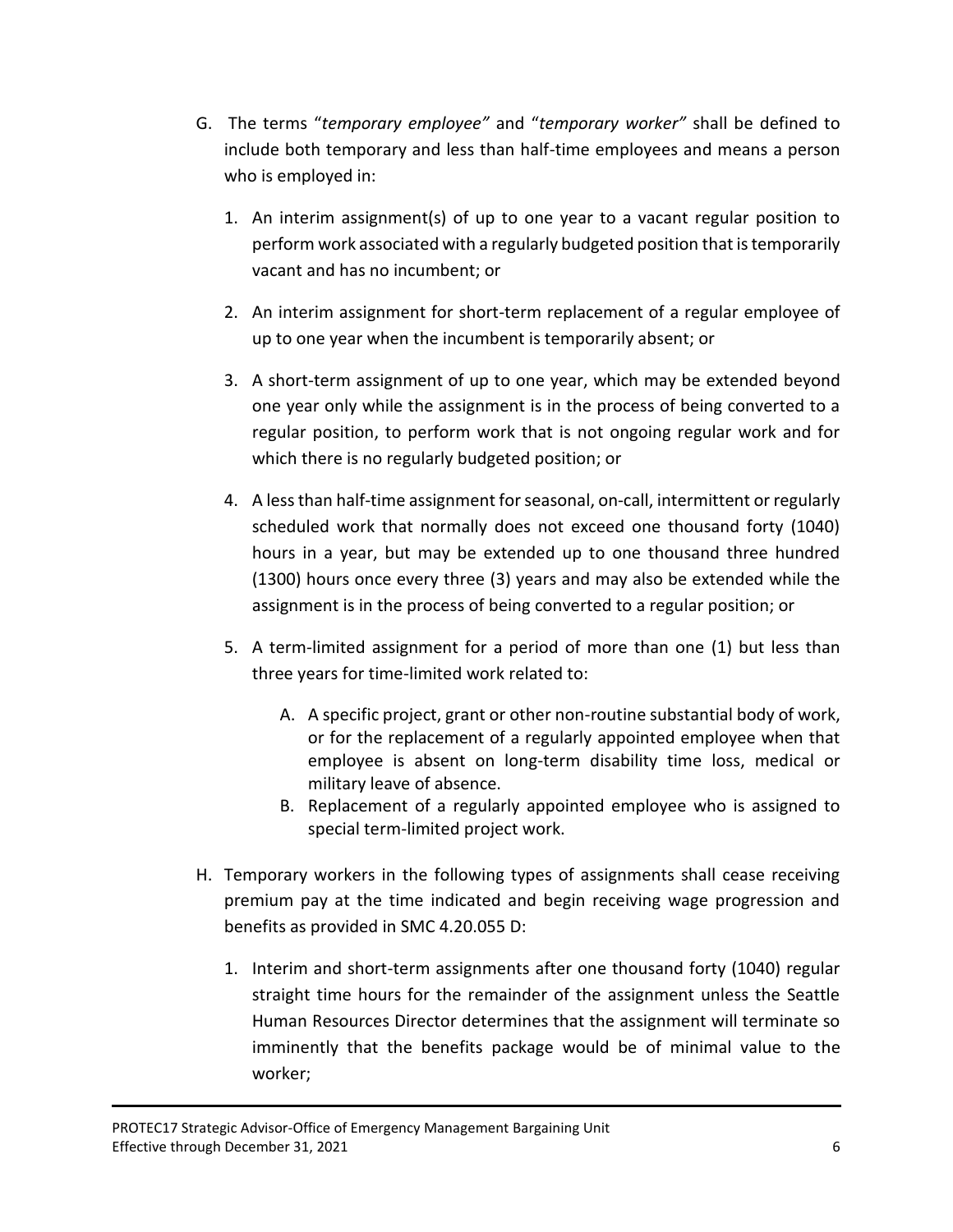G. The terms "*temporary employee"* and "*temporary worker"* shall be defined to include both temporary and less than half-time employees and means a person who is employed in:

   1. An interim assignment(s) of up to one year to a vacant regular position to perform work associated with a regularly budgeted position that is temporarily vacant and has no incumbent; or

   2. An interim assignment for short-term replacement of a regular employee of up to one year when the incumbent is temporarily absent; or

   3. A short-term assignment of up to one year, which may be extended beyond one year only while the assignment is in the process of being converted to a regular position, to perform work that is not ongoing regular work and for which there is no regularly budgeted position; or

   4. A less than half-time assignment for seasonal, on-call, intermittent or regularly scheduled work that normally does not exceed one thousand forty (1040) hours in a year, but may be extended up to one thousand three hundred (1300) hours once every three (3) years and may also be extended while the assignment is in the process of being converted to a regular position; or

   5. A term-limited assignment for a period of more than one (1) but less than three years for time-limited work related to:

      A. A specific project, grant or other non-routine substantial body of work, or for the replacement of a regularly appointed employee when that employee is absent on long-term disability time loss, medical or military leave of absence.
      B. Replacement of a regularly appointed employee who is assigned to special term-limited project work.

H. Temporary workers in the following types of assignments shall cease receiving premium pay at the time indicated and begin receiving wage progression and benefits as provided in SMC 4.20.055 D:

   1. Interim and short-term assignments after one thousand forty (1040) regular straight time hours for the remainder of the assignment unless the Seattle Human Resources Director determines that the assignment will terminate so imminently that the benefits package would be of minimal value to the worker;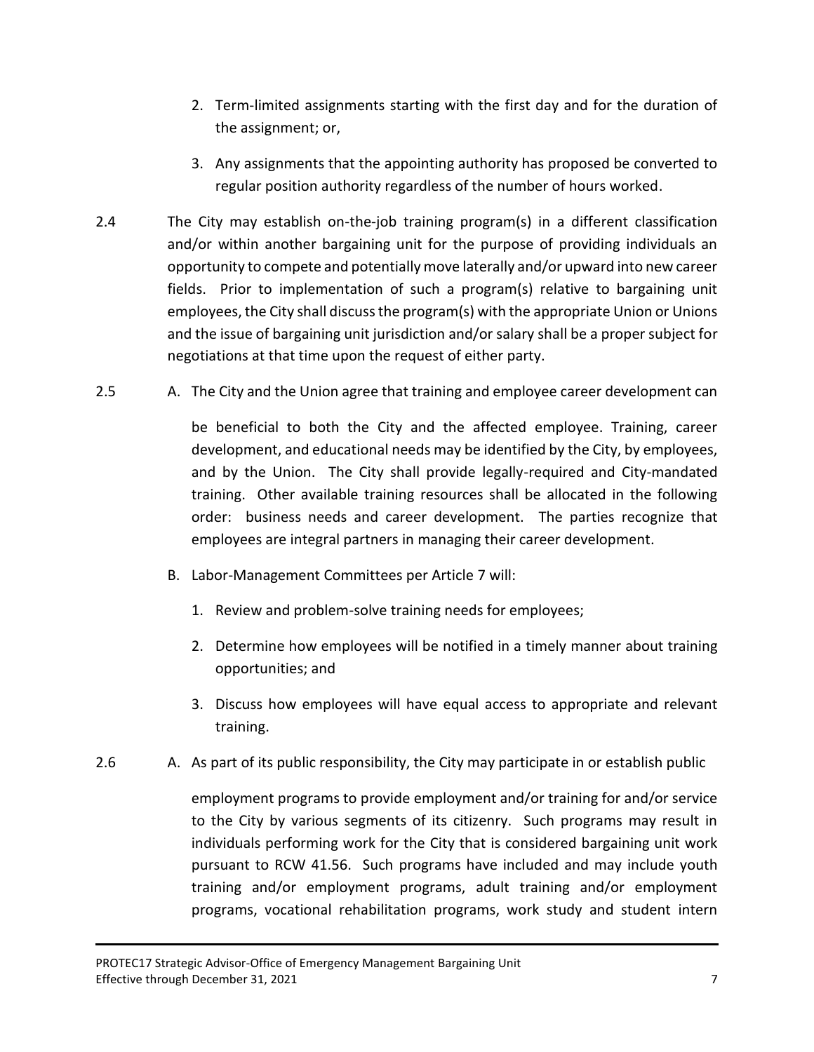2. Term-limited assignments starting with the first day and for the duration of the assignment; or,

3. Any assignments that the appointing authority has proposed be converted to regular position authority regardless of the number of hours worked.

2.4 The City may establish on-the-job training program(s) in a different classification and/or within another bargaining unit for the purpose of providing individuals an opportunity to compete and potentially move laterally and/or upward into new career fields. Prior to implementation of such a program(s) relative to bargaining unit employees, the City shall discuss the program(s) with the appropriate Union or Unions and the issue of bargaining unit jurisdiction and/or salary shall be a proper subject for negotiations at that time upon the request of either party.

2.5 A. The City and the Union agree that training and employee career development can be beneficial to both the City and the affected employee. Training, career development, and educational needs may be identified by the City, by employees, and by the Union. The City shall provide legally-required and City-mandated training. Other available training resources shall be allocated in the following order: business needs and career development. The parties recognize that employees are integral partners in managing their career development.

B. Labor-Management Committees per Article 7 will:

1. Review and problem-solve training needs for employees;

2. Determine how employees will be notified in a timely manner about training opportunities; and

3. Discuss how employees will have equal access to appropriate and relevant training.

2.6 A. As part of its public responsibility, the City may participate in or establish public employment programs to provide employment and/or training for and/or service to the City by various segments of its citizenry. Such programs may result in individuals performing work for the City that is considered bargaining unit work pursuant to RCW 41.56. Such programs have included and may include youth training and/or employment programs, adult training and/or employment programs, vocational rehabilitation programs, work study and student intern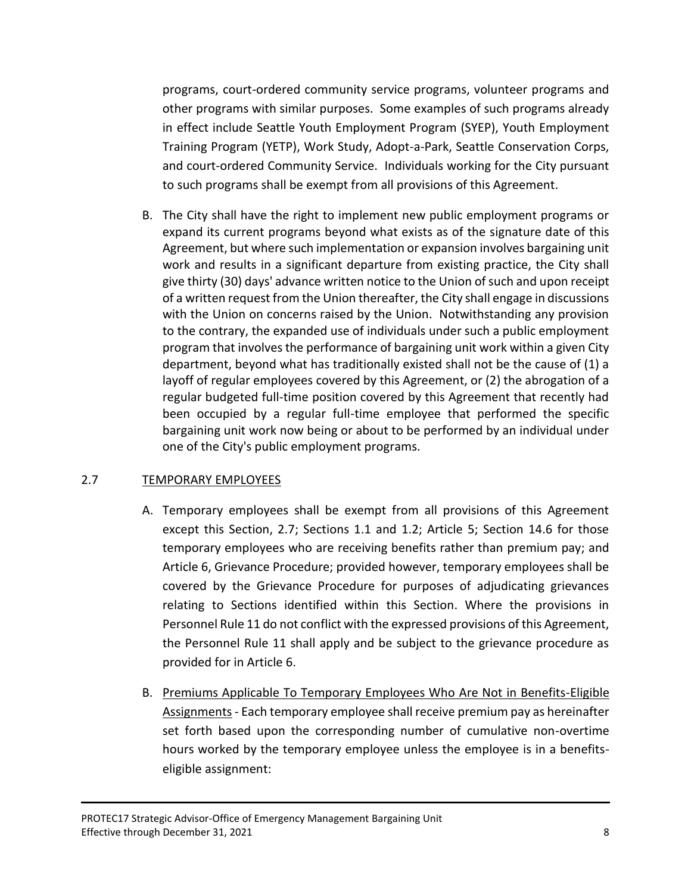programs, court-ordered community service programs, volunteer programs and other programs with similar purposes. Some examples of such programs already in effect include Seattle Youth Employment Program (SYEP), Youth Employment Training Program (YETP), Work Study, Adopt-a-Park, Seattle Conservation Corps, and court-ordered Community Service. Individuals working for the City pursuant to such programs shall be exempt from all provisions of this Agreement.

B. The City shall have the right to implement new public employment programs or expand its current programs beyond what exists as of the signature date of this Agreement, but where such implementation or expansion involves bargaining unit work and results in a significant departure from existing practice, the City shall give thirty (30) days' advance written notice to the Union of such and upon receipt of a written request from the Union thereafter, the City shall engage in discussions with the Union on concerns raised by the Union. Notwithstanding any provision to the contrary, the expanded use of individuals under such a public employment program that involves the performance of bargaining unit work within a given City department, beyond what has traditionally existed shall not be the cause of (1) a layoff of regular employees covered by this Agreement, or (2) the abrogation of a regular budgeted full-time position covered by this Agreement that recently had been occupied by a regular full-time employee that performed the specific bargaining unit work now being or about to be performed by an individual under one of the City's public employment programs.

## 2.7 TEMPORARY EMPLOYEES

A. Temporary employees shall be exempt from all provisions of this Agreement except this Section, 2.7; Sections 1.1 and 1.2; Article 5; Section 14.6 for those temporary employees who are receiving benefits rather than premium pay; and Article 6, Grievance Procedure; provided however, temporary employees shall be covered by the Grievance Procedure for purposes of adjudicating grievances relating to Sections identified within this Section. Where the provisions in Personnel Rule 11 do not conflict with the expressed provisions of this Agreement, the Personnel Rule 11 shall apply and be subject to the grievance procedure as provided for in Article 6.

B. Premiums Applicable To Temporary Employees Who Are Not in Benefits-Eligible Assignments - Each temporary employee shall receive premium pay as hereinafter set forth based upon the corresponding number of cumulative non-overtime hours worked by the temporary employee unless the employee is in a benefits-eligible assignment: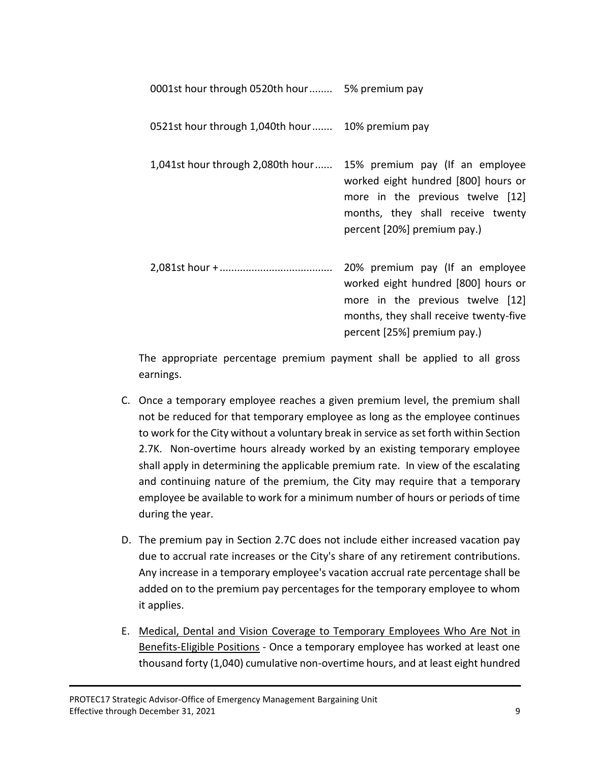| | |
|---|---|
| 0001st hour through 0520th hour........ | 5% premium pay |
| 0521st hour through 1,040th hour....... | 10% premium pay |
| 1,041st hour through 2,080th hour...... | 15% premium pay (If an employee worked eight hundred [800] hours or more in the previous twelve [12] months, they shall receive twenty percent [20%] premium pay.) |
| 2,081st hour +...................................... | 20% premium pay (If an employee worked eight hundred [800] hours or more in the previous twelve [12] months, they shall receive twenty-five percent [25%] premium pay.) |

The appropriate percentage premium payment shall be applied to all gross earnings.

C. Once a temporary employee reaches a given premium level, the premium shall not be reduced for that temporary employee as long as the employee continues to work for the City without a voluntary break in service as set forth within Section 2.7K. Non-overtime hours already worked by an existing temporary employee shall apply in determining the applicable premium rate. In view of the escalating and continuing nature of the premium, the City may require that a temporary employee be available to work for a minimum number of hours or periods of time during the year.

D. The premium pay in Section 2.7C does not include either increased vacation pay due to accrual rate increases or the City's share of any retirement contributions. Any increase in a temporary employee's vacation accrual rate percentage shall be added on to the premium pay percentages for the temporary employee to whom it applies.

E. Medical, Dental and Vision Coverage to Temporary Employees Who Are Not in Benefits-Eligible Positions - Once a temporary employee has worked at least one thousand forty (1,040) cumulative non-overtime hours, and at least eight hundred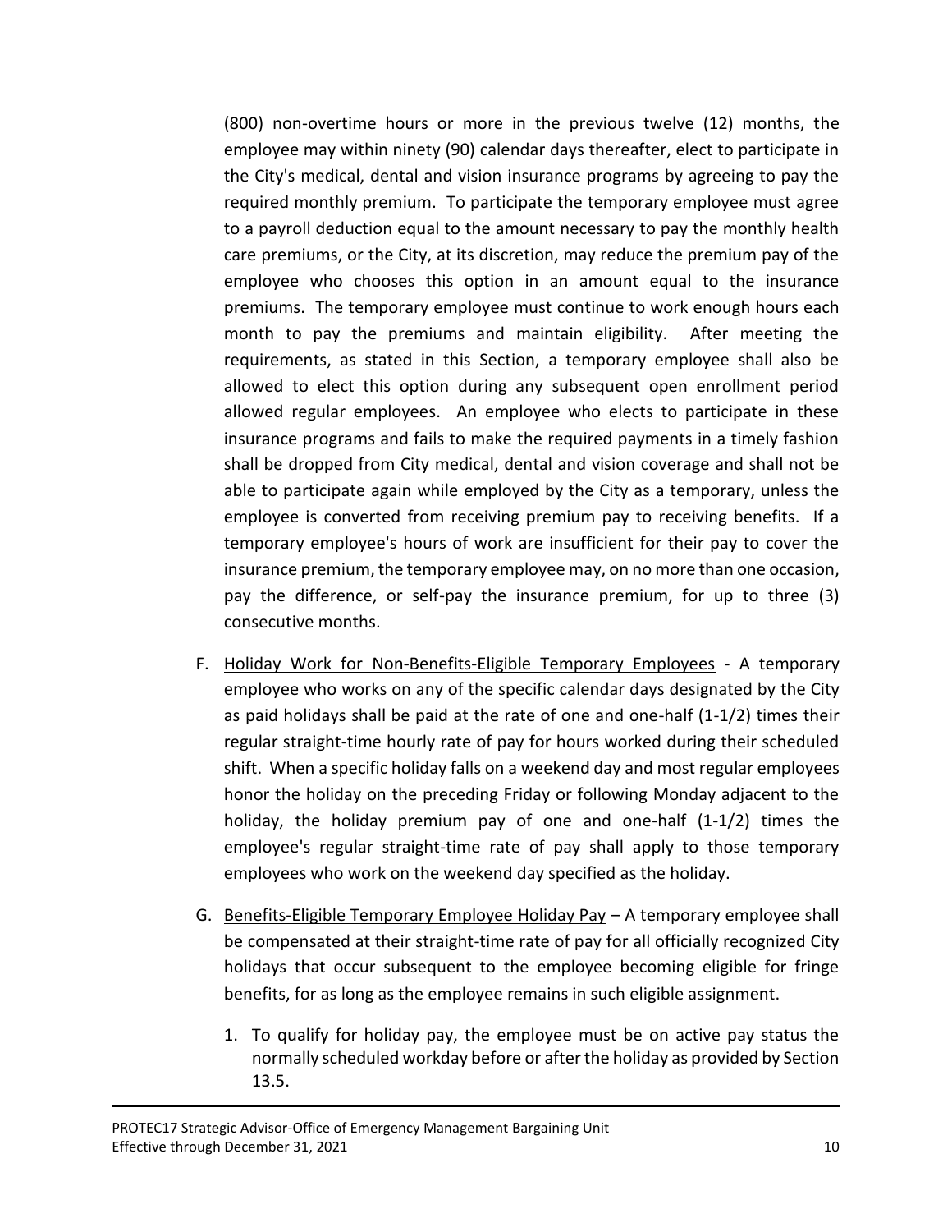(800) non-overtime hours or more in the previous twelve (12) months, the employee may within ninety (90) calendar days thereafter, elect to participate in the City's medical, dental and vision insurance programs by agreeing to pay the required monthly premium. To participate the temporary employee must agree to a payroll deduction equal to the amount necessary to pay the monthly health care premiums, or the City, at its discretion, may reduce the premium pay of the employee who chooses this option in an amount equal to the insurance premiums. The temporary employee must continue to work enough hours each month to pay the premiums and maintain eligibility. After meeting the requirements, as stated in this Section, a temporary employee shall also be allowed to elect this option during any subsequent open enrollment period allowed regular employees. An employee who elects to participate in these insurance programs and fails to make the required payments in a timely fashion shall be dropped from City medical, dental and vision coverage and shall not be able to participate again while employed by the City as a temporary, unless the employee is converted from receiving premium pay to receiving benefits. If a temporary employee's hours of work are insufficient for their pay to cover the insurance premium, the temporary employee may, on no more than one occasion, pay the difference, or self-pay the insurance premium, for up to three (3) consecutive months.

F. Holiday Work for Non-Benefits-Eligible Temporary Employees - A temporary employee who works on any of the specific calendar days designated by the City as paid holidays shall be paid at the rate of one and one-half (1-1/2) times their regular straight-time hourly rate of pay for hours worked during their scheduled shift. When a specific holiday falls on a weekend day and most regular employees honor the holiday on the preceding Friday or following Monday adjacent to the holiday, the holiday premium pay of one and one-half (1-1/2) times the employee's regular straight-time rate of pay shall apply to those temporary employees who work on the weekend day specified as the holiday.

G. Benefits-Eligible Temporary Employee Holiday Pay – A temporary employee shall be compensated at their straight-time rate of pay for all officially recognized City holidays that occur subsequent to the employee becoming eligible for fringe benefits, for as long as the employee remains in such eligible assignment.

   1. To qualify for holiday pay, the employee must be on active pay status the normally scheduled workday before or after the holiday as provided by Section 13.5.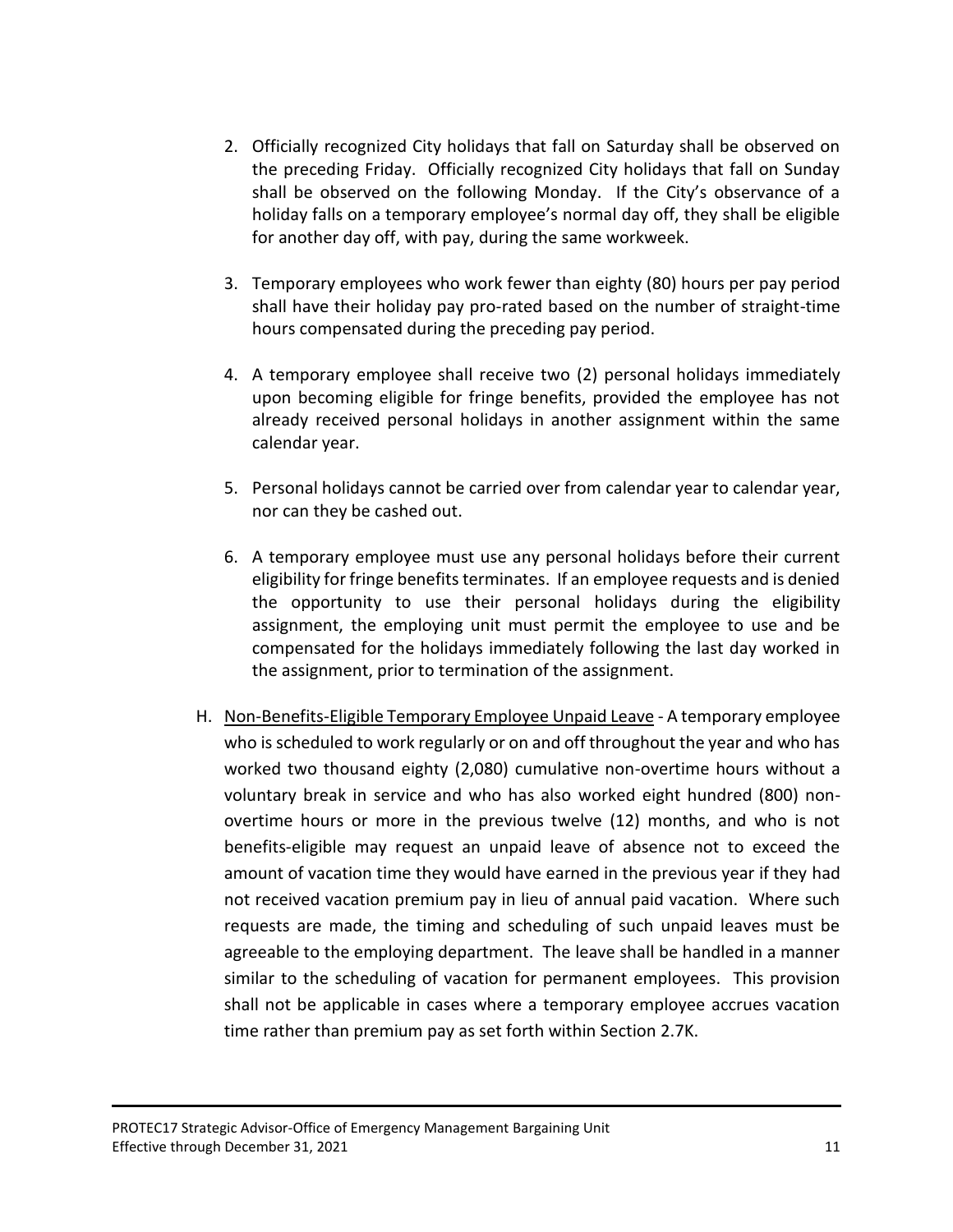2. Officially recognized City holidays that fall on Saturday shall be observed on the preceding Friday. Officially recognized City holidays that fall on Sunday shall be observed on the following Monday. If the City's observance of a holiday falls on a temporary employee's normal day off, they shall be eligible for another day off, with pay, during the same workweek.

3. Temporary employees who work fewer than eighty (80) hours per pay period shall have their holiday pay pro-rated based on the number of straight-time hours compensated during the preceding pay period.

4. A temporary employee shall receive two (2) personal holidays immediately upon becoming eligible for fringe benefits, provided the employee has not already received personal holidays in another assignment within the same calendar year.

5. Personal holidays cannot be carried over from calendar year to calendar year, nor can they be cashed out.

6. A temporary employee must use any personal holidays before their current eligibility for fringe benefits terminates. If an employee requests and is denied the opportunity to use their personal holidays during the eligibility assignment, the employing unit must permit the employee to use and be compensated for the holidays immediately following the last day worked in the assignment, prior to termination of the assignment.

H. Non-Benefits-Eligible Temporary Employee Unpaid Leave - A temporary employee who is scheduled to work regularly or on and off throughout the year and who has worked two thousand eighty (2,080) cumulative non-overtime hours without a voluntary break in service and who has also worked eight hundred (800) non-overtime hours or more in the previous twelve (12) months, and who is not benefits-eligible may request an unpaid leave of absence not to exceed the amount of vacation time they would have earned in the previous year if they had not received vacation premium pay in lieu of annual paid vacation. Where such requests are made, the timing and scheduling of such unpaid leaves must be agreeable to the employing department. The leave shall be handled in a manner similar to the scheduling of vacation for permanent employees. This provision shall not be applicable in cases where a temporary employee accrues vacation time rather than premium pay as set forth within Section 2.7K.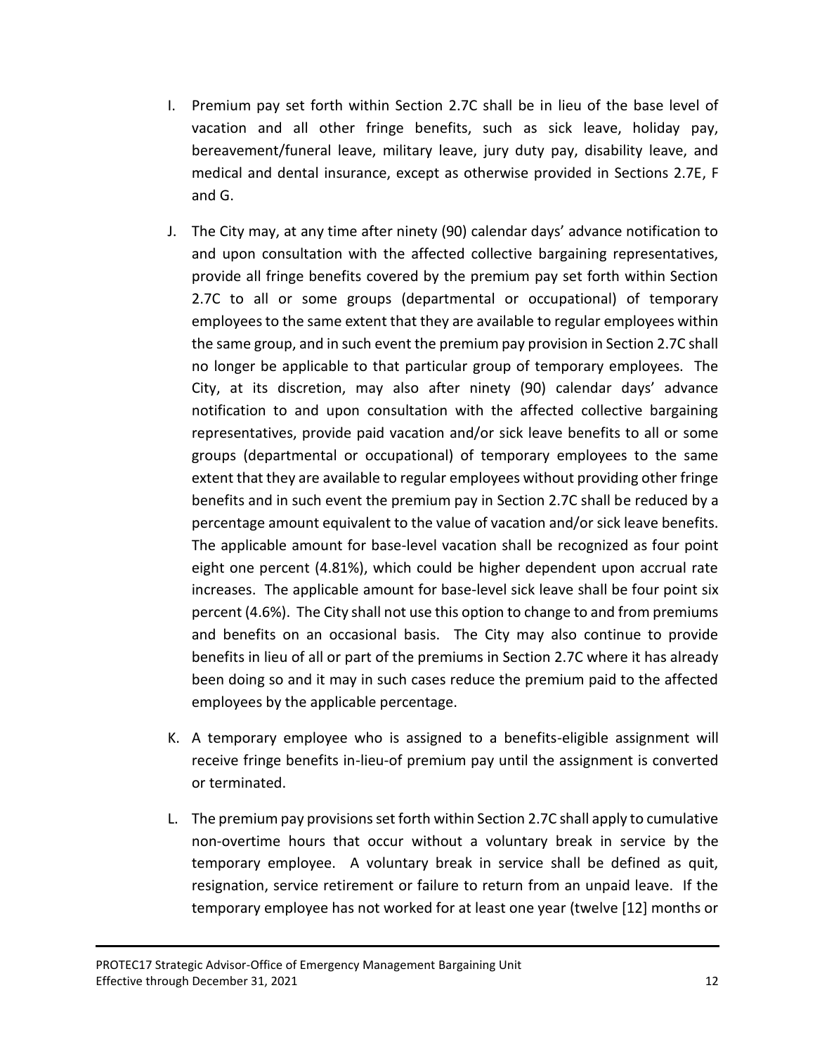I. Premium pay set forth within Section 2.7C shall be in lieu of the base level of vacation and all other fringe benefits, such as sick leave, holiday pay, bereavement/funeral leave, military leave, jury duty pay, disability leave, and medical and dental insurance, except as otherwise provided in Sections 2.7E, F and G.

J. The City may, at any time after ninety (90) calendar days' advance notification to and upon consultation with the affected collective bargaining representatives, provide all fringe benefits covered by the premium pay set forth within Section 2.7C to all or some groups (departmental or occupational) of temporary employees to the same extent that they are available to regular employees within the same group, and in such event the premium pay provision in Section 2.7C shall no longer be applicable to that particular group of temporary employees. The City, at its discretion, may also after ninety (90) calendar days' advance notification to and upon consultation with the affected collective bargaining representatives, provide paid vacation and/or sick leave benefits to all or some groups (departmental or occupational) of temporary employees to the same extent that they are available to regular employees without providing other fringe benefits and in such event the premium pay in Section 2.7C shall be reduced by a percentage amount equivalent to the value of vacation and/or sick leave benefits. The applicable amount for base-level vacation shall be recognized as four point eight one percent (4.81%), which could be higher dependent upon accrual rate increases. The applicable amount for base-level sick leave shall be four point six percent (4.6%). The City shall not use this option to change to and from premiums and benefits on an occasional basis. The City may also continue to provide benefits in lieu of all or part of the premiums in Section 2.7C where it has already been doing so and it may in such cases reduce the premium paid to the affected employees by the applicable percentage.

K. A temporary employee who is assigned to a benefits-eligible assignment will receive fringe benefits in-lieu-of premium pay until the assignment is converted or terminated.

L. The premium pay provisions set forth within Section 2.7C shall apply to cumulative non-overtime hours that occur without a voluntary break in service by the temporary employee. A voluntary break in service shall be defined as quit, resignation, service retirement or failure to return from an unpaid leave. If the temporary employee has not worked for at least one year (twelve [12] months or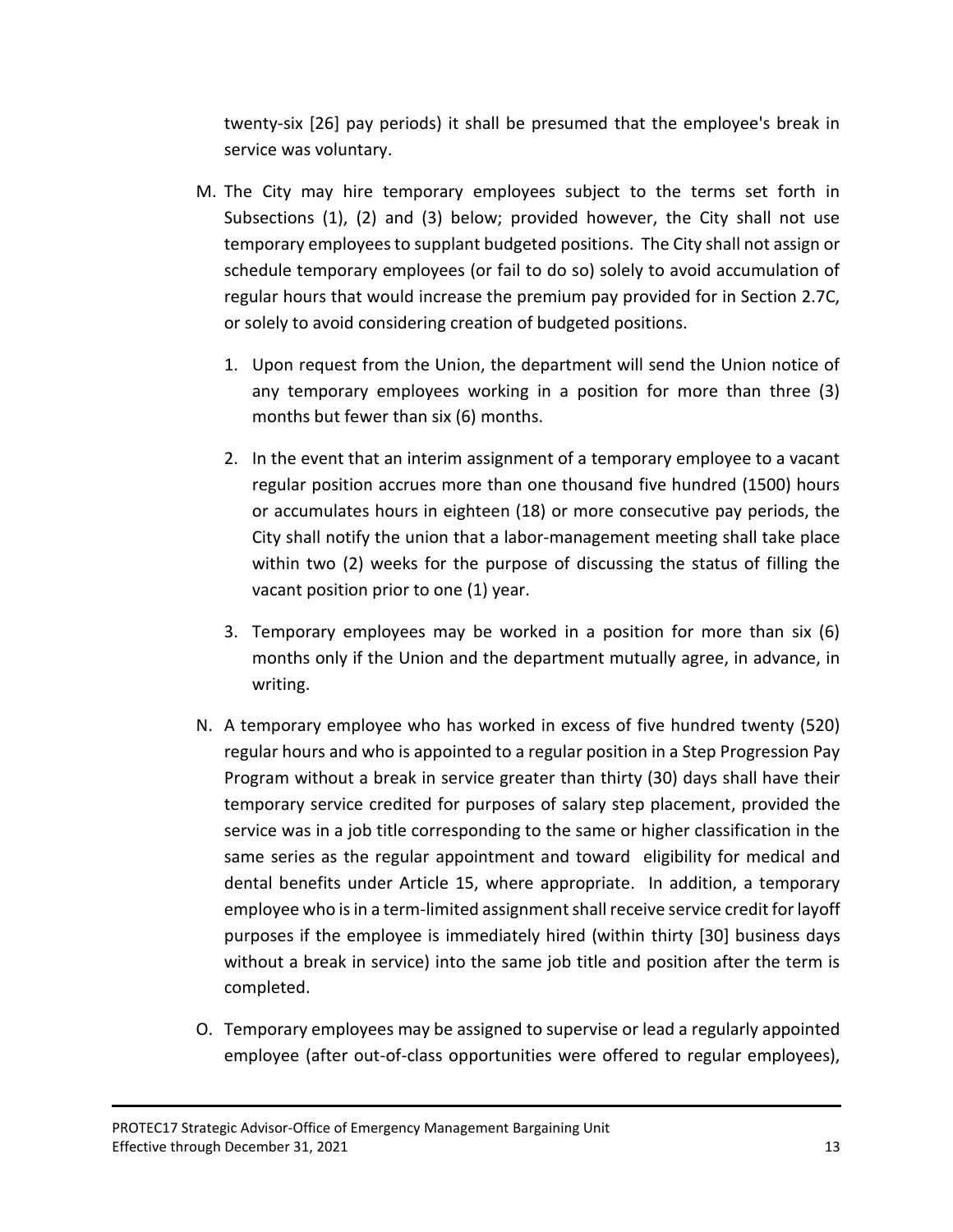twenty-six [26] pay periods) it shall be presumed that the employee's break in service was voluntary.

M. The City may hire temporary employees subject to the terms set forth in Subsections (1), (2) and (3) below; provided however, the City shall not use temporary employees to supplant budgeted positions. The City shall not assign or schedule temporary employees (or fail to do so) solely to avoid accumulation of regular hours that would increase the premium pay provided for in Section 2.7C, or solely to avoid considering creation of budgeted positions.

   1. Upon request from the Union, the department will send the Union notice of any temporary employees working in a position for more than three (3) months but fewer than six (6) months.

   2. In the event that an interim assignment of a temporary employee to a vacant regular position accrues more than one thousand five hundred (1500) hours or accumulates hours in eighteen (18) or more consecutive pay periods, the City shall notify the union that a labor-management meeting shall take place within two (2) weeks for the purpose of discussing the status of filling the vacant position prior to one (1) year.

   3. Temporary employees may be worked in a position for more than six (6) months only if the Union and the department mutually agree, in advance, in writing.

N. A temporary employee who has worked in excess of five hundred twenty (520) regular hours and who is appointed to a regular position in a Step Progression Pay Program without a break in service greater than thirty (30) days shall have their temporary service credited for purposes of salary step placement, provided the service was in a job title corresponding to the same or higher classification in the same series as the regular appointment and toward eligibility for medical and dental benefits under Article 15, where appropriate. In addition, a temporary employee who is in a term-limited assignment shall receive service credit for layoff purposes if the employee is immediately hired (within thirty [30] business days without a break in service) into the same job title and position after the term is completed.

O. Temporary employees may be assigned to supervise or lead a regularly appointed employee (after out-of-class opportunities were offered to regular employees),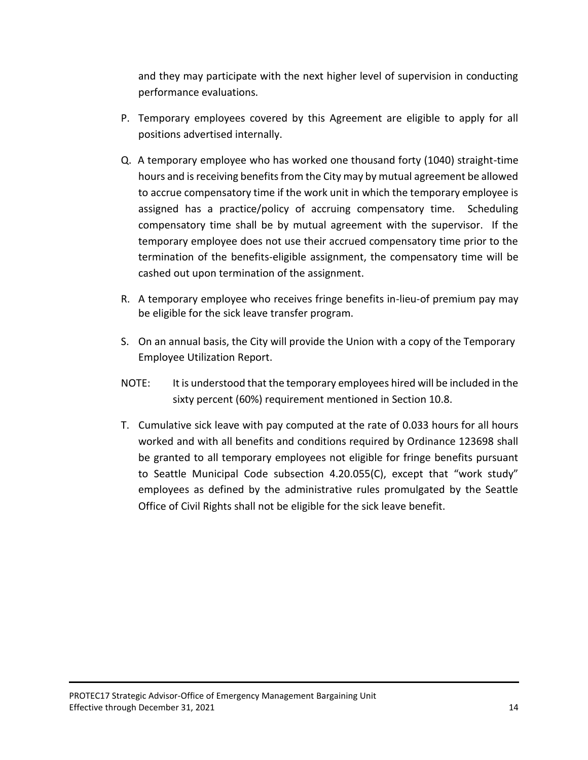and they may participate with the next higher level of supervision in conducting performance evaluations.

P. Temporary employees covered by this Agreement are eligible to apply for all positions advertised internally.

Q. A temporary employee who has worked one thousand forty (1040) straight-time hours and is receiving benefits from the City may by mutual agreement be allowed to accrue compensatory time if the work unit in which the temporary employee is assigned has a practice/policy of accruing compensatory time. Scheduling compensatory time shall be by mutual agreement with the supervisor. If the temporary employee does not use their accrued compensatory time prior to the termination of the benefits-eligible assignment, the compensatory time will be cashed out upon termination of the assignment.

R. A temporary employee who receives fringe benefits in-lieu-of premium pay may be eligible for the sick leave transfer program.

S. On an annual basis, the City will provide the Union with a copy of the Temporary Employee Utilization Report.

NOTE: It is understood that the temporary employees hired will be included in the sixty percent (60%) requirement mentioned in Section 10.8.

T. Cumulative sick leave with pay computed at the rate of 0.033 hours for all hours worked and with all benefits and conditions required by Ordinance 123698 shall be granted to all temporary employees not eligible for fringe benefits pursuant to Seattle Municipal Code subsection 4.20.055(C), except that "work study" employees as defined by the administrative rules promulgated by the Seattle Office of Civil Rights shall not be eligible for the sick leave benefit.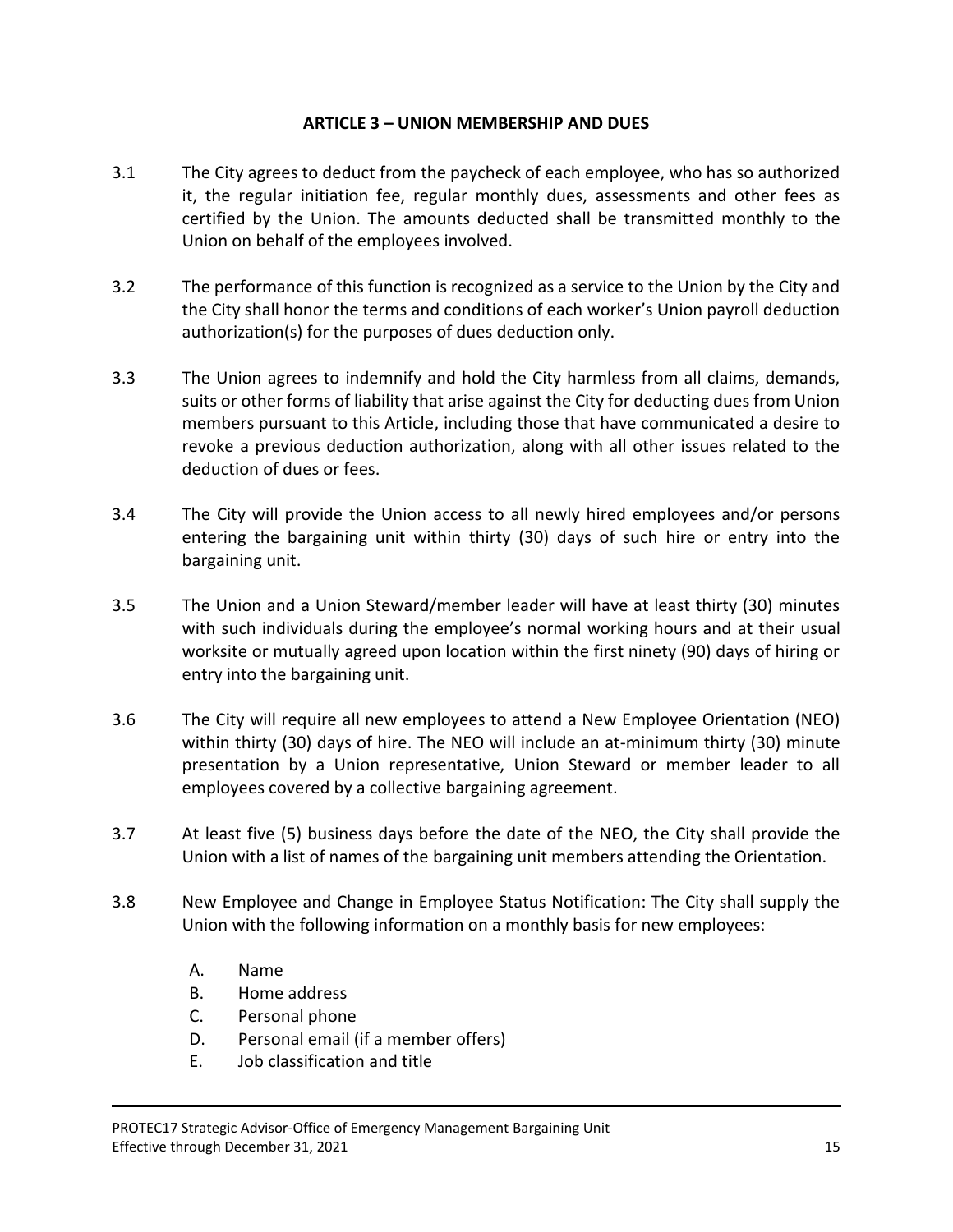## ARTICLE 3 – UNION MEMBERSHIP AND DUES

3.1 The City agrees to deduct from the paycheck of each employee, who has so authorized it, the regular initiation fee, regular monthly dues, assessments and other fees as certified by the Union. The amounts deducted shall be transmitted monthly to the Union on behalf of the employees involved.

3.2 The performance of this function is recognized as a service to the Union by the City and the City shall honor the terms and conditions of each worker's Union payroll deduction authorization(s) for the purposes of dues deduction only.

3.3 The Union agrees to indemnify and hold the City harmless from all claims, demands, suits or other forms of liability that arise against the City for deducting dues from Union members pursuant to this Article, including those that have communicated a desire to revoke a previous deduction authorization, along with all other issues related to the deduction of dues or fees.

3.4 The City will provide the Union access to all newly hired employees and/or persons entering the bargaining unit within thirty (30) days of such hire or entry into the bargaining unit.

3.5 The Union and a Union Steward/member leader will have at least thirty (30) minutes with such individuals during the employee's normal working hours and at their usual worksite or mutually agreed upon location within the first ninety (90) days of hiring or entry into the bargaining unit.

3.6 The City will require all new employees to attend a New Employee Orientation (NEO) within thirty (30) days of hire. The NEO will include an at-minimum thirty (30) minute presentation by a Union representative, Union Steward or member leader to all employees covered by a collective bargaining agreement.

3.7 At least five (5) business days before the date of the NEO, the City shall provide the Union with a list of names of the bargaining unit members attending the Orientation.

3.8 New Employee and Change in Employee Status Notification: The City shall supply the Union with the following information on a monthly basis for new employees:

   A. Name
   B. Home address
   C. Personal phone
   D. Personal email (if a member offers)
   E. Job classification and title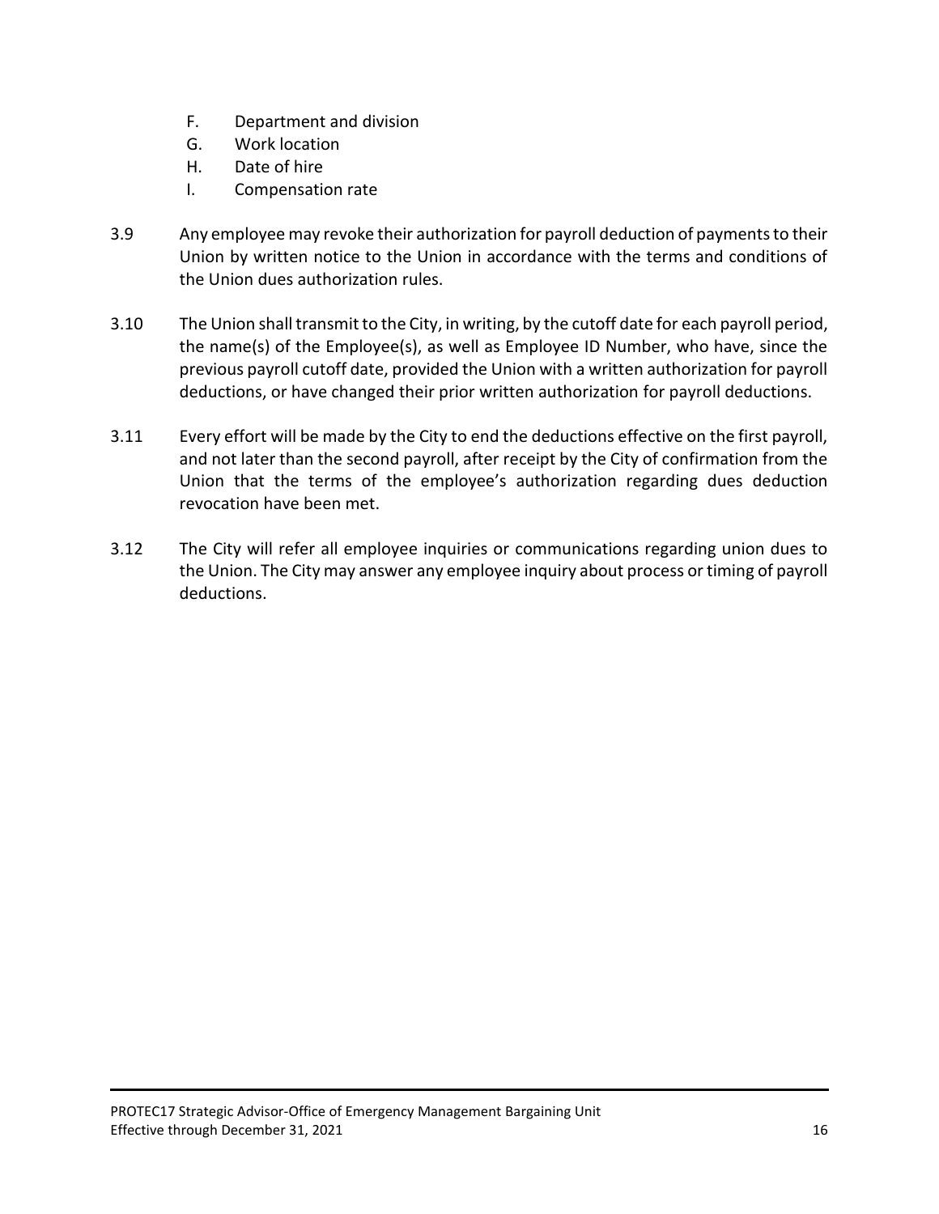F. Department and division
G. Work location
H. Date of hire
I. Compensation rate

3.9 Any employee may revoke their authorization for payroll deduction of payments to their Union by written notice to the Union in accordance with the terms and conditions of the Union dues authorization rules.

3.10 The Union shall transmit to the City, in writing, by the cutoff date for each payroll period, the name(s) of the Employee(s), as well as Employee ID Number, who have, since the previous payroll cutoff date, provided the Union with a written authorization for payroll deductions, or have changed their prior written authorization for payroll deductions.

3.11 Every effort will be made by the City to end the deductions effective on the first payroll, and not later than the second payroll, after receipt by the City of confirmation from the Union that the terms of the employee's authorization regarding dues deduction revocation have been met.

3.12 The City will refer all employee inquiries or communications regarding union dues to the Union. The City may answer any employee inquiry about process or timing of payroll deductions.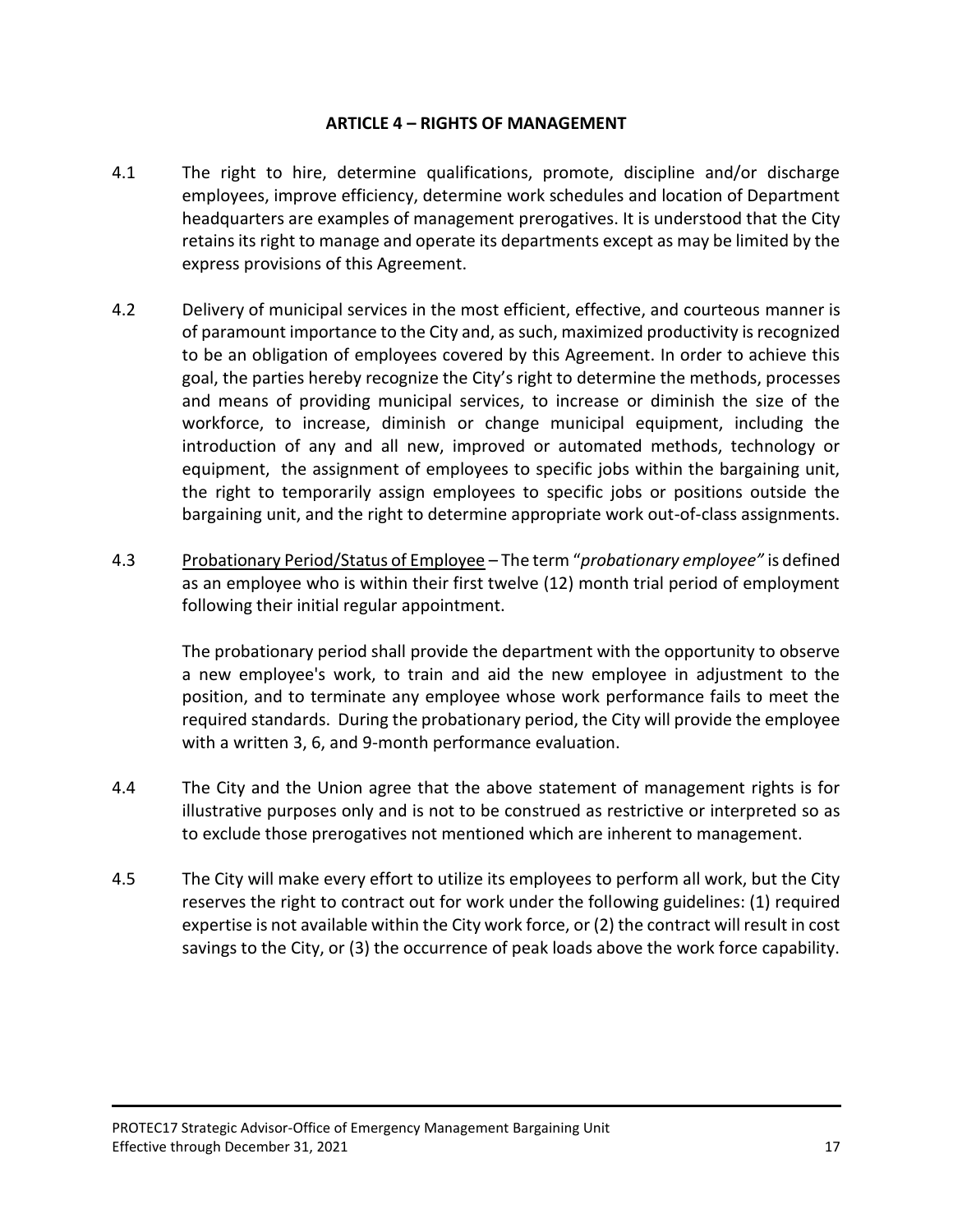## ARTICLE 4 – RIGHTS OF MANAGEMENT

4.1 The right to hire, determine qualifications, promote, discipline and/or discharge employees, improve efficiency, determine work schedules and location of Department headquarters are examples of management prerogatives. It is understood that the City retains its right to manage and operate its departments except as may be limited by the express provisions of this Agreement.

4.2 Delivery of municipal services in the most efficient, effective, and courteous manner is of paramount importance to the City and, as such, maximized productivity is recognized to be an obligation of employees covered by this Agreement. In order to achieve this goal, the parties hereby recognize the City's right to determine the methods, processes and means of providing municipal services, to increase or diminish the size of the workforce, to increase, diminish or change municipal equipment, including the introduction of any and all new, improved or automated methods, technology or equipment, the assignment of employees to specific jobs within the bargaining unit, the right to temporarily assign employees to specific jobs or positions outside the bargaining unit, and the right to determine appropriate work out-of-class assignments.

4.3 Probationary Period/Status of Employee – The term "*probationary employee"* is defined as an employee who is within their first twelve (12) month trial period of employment following their initial regular appointment.

The probationary period shall provide the department with the opportunity to observe a new employee's work, to train and aid the new employee in adjustment to the position, and to terminate any employee whose work performance fails to meet the required standards. During the probationary period, the City will provide the employee with a written 3, 6, and 9-month performance evaluation.

4.4 The City and the Union agree that the above statement of management rights is for illustrative purposes only and is not to be construed as restrictive or interpreted so as to exclude those prerogatives not mentioned which are inherent to management.

4.5 The City will make every effort to utilize its employees to perform all work, but the City reserves the right to contract out for work under the following guidelines: (1) required expertise is not available within the City work force, or (2) the contract will result in cost savings to the City, or (3) the occurrence of peak loads above the work force capability.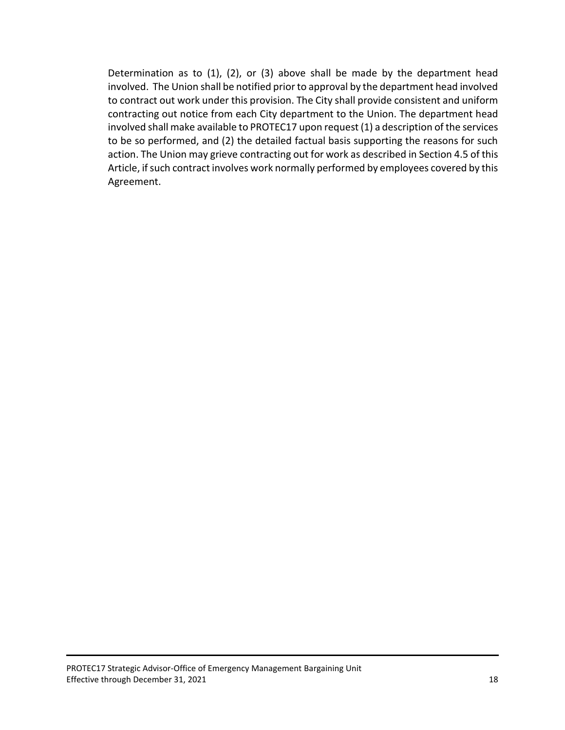Determination as to (1), (2), or (3) above shall be made by the department head involved. The Union shall be notified prior to approval by the department head involved to contract out work under this provision. The City shall provide consistent and uniform contracting out notice from each City department to the Union. The department head involved shall make available to PROTEC17 upon request (1) a description of the services to be so performed, and (2) the detailed factual basis supporting the reasons for such action. The Union may grieve contracting out for work as described in Section 4.5 of this Article, if such contract involves work normally performed by employees covered by this Agreement.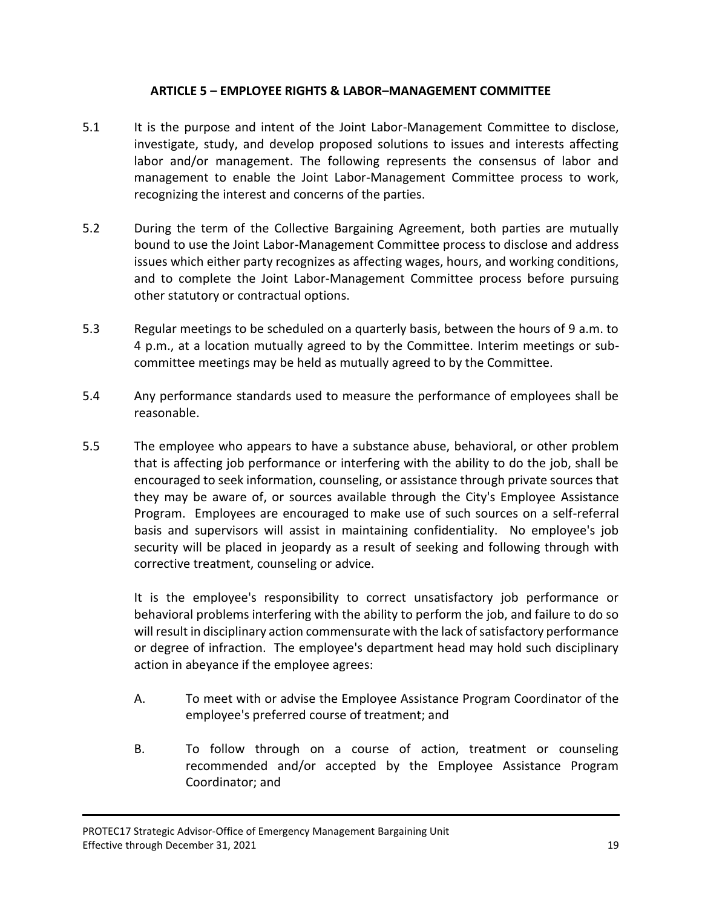## ARTICLE 5 – EMPLOYEE RIGHTS & LABOR–MANAGEMENT COMMITTEE

5.1 It is the purpose and intent of the Joint Labor-Management Committee to disclose, investigate, study, and develop proposed solutions to issues and interests affecting labor and/or management. The following represents the consensus of labor and management to enable the Joint Labor-Management Committee process to work, recognizing the interest and concerns of the parties.

5.2 During the term of the Collective Bargaining Agreement, both parties are mutually bound to use the Joint Labor-Management Committee process to disclose and address issues which either party recognizes as affecting wages, hours, and working conditions, and to complete the Joint Labor-Management Committee process before pursuing other statutory or contractual options.

5.3 Regular meetings to be scheduled on a quarterly basis, between the hours of 9 a.m. to 4 p.m., at a location mutually agreed to by the Committee. Interim meetings or sub-committee meetings may be held as mutually agreed to by the Committee.

5.4 Any performance standards used to measure the performance of employees shall be reasonable.

5.5 The employee who appears to have a substance abuse, behavioral, or other problem that is affecting job performance or interfering with the ability to do the job, shall be encouraged to seek information, counseling, or assistance through private sources that they may be aware of, or sources available through the City's Employee Assistance Program. Employees are encouraged to make use of such sources on a self-referral basis and supervisors will assist in maintaining confidentiality. No employee's job security will be placed in jeopardy as a result of seeking and following through with corrective treatment, counseling or advice.

It is the employee's responsibility to correct unsatisfactory job performance or behavioral problems interfering with the ability to perform the job, and failure to do so will result in disciplinary action commensurate with the lack of satisfactory performance or degree of infraction. The employee's department head may hold such disciplinary action in abeyance if the employee agrees:

A. To meet with or advise the Employee Assistance Program Coordinator of the employee's preferred course of treatment; and

B. To follow through on a course of action, treatment or counseling recommended and/or accepted by the Employee Assistance Program Coordinator; and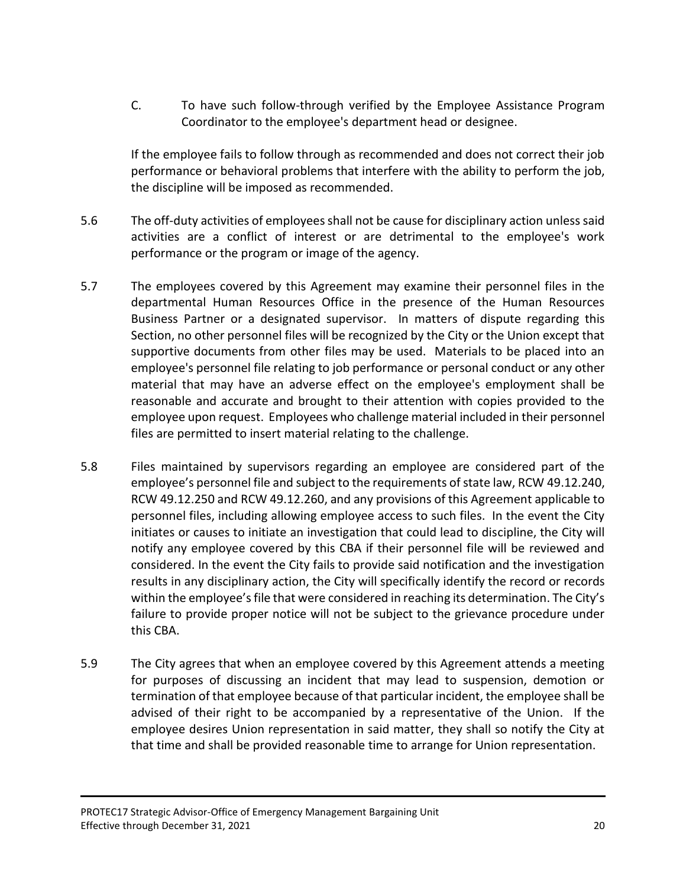C. To have such follow-through verified by the Employee Assistance Program Coordinator to the employee's department head or designee.

If the employee fails to follow through as recommended and does not correct their job performance or behavioral problems that interfere with the ability to perform the job, the discipline will be imposed as recommended.

5.6 The off-duty activities of employees shall not be cause for disciplinary action unless said activities are a conflict of interest or are detrimental to the employee's work performance or the program or image of the agency.

5.7 The employees covered by this Agreement may examine their personnel files in the departmental Human Resources Office in the presence of the Human Resources Business Partner or a designated supervisor. In matters of dispute regarding this Section, no other personnel files will be recognized by the City or the Union except that supportive documents from other files may be used. Materials to be placed into an employee's personnel file relating to job performance or personal conduct or any other material that may have an adverse effect on the employee's employment shall be reasonable and accurate and brought to their attention with copies provided to the employee upon request. Employees who challenge material included in their personnel files are permitted to insert material relating to the challenge.

5.8 Files maintained by supervisors regarding an employee are considered part of the employee's personnel file and subject to the requirements of state law, RCW 49.12.240, RCW 49.12.250 and RCW 49.12.260, and any provisions of this Agreement applicable to personnel files, including allowing employee access to such files. In the event the City initiates or causes to initiate an investigation that could lead to discipline, the City will notify any employee covered by this CBA if their personnel file will be reviewed and considered. In the event the City fails to provide said notification and the investigation results in any disciplinary action, the City will specifically identify the record or records within the employee's file that were considered in reaching its determination. The City's failure to provide proper notice will not be subject to the grievance procedure under this CBA.

5.9 The City agrees that when an employee covered by this Agreement attends a meeting for purposes of discussing an incident that may lead to suspension, demotion or termination of that employee because of that particular incident, the employee shall be advised of their right to be accompanied by a representative of the Union. If the employee desires Union representation in said matter, they shall so notify the City at that time and shall be provided reasonable time to arrange for Union representation.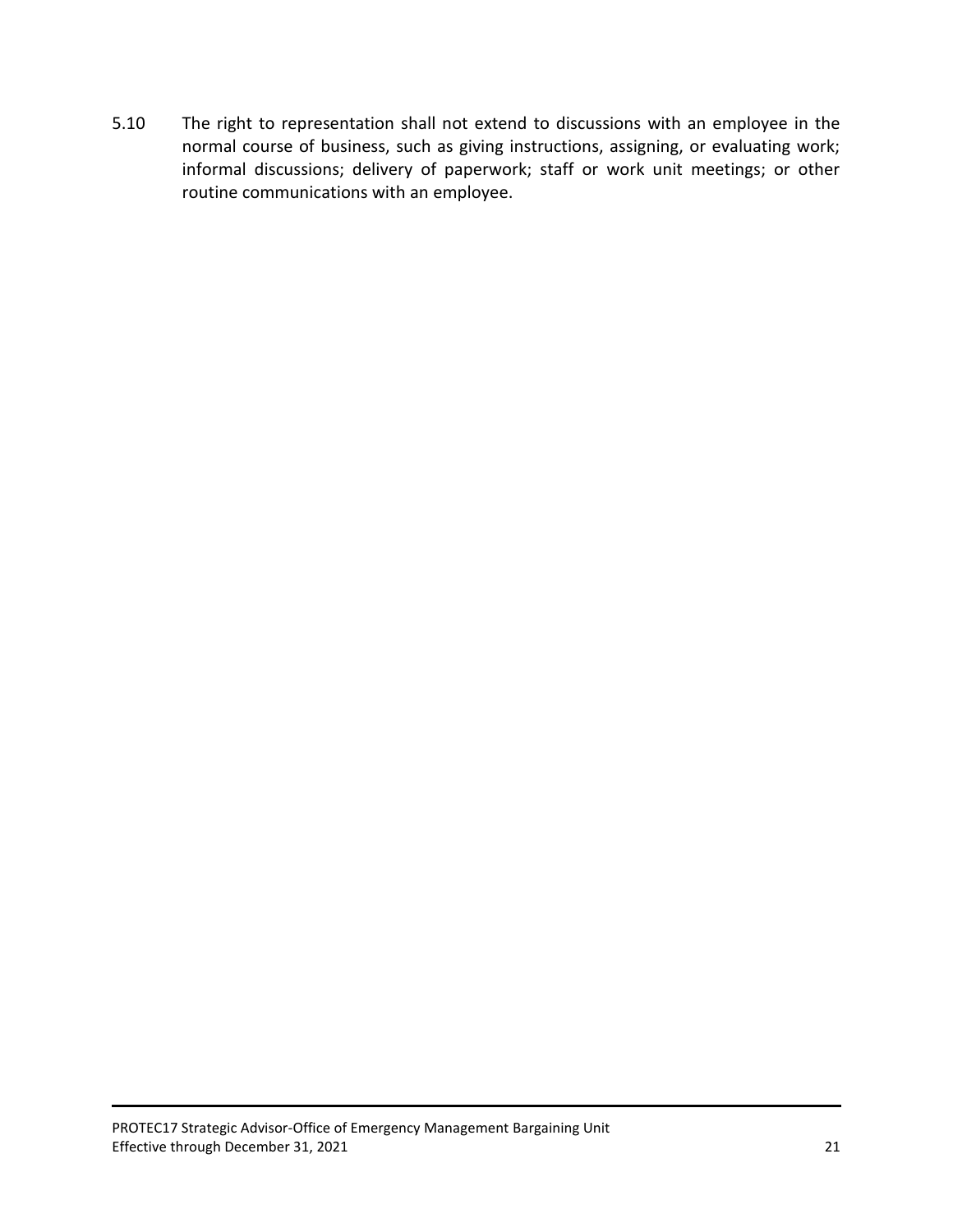5.10 The right to representation shall not extend to discussions with an employee in the normal course of business, such as giving instructions, assigning, or evaluating work; informal discussions; delivery of paperwork; staff or work unit meetings; or other routine communications with an employee.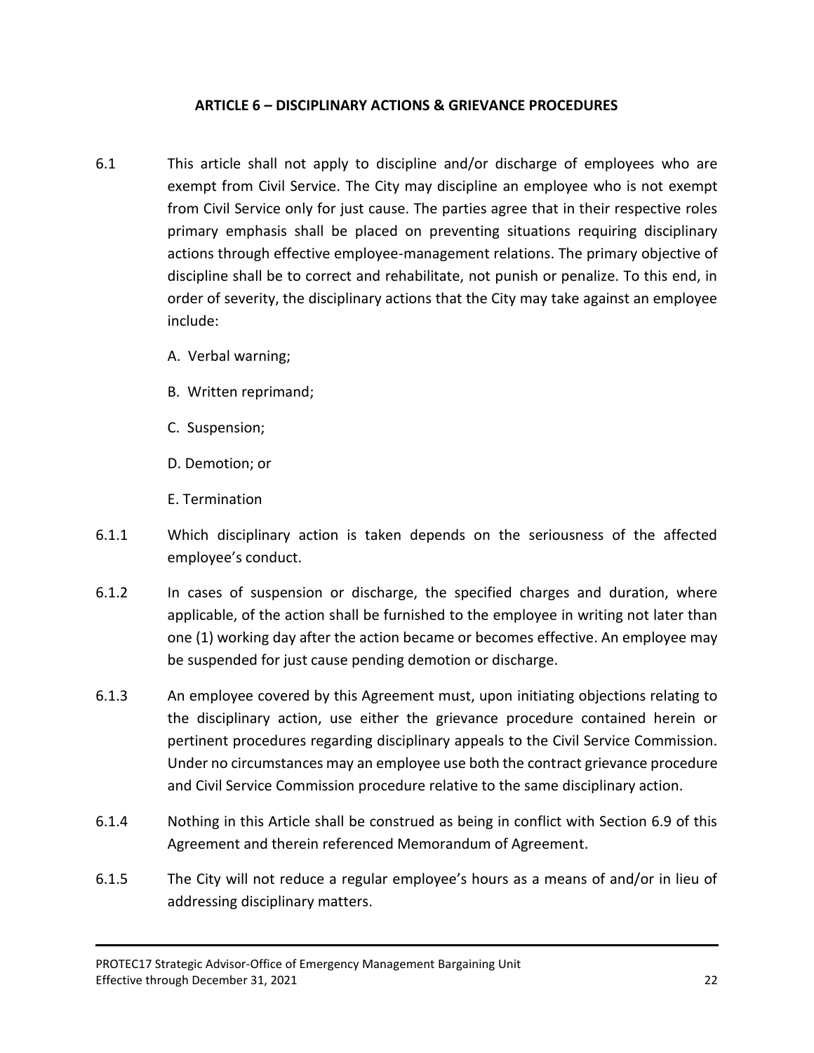## ARTICLE 6 – DISCIPLINARY ACTIONS & GRIEVANCE PROCEDURES

6.1 This article shall not apply to discipline and/or discharge of employees who are exempt from Civil Service. The City may discipline an employee who is not exempt from Civil Service only for just cause. The parties agree that in their respective roles primary emphasis shall be placed on preventing situations requiring disciplinary actions through effective employee-management relations. The primary objective of discipline shall be to correct and rehabilitate, not punish or penalize. To this end, in order of severity, the disciplinary actions that the City may take against an employee include:

A. Verbal warning;

B. Written reprimand;

C. Suspension;

D. Demotion; or

E. Termination

6.1.1 Which disciplinary action is taken depends on the seriousness of the affected employee's conduct.

6.1.2 In cases of suspension or discharge, the specified charges and duration, where applicable, of the action shall be furnished to the employee in writing not later than one (1) working day after the action became or becomes effective. An employee may be suspended for just cause pending demotion or discharge.

6.1.3 An employee covered by this Agreement must, upon initiating objections relating to the disciplinary action, use either the grievance procedure contained herein or pertinent procedures regarding disciplinary appeals to the Civil Service Commission. Under no circumstances may an employee use both the contract grievance procedure and Civil Service Commission procedure relative to the same disciplinary action.

6.1.4 Nothing in this Article shall be construed as being in conflict with Section 6.9 of this Agreement and therein referenced Memorandum of Agreement.

6.1.5 The City will not reduce a regular employee's hours as a means of and/or in lieu of addressing disciplinary matters.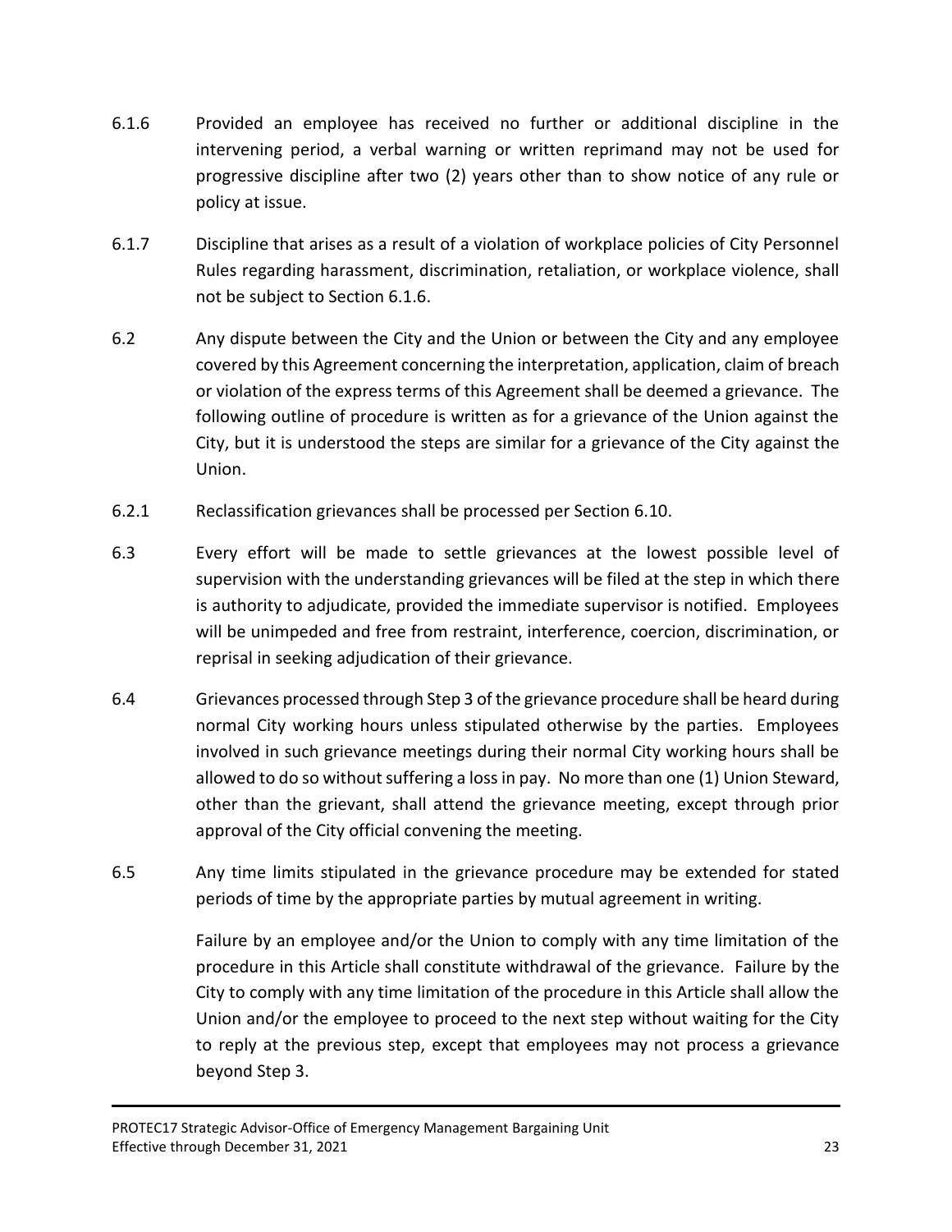6.1.6 Provided an employee has received no further or additional discipline in the intervening period, a verbal warning or written reprimand may not be used for progressive discipline after two (2) years other than to show notice of any rule or policy at issue.

6.1.7 Discipline that arises as a result of a violation of workplace policies of City Personnel Rules regarding harassment, discrimination, retaliation, or workplace violence, shall not be subject to Section 6.1.6.

6.2 Any dispute between the City and the Union or between the City and any employee covered by this Agreement concerning the interpretation, application, claim of breach or violation of the express terms of this Agreement shall be deemed a grievance. The following outline of procedure is written as for a grievance of the Union against the City, but it is understood the steps are similar for a grievance of the City against the Union.

6.2.1 Reclassification grievances shall be processed per Section 6.10.

6.3 Every effort will be made to settle grievances at the lowest possible level of supervision with the understanding grievances will be filed at the step in which there is authority to adjudicate, provided the immediate supervisor is notified. Employees will be unimpeded and free from restraint, interference, coercion, discrimination, or reprisal in seeking adjudication of their grievance.

6.4 Grievances processed through Step 3 of the grievance procedure shall be heard during normal City working hours unless stipulated otherwise by the parties. Employees involved in such grievance meetings during their normal City working hours shall be allowed to do so without suffering a loss in pay. No more than one (1) Union Steward, other than the grievant, shall attend the grievance meeting, except through prior approval of the City official convening the meeting.

6.5 Any time limits stipulated in the grievance procedure may be extended for stated periods of time by the appropriate parties by mutual agreement in writing.

Failure by an employee and/or the Union to comply with any time limitation of the procedure in this Article shall constitute withdrawal of the grievance. Failure by the City to comply with any time limitation of the procedure in this Article shall allow the Union and/or the employee to proceed to the next step without waiting for the City to reply at the previous step, except that employees may not process a grievance beyond Step 3.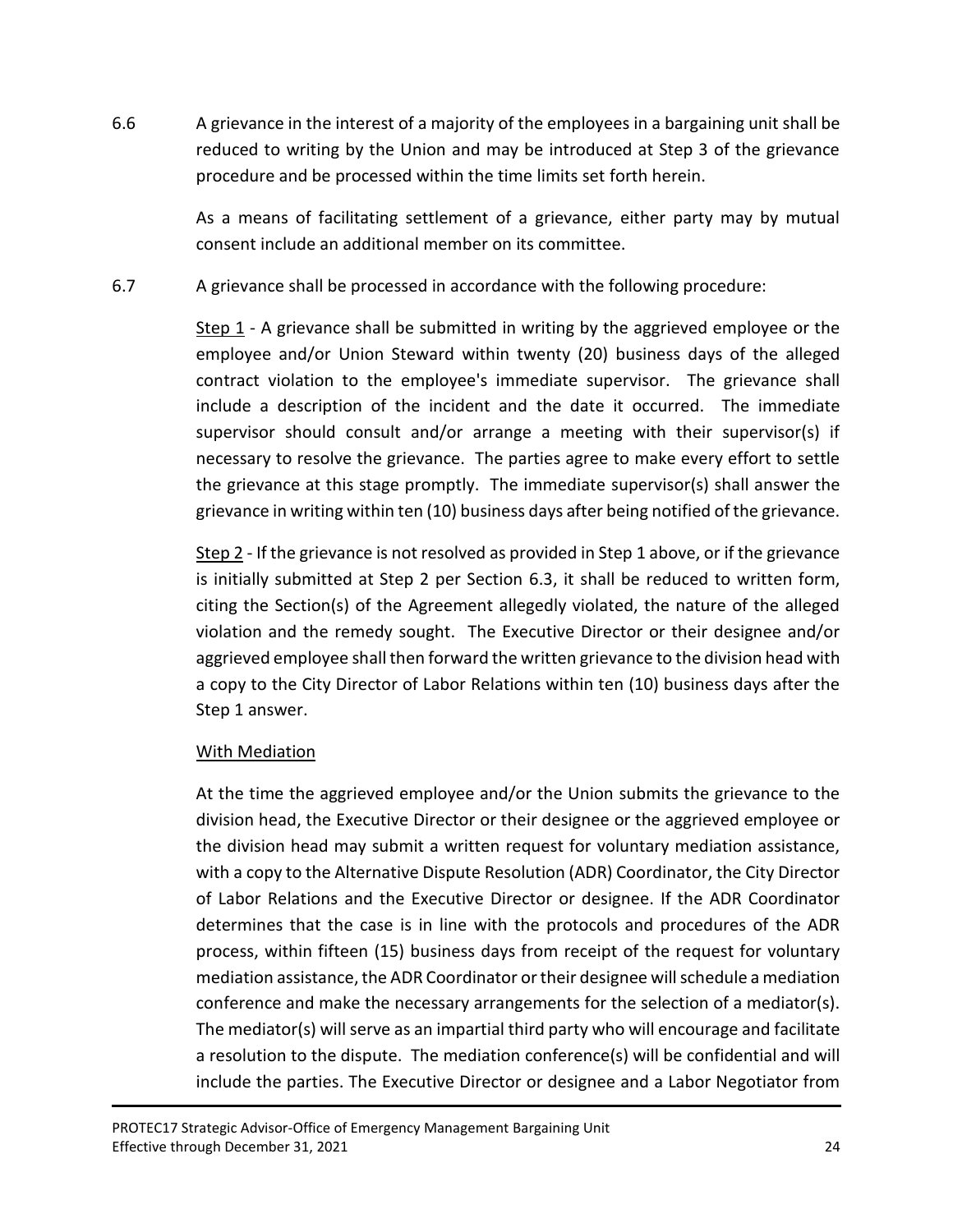6.6 A grievance in the interest of a majority of the employees in a bargaining unit shall be reduced to writing by the Union and may be introduced at Step 3 of the grievance procedure and be processed within the time limits set forth herein.

As a means of facilitating settlement of a grievance, either party may by mutual consent include an additional member on its committee.

6.7 A grievance shall be processed in accordance with the following procedure:

<u>Step 1</u> - A grievance shall be submitted in writing by the aggrieved employee or the employee and/or Union Steward within twenty (20) business days of the alleged contract violation to the employee's immediate supervisor. The grievance shall include a description of the incident and the date it occurred. The immediate supervisor should consult and/or arrange a meeting with their supervisor(s) if necessary to resolve the grievance. The parties agree to make every effort to settle the grievance at this stage promptly. The immediate supervisor(s) shall answer the grievance in writing within ten (10) business days after being notified of the grievance.

<u>Step 2</u> - If the grievance is not resolved as provided in Step 1 above, or if the grievance is initially submitted at Step 2 per Section 6.3, it shall be reduced to written form, citing the Section(s) of the Agreement allegedly violated, the nature of the alleged violation and the remedy sought. The Executive Director or their designee and/or aggrieved employee shall then forward the written grievance to the division head with a copy to the City Director of Labor Relations within ten (10) business days after the Step 1 answer.

<u>With Mediation</u>

At the time the aggrieved employee and/or the Union submits the grievance to the division head, the Executive Director or their designee or the aggrieved employee or the division head may submit a written request for voluntary mediation assistance, with a copy to the Alternative Dispute Resolution (ADR) Coordinator, the City Director of Labor Relations and the Executive Director or designee. If the ADR Coordinator determines that the case is in line with the protocols and procedures of the ADR process, within fifteen (15) business days from receipt of the request for voluntary mediation assistance, the ADR Coordinator or their designee will schedule a mediation conference and make the necessary arrangements for the selection of a mediator(s). The mediator(s) will serve as an impartial third party who will encourage and facilitate a resolution to the dispute. The mediation conference(s) will be confidential and will include the parties. The Executive Director or designee and a Labor Negotiator from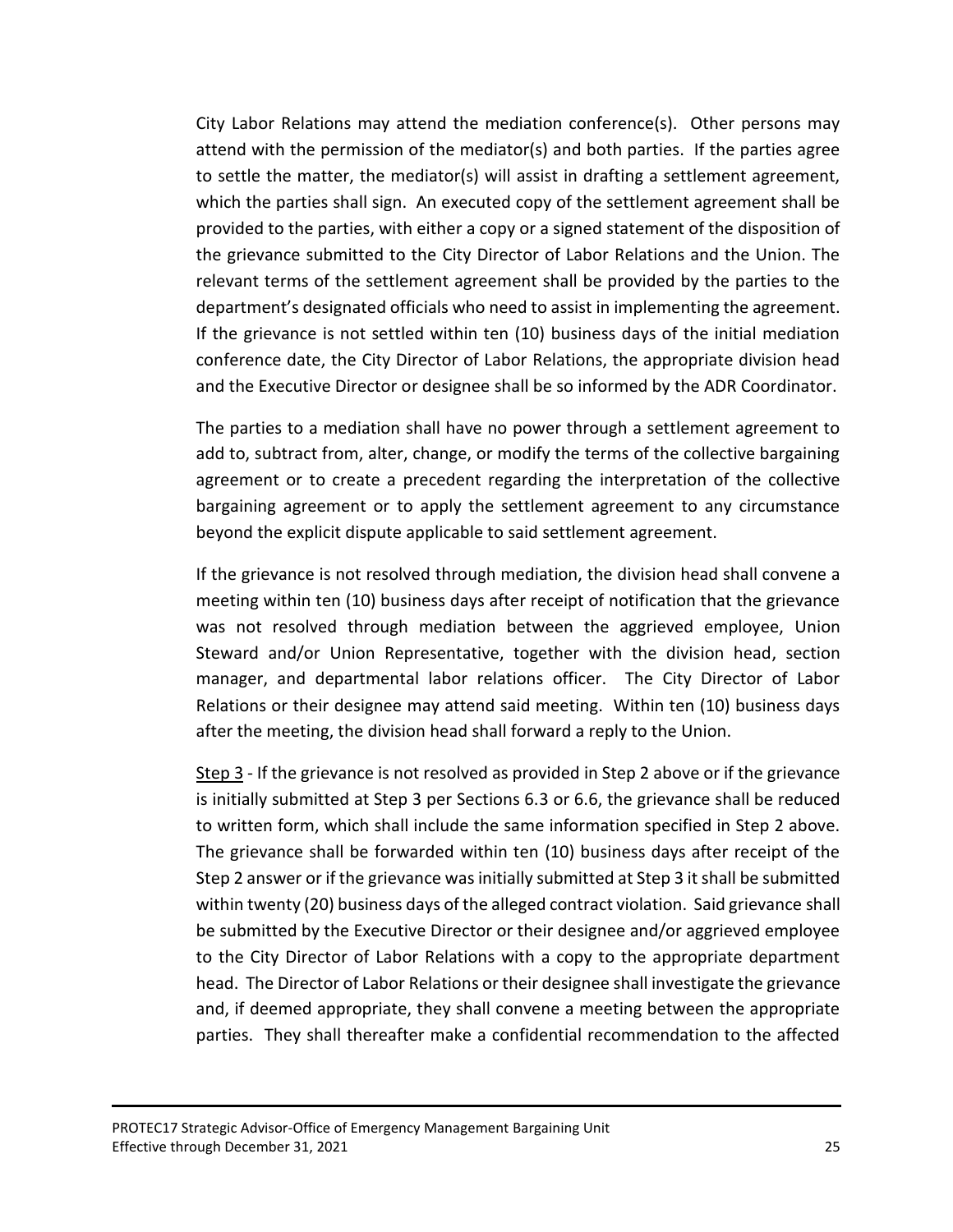City Labor Relations may attend the mediation conference(s). Other persons may attend with the permission of the mediator(s) and both parties. If the parties agree to settle the matter, the mediator(s) will assist in drafting a settlement agreement, which the parties shall sign. An executed copy of the settlement agreement shall be provided to the parties, with either a copy or a signed statement of the disposition of the grievance submitted to the City Director of Labor Relations and the Union. The relevant terms of the settlement agreement shall be provided by the parties to the department's designated officials who need to assist in implementing the agreement. If the grievance is not settled within ten (10) business days of the initial mediation conference date, the City Director of Labor Relations, the appropriate division head and the Executive Director or designee shall be so informed by the ADR Coordinator.

The parties to a mediation shall have no power through a settlement agreement to add to, subtract from, alter, change, or modify the terms of the collective bargaining agreement or to create a precedent regarding the interpretation of the collective bargaining agreement or to apply the settlement agreement to any circumstance beyond the explicit dispute applicable to said settlement agreement.

If the grievance is not resolved through mediation, the division head shall convene a meeting within ten (10) business days after receipt of notification that the grievance was not resolved through mediation between the aggrieved employee, Union Steward and/or Union Representative, together with the division head, section manager, and departmental labor relations officer. The City Director of Labor Relations or their designee may attend said meeting. Within ten (10) business days after the meeting, the division head shall forward a reply to the Union.

<u>Step 3</u> - If the grievance is not resolved as provided in Step 2 above or if the grievance is initially submitted at Step 3 per Sections 6.3 or 6.6, the grievance shall be reduced to written form, which shall include the same information specified in Step 2 above. The grievance shall be forwarded within ten (10) business days after receipt of the Step 2 answer or if the grievance was initially submitted at Step 3 it shall be submitted within twenty (20) business days of the alleged contract violation. Said grievance shall be submitted by the Executive Director or their designee and/or aggrieved employee to the City Director of Labor Relations with a copy to the appropriate department head. The Director of Labor Relations or their designee shall investigate the grievance and, if deemed appropriate, they shall convene a meeting between the appropriate parties. They shall thereafter make a confidential recommendation to the affected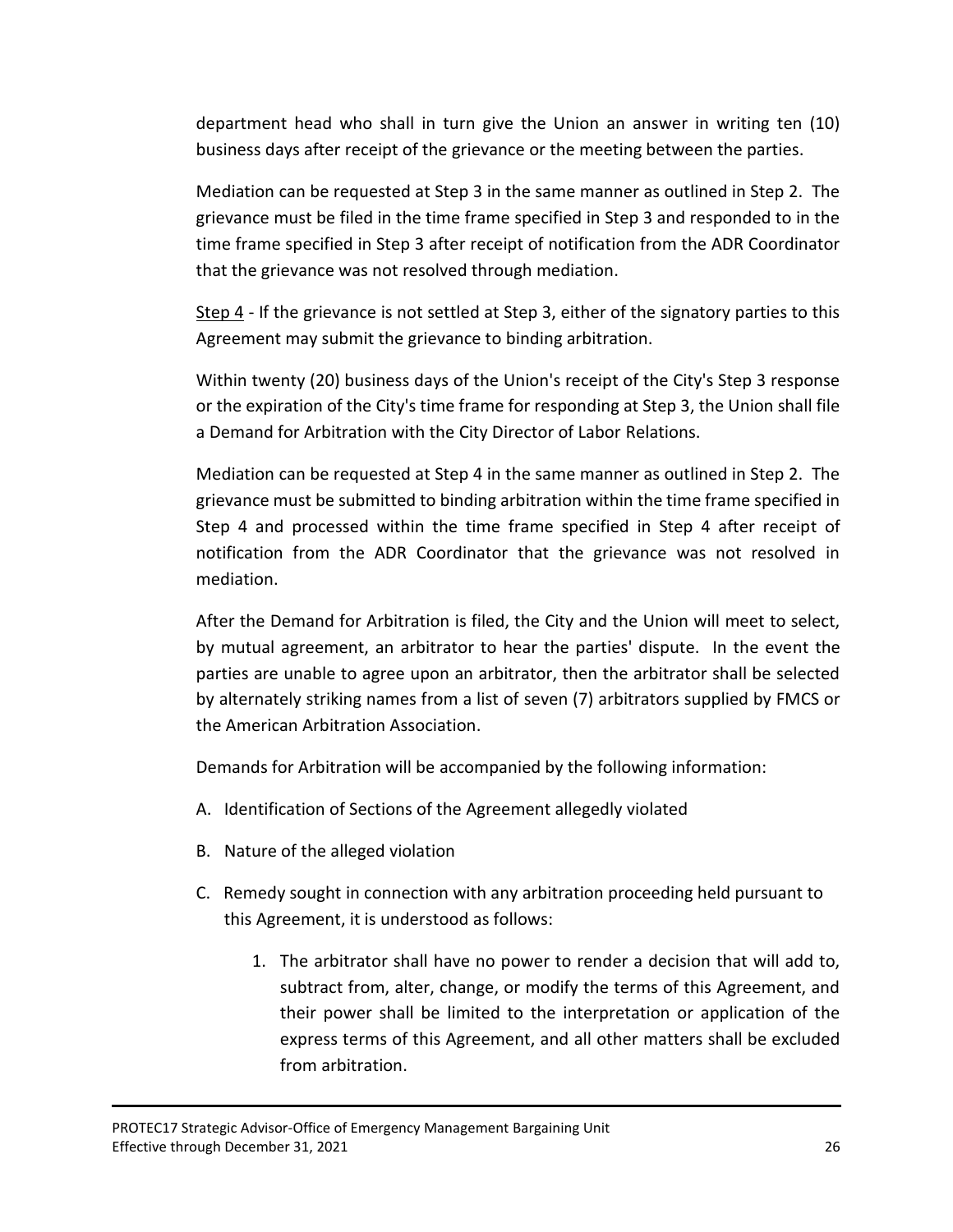department head who shall in turn give the Union an answer in writing ten (10) business days after receipt of the grievance or the meeting between the parties.

Mediation can be requested at Step 3 in the same manner as outlined in Step 2. The grievance must be filed in the time frame specified in Step 3 and responded to in the time frame specified in Step 3 after receipt of notification from the ADR Coordinator that the grievance was not resolved through mediation.

Step 4 - If the grievance is not settled at Step 3, either of the signatory parties to this Agreement may submit the grievance to binding arbitration.

Within twenty (20) business days of the Union's receipt of the City's Step 3 response or the expiration of the City's time frame for responding at Step 3, the Union shall file a Demand for Arbitration with the City Director of Labor Relations.

Mediation can be requested at Step 4 in the same manner as outlined in Step 2. The grievance must be submitted to binding arbitration within the time frame specified in Step 4 and processed within the time frame specified in Step 4 after receipt of notification from the ADR Coordinator that the grievance was not resolved in mediation.

After the Demand for Arbitration is filed, the City and the Union will meet to select, by mutual agreement, an arbitrator to hear the parties' dispute. In the event the parties are unable to agree upon an arbitrator, then the arbitrator shall be selected by alternately striking names from a list of seven (7) arbitrators supplied by FMCS or the American Arbitration Association.

Demands for Arbitration will be accompanied by the following information:

A. Identification of Sections of the Agreement allegedly violated

B. Nature of the alleged violation

C. Remedy sought in connection with any arbitration proceeding held pursuant to this Agreement, it is understood as follows:

   1. The arbitrator shall have no power to render a decision that will add to, subtract from, alter, change, or modify the terms of this Agreement, and their power shall be limited to the interpretation or application of the express terms of this Agreement, and all other matters shall be excluded from arbitration.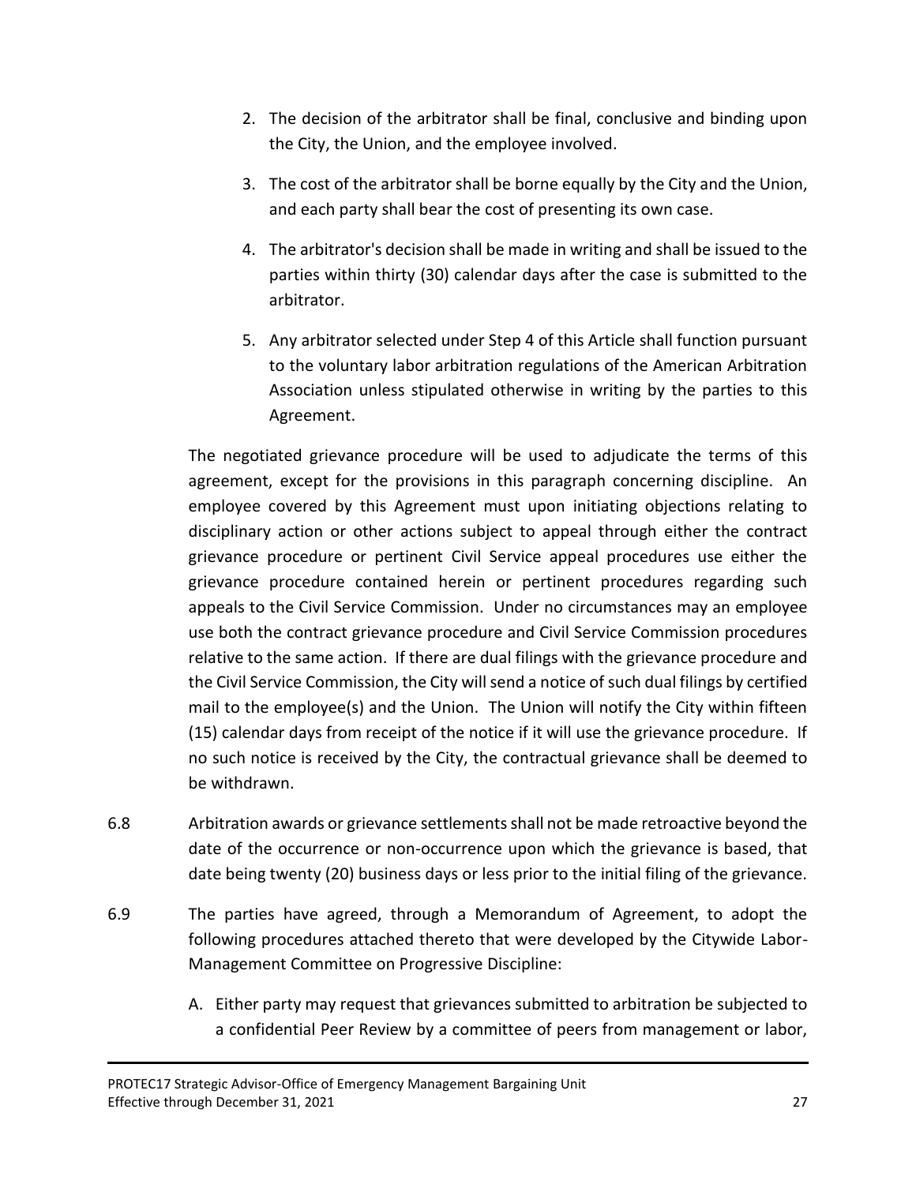2. The decision of the arbitrator shall be final, conclusive and binding upon the City, the Union, and the employee involved.

3. The cost of the arbitrator shall be borne equally by the City and the Union, and each party shall bear the cost of presenting its own case.

4. The arbitrator's decision shall be made in writing and shall be issued to the parties within thirty (30) calendar days after the case is submitted to the arbitrator.

5. Any arbitrator selected under Step 4 of this Article shall function pursuant to the voluntary labor arbitration regulations of the American Arbitration Association unless stipulated otherwise in writing by the parties to this Agreement.

The negotiated grievance procedure will be used to adjudicate the terms of this agreement, except for the provisions in this paragraph concerning discipline. An employee covered by this Agreement must upon initiating objections relating to disciplinary action or other actions subject to appeal through either the contract grievance procedure or pertinent Civil Service appeal procedures use either the grievance procedure contained herein or pertinent procedures regarding such appeals to the Civil Service Commission. Under no circumstances may an employee use both the contract grievance procedure and Civil Service Commission procedures relative to the same action. If there are dual filings with the grievance procedure and the Civil Service Commission, the City will send a notice of such dual filings by certified mail to the employee(s) and the Union. The Union will notify the City within fifteen (15) calendar days from receipt of the notice if it will use the grievance procedure. If no such notice is received by the City, the contractual grievance shall be deemed to be withdrawn.

6.8 Arbitration awards or grievance settlements shall not be made retroactive beyond the date of the occurrence or non-occurrence upon which the grievance is based, that date being twenty (20) business days or less prior to the initial filing of the grievance.

6.9 The parties have agreed, through a Memorandum of Agreement, to adopt the following procedures attached thereto that were developed by the Citywide Labor-Management Committee on Progressive Discipline:

A. Either party may request that grievances submitted to arbitration be subjected to a confidential Peer Review by a committee of peers from management or labor,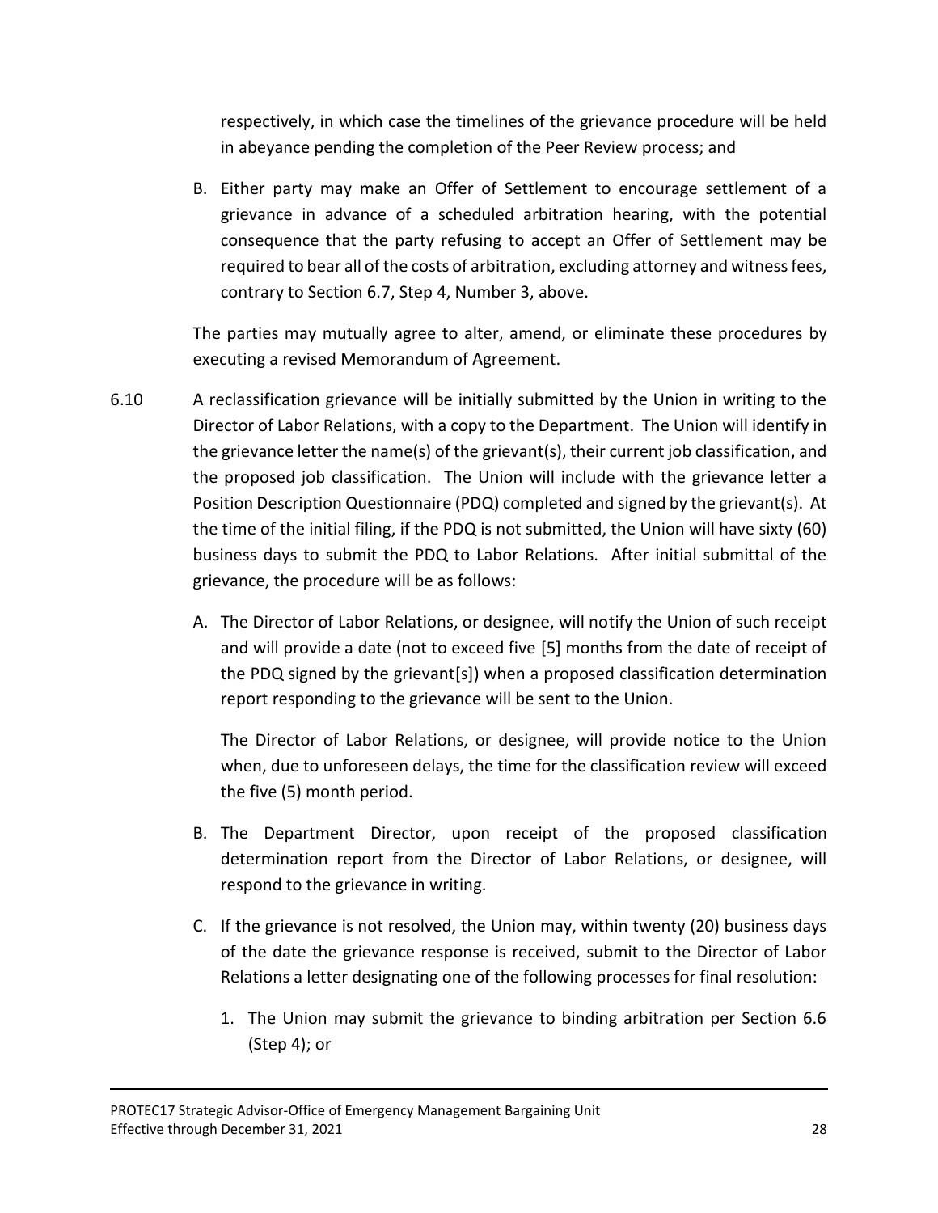respectively, in which case the timelines of the grievance procedure will be held in abeyance pending the completion of the Peer Review process; and

B. Either party may make an Offer of Settlement to encourage settlement of a grievance in advance of a scheduled arbitration hearing, with the potential consequence that the party refusing to accept an Offer of Settlement may be required to bear all of the costs of arbitration, excluding attorney and witness fees, contrary to Section 6.7, Step 4, Number 3, above.

The parties may mutually agree to alter, amend, or eliminate these procedures by executing a revised Memorandum of Agreement.

6.10 A reclassification grievance will be initially submitted by the Union in writing to the Director of Labor Relations, with a copy to the Department. The Union will identify in the grievance letter the name(s) of the grievant(s), their current job classification, and the proposed job classification. The Union will include with the grievance letter a Position Description Questionnaire (PDQ) completed and signed by the grievant(s). At the time of the initial filing, if the PDQ is not submitted, the Union will have sixty (60) business days to submit the PDQ to Labor Relations. After initial submittal of the grievance, the procedure will be as follows:

A. The Director of Labor Relations, or designee, will notify the Union of such receipt and will provide a date (not to exceed five [5] months from the date of receipt of the PDQ signed by the grievant[s]) when a proposed classification determination report responding to the grievance will be sent to the Union.

The Director of Labor Relations, or designee, will provide notice to the Union when, due to unforeseen delays, the time for the classification review will exceed the five (5) month period.

B. The Department Director, upon receipt of the proposed classification determination report from the Director of Labor Relations, or designee, will respond to the grievance in writing.

C. If the grievance is not resolved, the Union may, within twenty (20) business days of the date the grievance response is received, submit to the Director of Labor Relations a letter designating one of the following processes for final resolution:

1. The Union may submit the grievance to binding arbitration per Section 6.6 (Step 4); or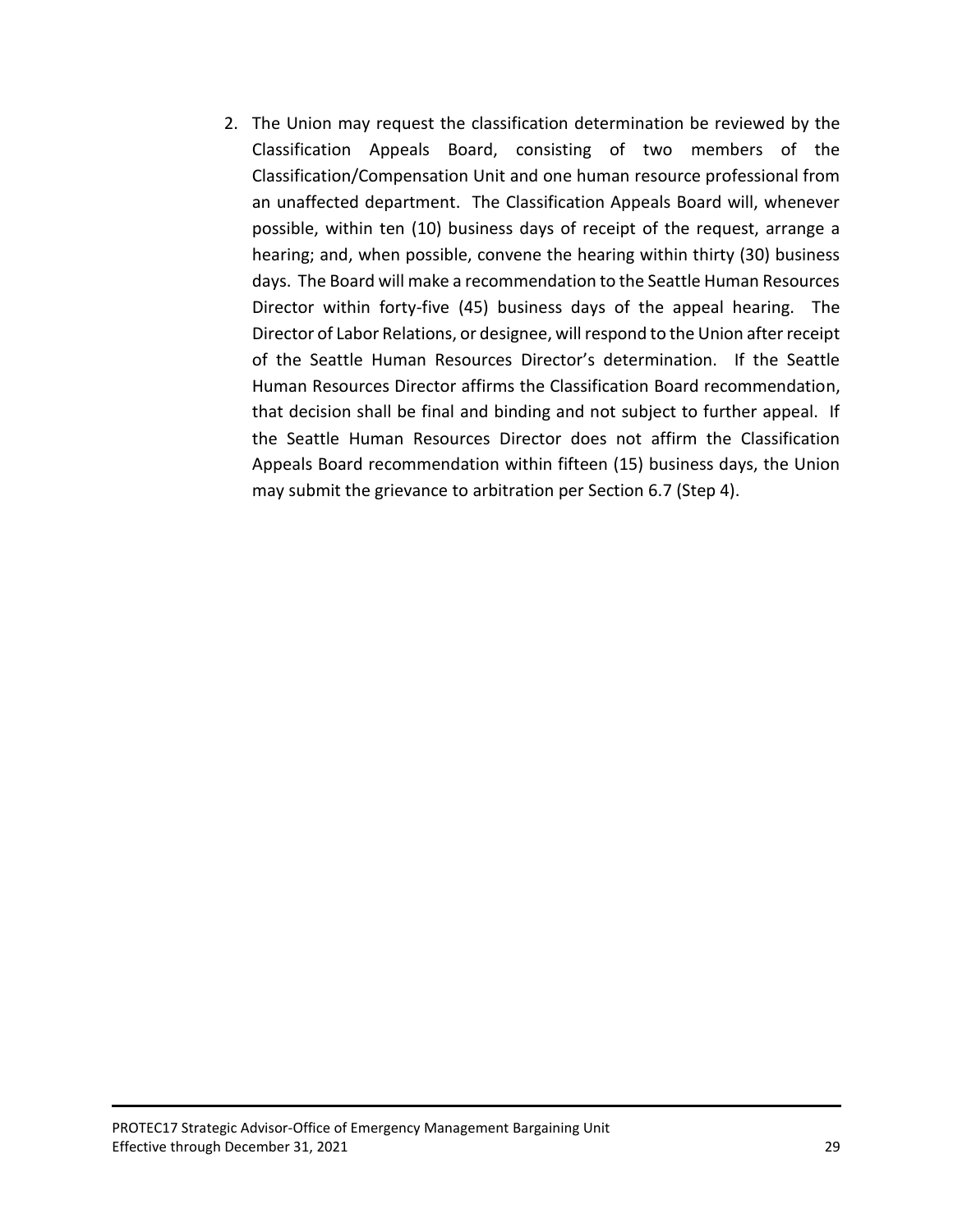2. The Union may request the classification determination be reviewed by the Classification Appeals Board, consisting of two members of the Classification/Compensation Unit and one human resource professional from an unaffected department. The Classification Appeals Board will, whenever possible, within ten (10) business days of receipt of the request, arrange a hearing; and, when possible, convene the hearing within thirty (30) business days. The Board will make a recommendation to the Seattle Human Resources Director within forty-five (45) business days of the appeal hearing. The Director of Labor Relations, or designee, will respond to the Union after receipt of the Seattle Human Resources Director's determination. If the Seattle Human Resources Director affirms the Classification Board recommendation, that decision shall be final and binding and not subject to further appeal. If the Seattle Human Resources Director does not affirm the Classification Appeals Board recommendation within fifteen (15) business days, the Union may submit the grievance to arbitration per Section 6.7 (Step 4).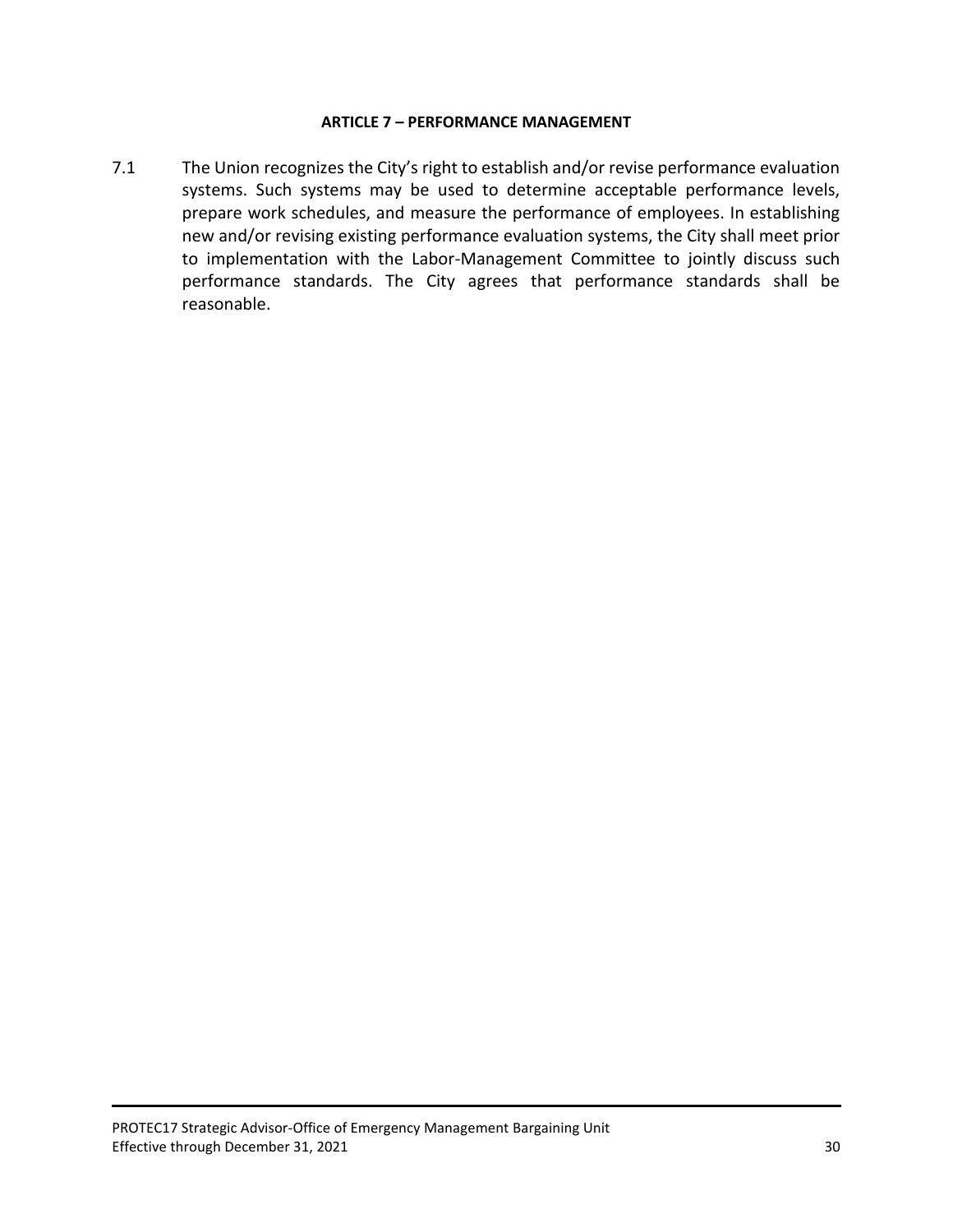## ARTICLE 7 – PERFORMANCE MANAGEMENT

7.1 The Union recognizes the City's right to establish and/or revise performance evaluation systems. Such systems may be used to determine acceptable performance levels, prepare work schedules, and measure the performance of employees. In establishing new and/or revising existing performance evaluation systems, the City shall meet prior to implementation with the Labor-Management Committee to jointly discuss such performance standards. The City agrees that performance standards shall be reasonable.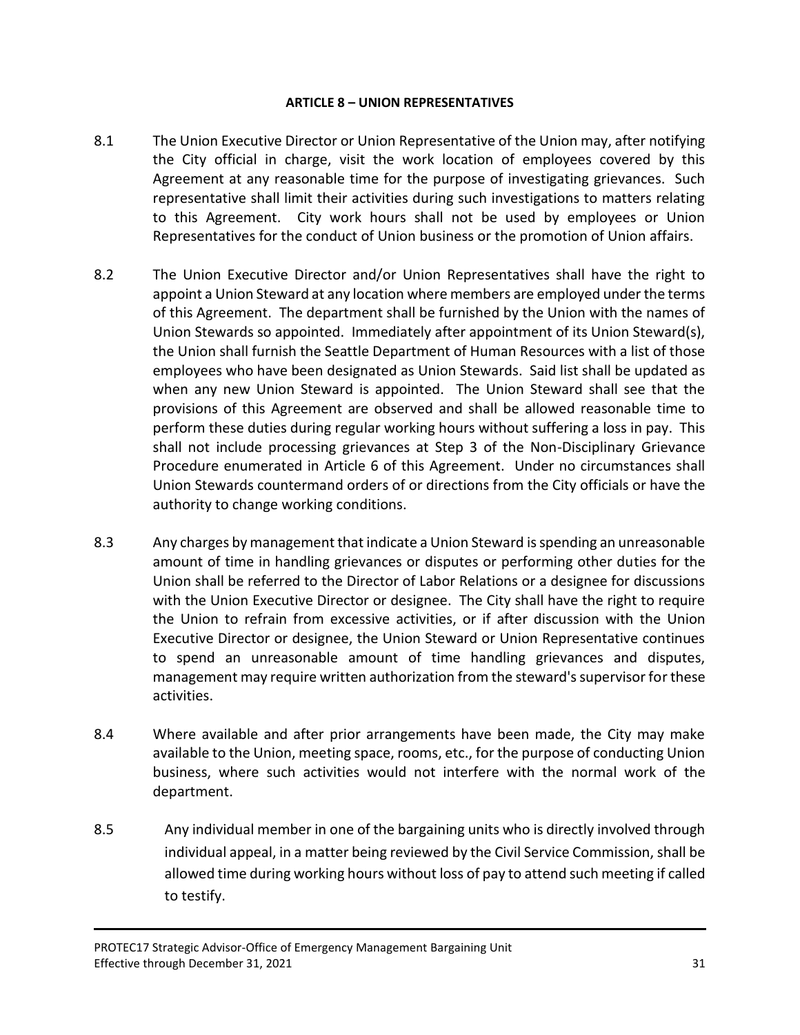## ARTICLE 8 – UNION REPRESENTATIVES

8.1 The Union Executive Director or Union Representative of the Union may, after notifying the City official in charge, visit the work location of employees covered by this Agreement at any reasonable time for the purpose of investigating grievances. Such representative shall limit their activities during such investigations to matters relating to this Agreement. City work hours shall not be used by employees or Union Representatives for the conduct of Union business or the promotion of Union affairs.

8.2 The Union Executive Director and/or Union Representatives shall have the right to appoint a Union Steward at any location where members are employed under the terms of this Agreement. The department shall be furnished by the Union with the names of Union Stewards so appointed. Immediately after appointment of its Union Steward(s), the Union shall furnish the Seattle Department of Human Resources with a list of those employees who have been designated as Union Stewards. Said list shall be updated as when any new Union Steward is appointed. The Union Steward shall see that the provisions of this Agreement are observed and shall be allowed reasonable time to perform these duties during regular working hours without suffering a loss in pay. This shall not include processing grievances at Step 3 of the Non-Disciplinary Grievance Procedure enumerated in Article 6 of this Agreement. Under no circumstances shall Union Stewards countermand orders of or directions from the City officials or have the authority to change working conditions.

8.3 Any charges by management that indicate a Union Steward is spending an unreasonable amount of time in handling grievances or disputes or performing other duties for the Union shall be referred to the Director of Labor Relations or a designee for discussions with the Union Executive Director or designee. The City shall have the right to require the Union to refrain from excessive activities, or if after discussion with the Union Executive Director or designee, the Union Steward or Union Representative continues to spend an unreasonable amount of time handling grievances and disputes, management may require written authorization from the steward's supervisor for these activities.

8.4 Where available and after prior arrangements have been made, the City may make available to the Union, meeting space, rooms, etc., for the purpose of conducting Union business, where such activities would not interfere with the normal work of the department.

8.5 Any individual member in one of the bargaining units who is directly involved through individual appeal, in a matter being reviewed by the Civil Service Commission, shall be allowed time during working hours without loss of pay to attend such meeting if called to testify.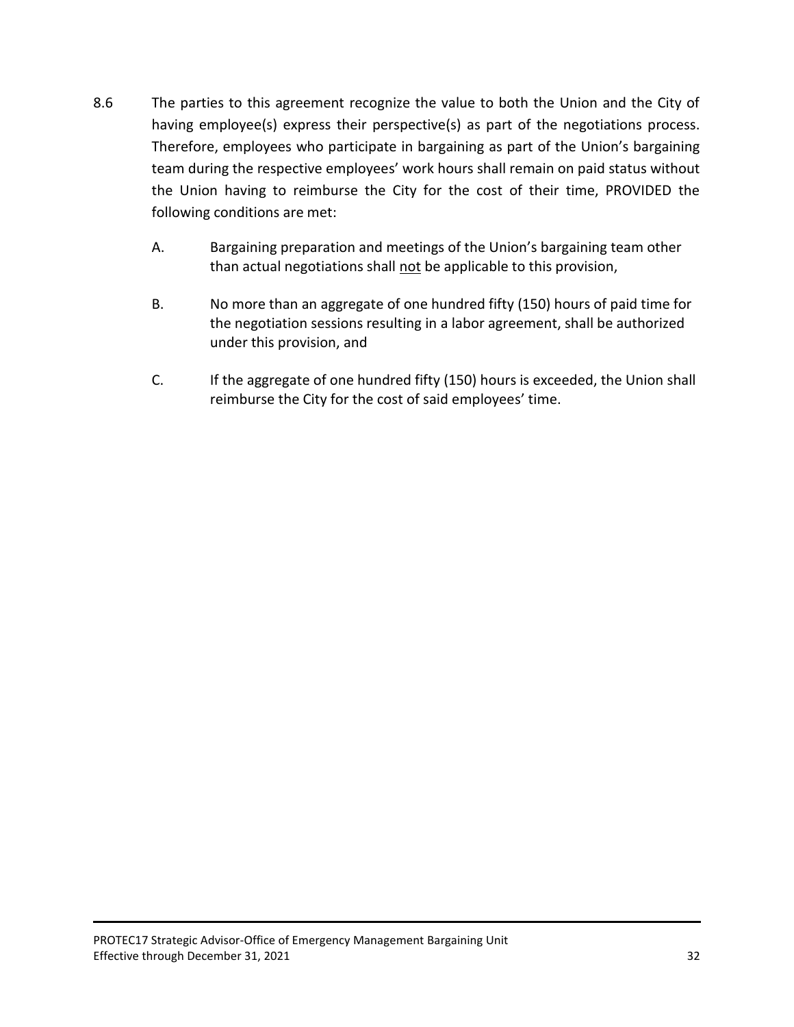8.6 The parties to this agreement recognize the value to both the Union and the City of having employee(s) express their perspective(s) as part of the negotiations process. Therefore, employees who participate in bargaining as part of the Union's bargaining team during the respective employees' work hours shall remain on paid status without the Union having to reimburse the City for the cost of their time, PROVIDED the following conditions are met:

   A. Bargaining preparation and meetings of the Union's bargaining team other than actual negotiations shall <u>not</u> be applicable to this provision,

   B. No more than an aggregate of one hundred fifty (150) hours of paid time for the negotiation sessions resulting in a labor agreement, shall be authorized under this provision, and

   C. If the aggregate of one hundred fifty (150) hours is exceeded, the Union shall reimburse the City for the cost of said employees' time.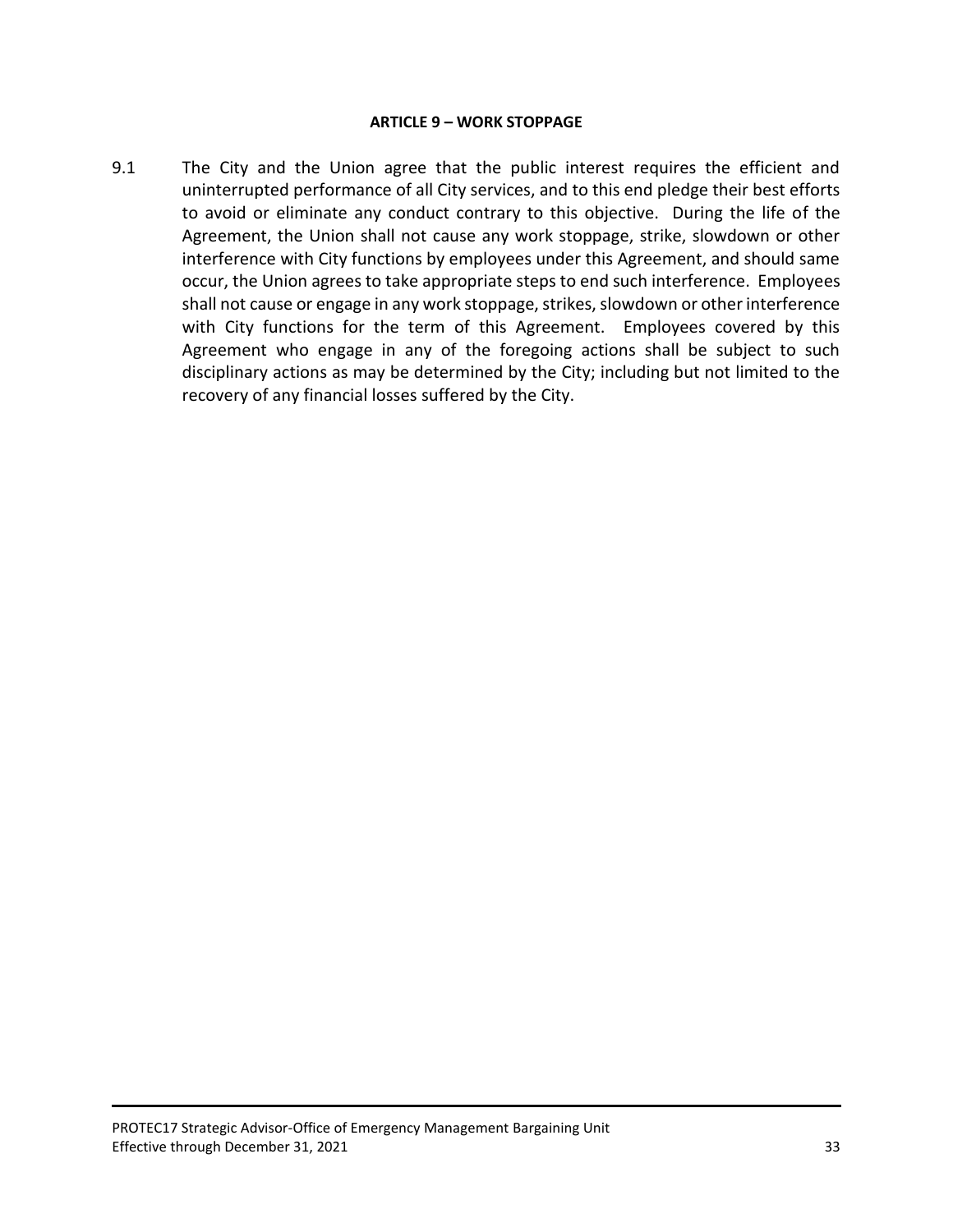## ARTICLE 9 – WORK STOPPAGE

9.1 The City and the Union agree that the public interest requires the efficient and uninterrupted performance of all City services, and to this end pledge their best efforts to avoid or eliminate any conduct contrary to this objective. During the life of the Agreement, the Union shall not cause any work stoppage, strike, slowdown or other interference with City functions by employees under this Agreement, and should same occur, the Union agrees to take appropriate steps to end such interference. Employees shall not cause or engage in any work stoppage, strikes, slowdown or other interference with City functions for the term of this Agreement. Employees covered by this Agreement who engage in any of the foregoing actions shall be subject to such disciplinary actions as may be determined by the City; including but not limited to the recovery of any financial losses suffered by the City.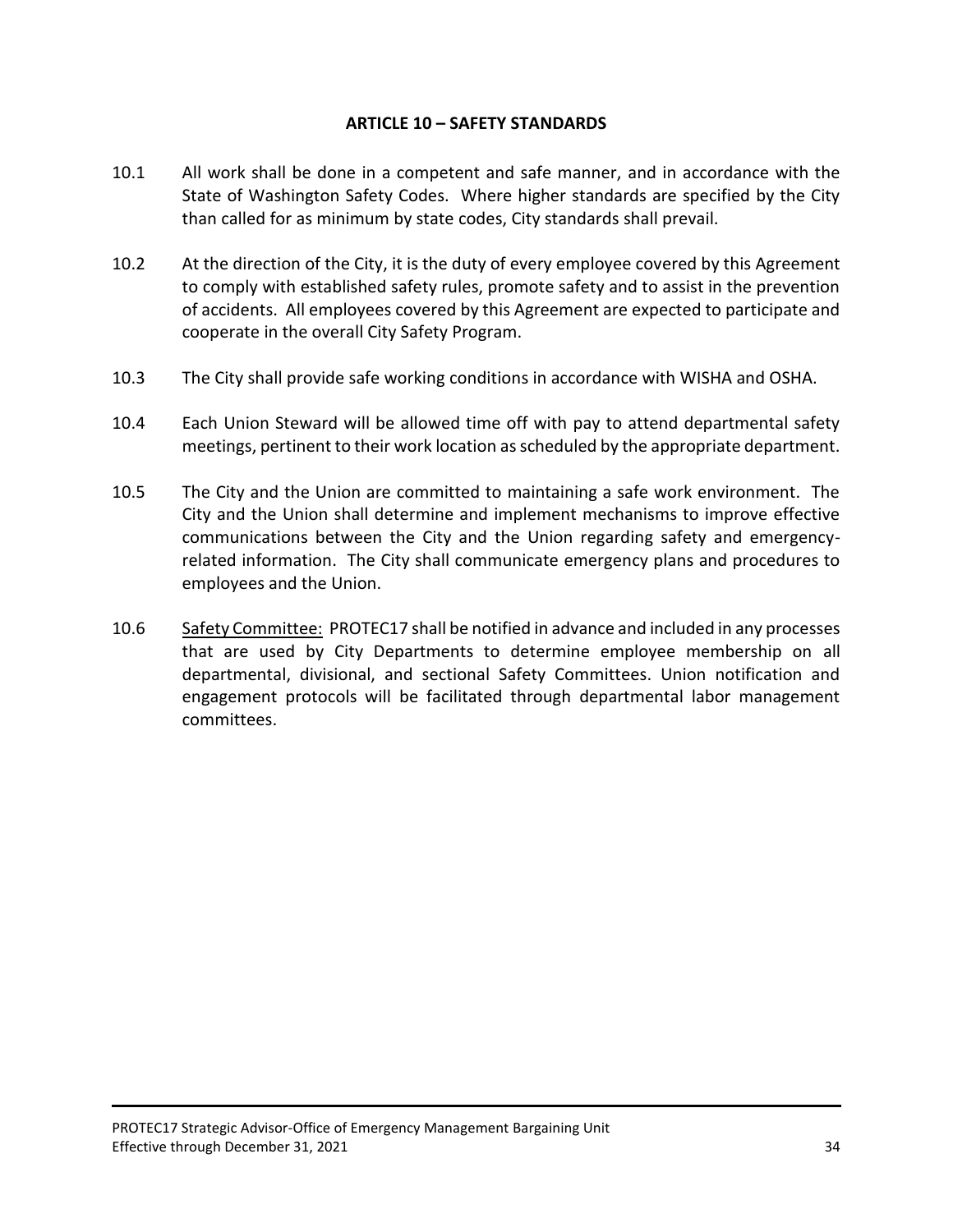## ARTICLE 10 – SAFETY STANDARDS

10.1 All work shall be done in a competent and safe manner, and in accordance with the State of Washington Safety Codes. Where higher standards are specified by the City than called for as minimum by state codes, City standards shall prevail.

10.2 At the direction of the City, it is the duty of every employee covered by this Agreement to comply with established safety rules, promote safety and to assist in the prevention of accidents. All employees covered by this Agreement are expected to participate and cooperate in the overall City Safety Program.

10.3 The City shall provide safe working conditions in accordance with WISHA and OSHA.

10.4 Each Union Steward will be allowed time off with pay to attend departmental safety meetings, pertinent to their work location as scheduled by the appropriate department.

10.5 The City and the Union are committed to maintaining a safe work environment. The City and the Union shall determine and implement mechanisms to improve effective communications between the City and the Union regarding safety and emergency-related information. The City shall communicate emergency plans and procedures to employees and the Union.

10.6 Safety Committee: PROTEC17 shall be notified in advance and included in any processes that are used by City Departments to determine employee membership on all departmental, divisional, and sectional Safety Committees. Union notification and engagement protocols will be facilitated through departmental labor management committees.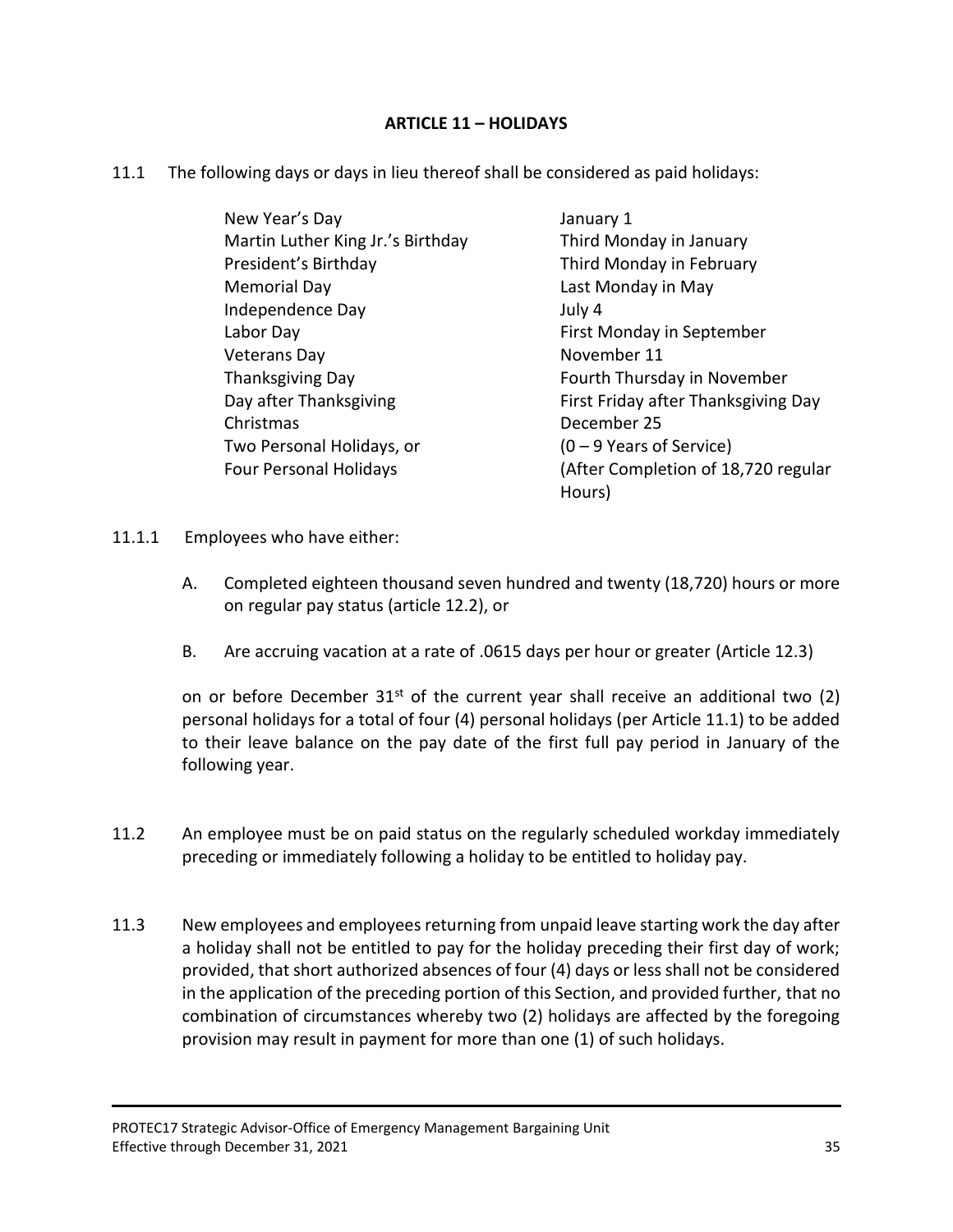## ARTICLE 11 – HOLIDAYS

11.1 The following days or days in lieu thereof shall be considered as paid holidays:

| | |
|---|---|
| New Year's Day | January 1 |
| Martin Luther King Jr.'s Birthday | Third Monday in January |
| President's Birthday | Third Monday in February |
| Memorial Day | Last Monday in May |
| Independence Day | July 4 |
| Labor Day | First Monday in September |
| Veterans Day | November 11 |
| Thanksgiving Day | Fourth Thursday in November |
| Day after Thanksgiving | First Friday after Thanksgiving Day |
| Christmas | December 25 |
| Two Personal Holidays, or | (0 – 9 Years of Service) |
| Four Personal Holidays | (After Completion of 18,720 regular Hours) |

11.1.1 Employees who have either:

A. Completed eighteen thousand seven hundred and twenty (18,720) hours or more on regular pay status (article 12.2), or

B. Are accruing vacation at a rate of .0615 days per hour or greater (Article 12.3)

on or before December 31st of the current year shall receive an additional two (2) personal holidays for a total of four (4) personal holidays (per Article 11.1) to be added to their leave balance on the pay date of the first full pay period in January of the following year.

11.2 An employee must be on paid status on the regularly scheduled workday immediately preceding or immediately following a holiday to be entitled to holiday pay.

11.3 New employees and employees returning from unpaid leave starting work the day after a holiday shall not be entitled to pay for the holiday preceding their first day of work; provided, that short authorized absences of four (4) days or less shall not be considered in the application of the preceding portion of this Section, and provided further, that no combination of circumstances whereby two (2) holidays are affected by the foregoing provision may result in payment for more than one (1) of such holidays.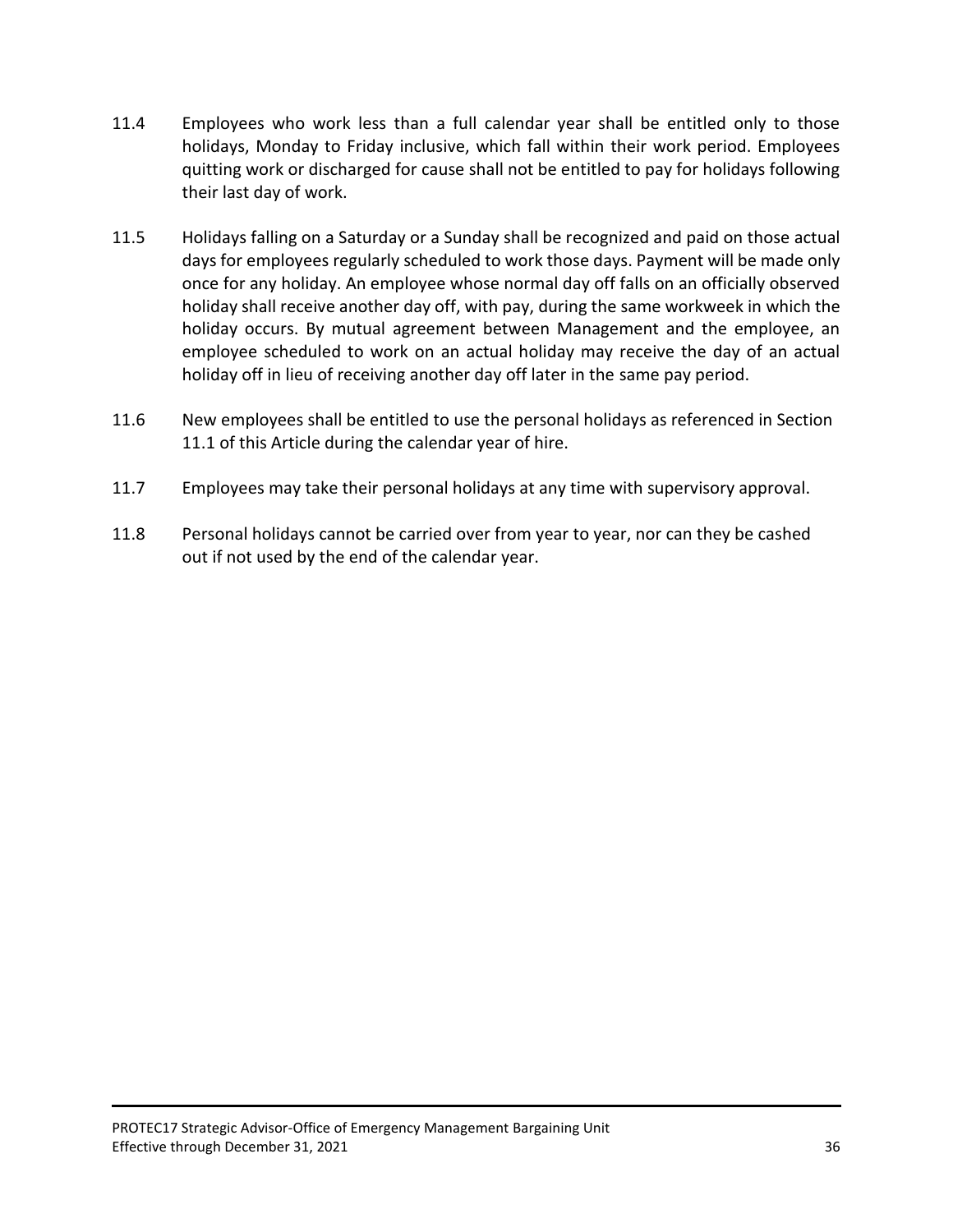11.4 Employees who work less than a full calendar year shall be entitled only to those holidays, Monday to Friday inclusive, which fall within their work period. Employees quitting work or discharged for cause shall not be entitled to pay for holidays following their last day of work.

11.5 Holidays falling on a Saturday or a Sunday shall be recognized and paid on those actual days for employees regularly scheduled to work those days. Payment will be made only once for any holiday. An employee whose normal day off falls on an officially observed holiday shall receive another day off, with pay, during the same workweek in which the holiday occurs. By mutual agreement between Management and the employee, an employee scheduled to work on an actual holiday may receive the day of an actual holiday off in lieu of receiving another day off later in the same pay period.

11.6 New employees shall be entitled to use the personal holidays as referenced in Section 11.1 of this Article during the calendar year of hire.

11.7 Employees may take their personal holidays at any time with supervisory approval.

11.8 Personal holidays cannot be carried over from year to year, nor can they be cashed out if not used by the end of the calendar year.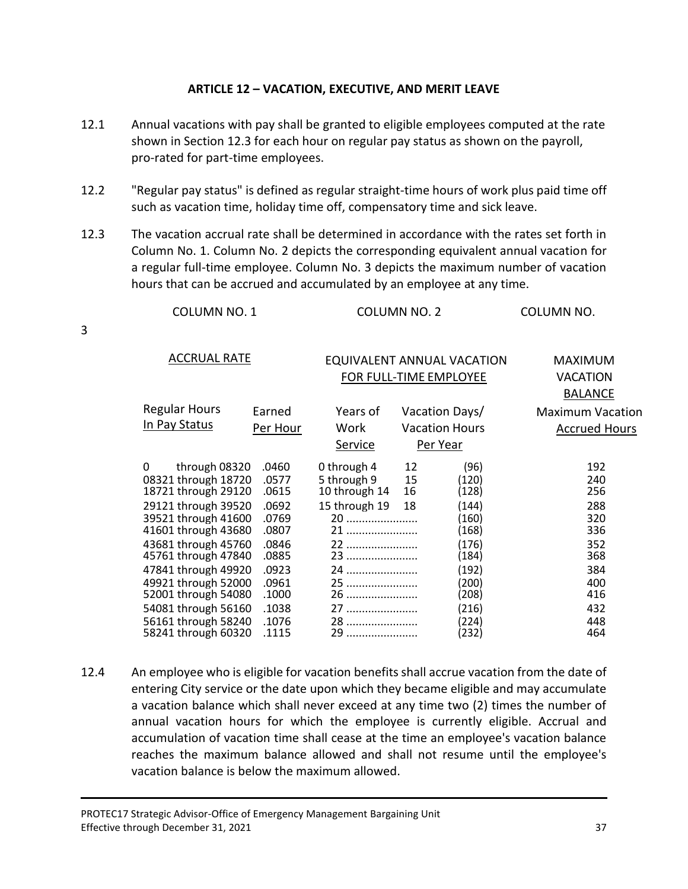## ARTICLE 12 – VACATION, EXECUTIVE, AND MERIT LEAVE

12.1 Annual vacations with pay shall be granted to eligible employees computed at the rate shown in Section 12.3 for each hour on regular pay status as shown on the payroll, pro-rated for part-time employees.

12.2 "Regular pay status" is defined as regular straight-time hours of work plus paid time off such as vacation time, holiday time off, compensatory time and sick leave.

12.3 The vacation accrual rate shall be determined in accordance with the rates set forth in Column No. 1. Column No. 2 depicts the corresponding equivalent annual vacation for a regular full-time employee. Column No. 3 depicts the maximum number of vacation hours that can be accrued and accumulated by an employee at any time.

| COLUMN NO. 1 | | COLUMN NO. 2 | | | COLUMN NO. 3 |
|---|---|---|---|---|---|
| ACCRUAL RATE | | EQUIVALENT ANNUAL VACATION FOR FULL-TIME EMPLOYEE | | | MAXIMUM VACATION BALANCE |
| Regular Hours In Pay Status | Earned Per Hour | Years of Work Service | Vacation Days/ | Vacation Hours Per Year | Maximum Vacation Accrued Hours |
| 0 through 08320 | .0460 | 0 through 4 | 12 | (96) | 192 |
| 08321 through 18720 | .0577 | 5 through 9 | 15 | (120) | 240 |
| 18721 through 29120 | .0615 | 10 through 14 | 16 | (128) | 256 |
| 29121 through 39520 | .0692 | 15 through 19 | 18 | (144) | 288 |
| 39521 through 41600 | .0769 | 20 ....................... | | (160) | 320 |
| 41601 through 43680 | .0807 | 21 ....................... | | (168) | 336 |
| 43681 through 45760 | .0846 | 22 ....................... | | (176) | 352 |
| 45761 through 47840 | .0885 | 23 ....................... | | (184) | 368 |
| 47841 through 49920 | .0923 | 24 ....................... | | (192) | 384 |
| 49921 through 52000 | .0961 | 25 ....................... | | (200) | 400 |
| 52001 through 54080 | .1000 | 26 ....................... | | (208) | 416 |
| 54081 through 56160 | .1038 | 27 ....................... | | (216) | 432 |
| 56161 through 58240 | .1076 | 28 ....................... | | (224) | 448 |
| 58241 through 60320 | .1115 | 29 ....................... | | (232) | 464 |

12.4 An employee who is eligible for vacation benefits shall accrue vacation from the date of entering City service or the date upon which they became eligible and may accumulate a vacation balance which shall never exceed at any time two (2) times the number of annual vacation hours for which the employee is currently eligible. Accrual and accumulation of vacation time shall cease at the time an employee's vacation balance reaches the maximum balance allowed and shall not resume until the employee's vacation balance is below the maximum allowed.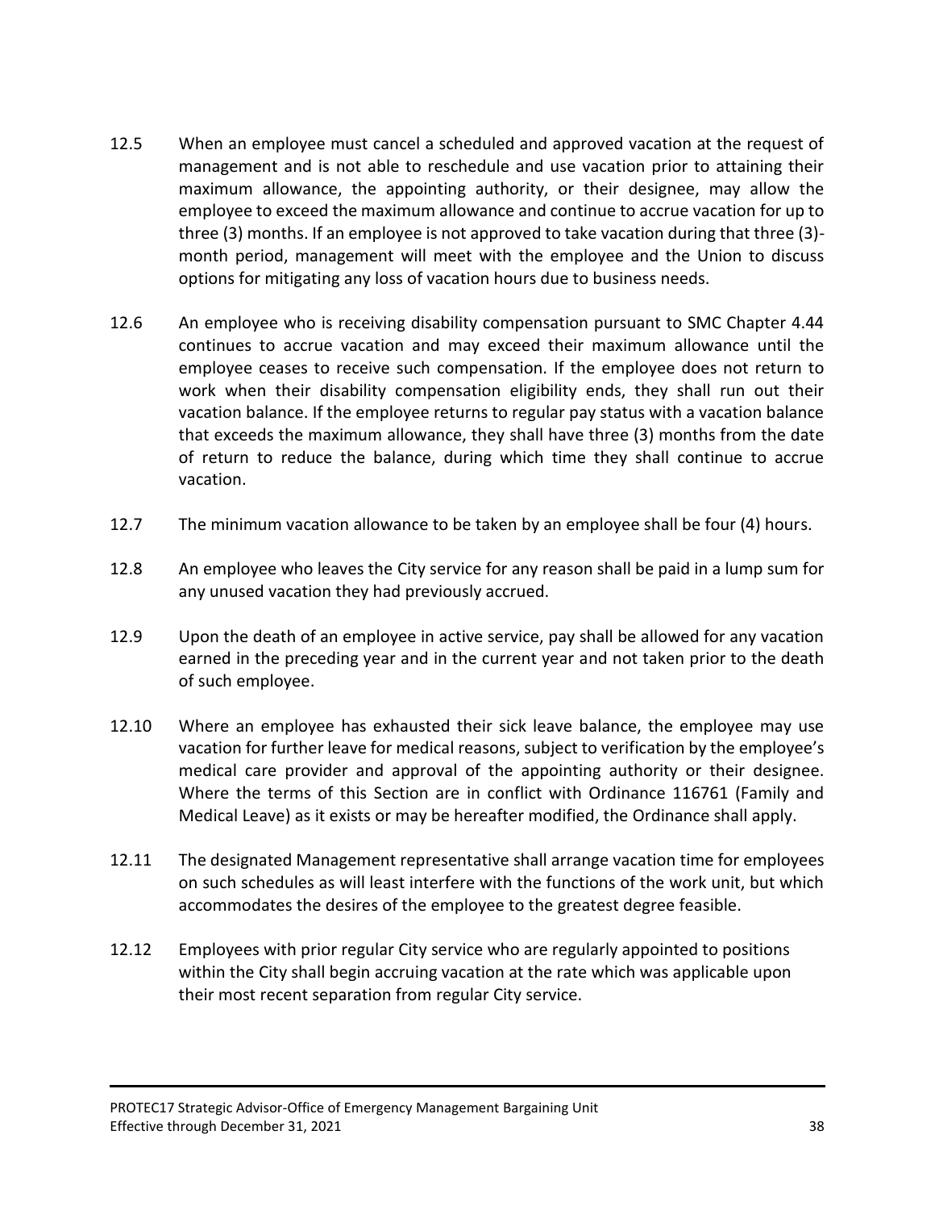12.5 When an employee must cancel a scheduled and approved vacation at the request of management and is not able to reschedule and use vacation prior to attaining their maximum allowance, the appointing authority, or their designee, may allow the employee to exceed the maximum allowance and continue to accrue vacation for up to three (3) months. If an employee is not approved to take vacation during that three (3)-month period, management will meet with the employee and the Union to discuss options for mitigating any loss of vacation hours due to business needs.

12.6 An employee who is receiving disability compensation pursuant to SMC Chapter 4.44 continues to accrue vacation and may exceed their maximum allowance until the employee ceases to receive such compensation. If the employee does not return to work when their disability compensation eligibility ends, they shall run out their vacation balance. If the employee returns to regular pay status with a vacation balance that exceeds the maximum allowance, they shall have three (3) months from the date of return to reduce the balance, during which time they shall continue to accrue vacation.

12.7 The minimum vacation allowance to be taken by an employee shall be four (4) hours.

12.8 An employee who leaves the City service for any reason shall be paid in a lump sum for any unused vacation they had previously accrued.

12.9 Upon the death of an employee in active service, pay shall be allowed for any vacation earned in the preceding year and in the current year and not taken prior to the death of such employee.

12.10 Where an employee has exhausted their sick leave balance, the employee may use vacation for further leave for medical reasons, subject to verification by the employee's medical care provider and approval of the appointing authority or their designee. Where the terms of this Section are in conflict with Ordinance 116761 (Family and Medical Leave) as it exists or may be hereafter modified, the Ordinance shall apply.

12.11 The designated Management representative shall arrange vacation time for employees on such schedules as will least interfere with the functions of the work unit, but which accommodates the desires of the employee to the greatest degree feasible.

12.12 Employees with prior regular City service who are regularly appointed to positions within the City shall begin accruing vacation at the rate which was applicable upon their most recent separation from regular City service.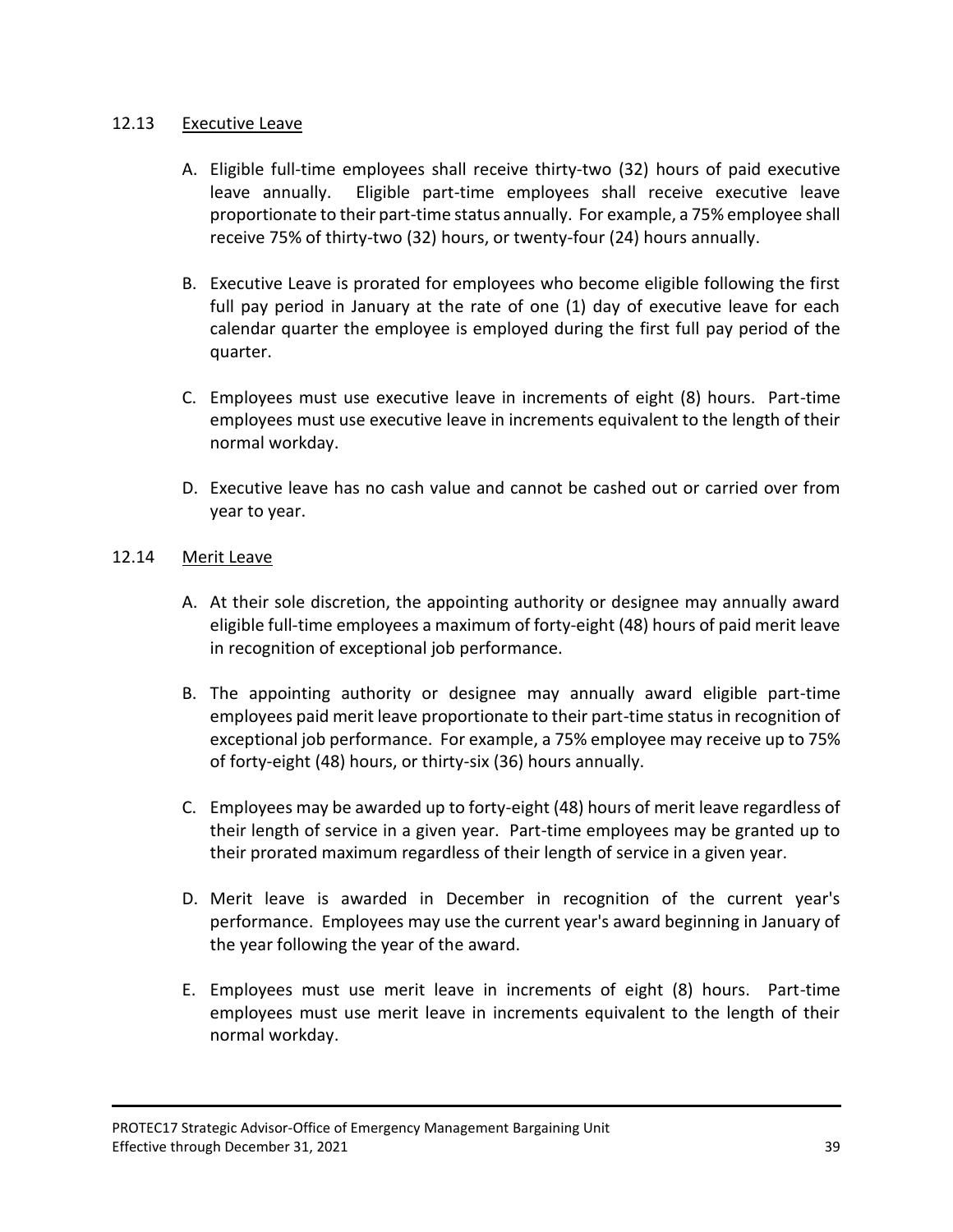## 12.13 Executive Leave

A. Eligible full-time employees shall receive thirty-two (32) hours of paid executive leave annually. Eligible part-time employees shall receive executive leave proportionate to their part-time status annually. For example, a 75% employee shall receive 75% of thirty-two (32) hours, or twenty-four (24) hours annually.

B. Executive Leave is prorated for employees who become eligible following the first full pay period in January at the rate of one (1) day of executive leave for each calendar quarter the employee is employed during the first full pay period of the quarter.

C. Employees must use executive leave in increments of eight (8) hours. Part-time employees must use executive leave in increments equivalent to the length of their normal workday.

D. Executive leave has no cash value and cannot be cashed out or carried over from year to year.

## 12.14 Merit Leave

A. At their sole discretion, the appointing authority or designee may annually award eligible full-time employees a maximum of forty-eight (48) hours of paid merit leave in recognition of exceptional job performance.

B. The appointing authority or designee may annually award eligible part-time employees paid merit leave proportionate to their part-time status in recognition of exceptional job performance. For example, a 75% employee may receive up to 75% of forty-eight (48) hours, or thirty-six (36) hours annually.

C. Employees may be awarded up to forty-eight (48) hours of merit leave regardless of their length of service in a given year. Part-time employees may be granted up to their prorated maximum regardless of their length of service in a given year.

D. Merit leave is awarded in December in recognition of the current year's performance. Employees may use the current year's award beginning in January of the year following the year of the award.

E. Employees must use merit leave in increments of eight (8) hours. Part-time employees must use merit leave in increments equivalent to the length of their normal workday.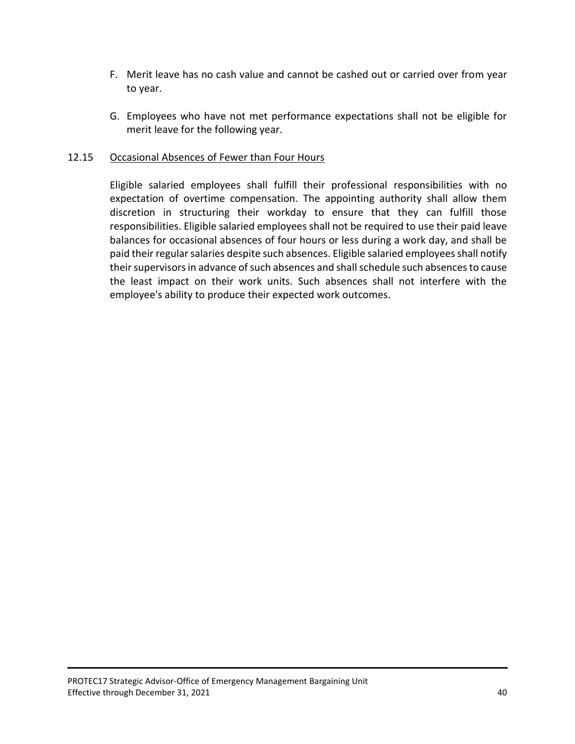F. Merit leave has no cash value and cannot be cashed out or carried over from year to year.

G. Employees who have not met performance expectations shall not be eligible for merit leave for the following year.

### 12.15 Occasional Absences of Fewer than Four Hours

Eligible salaried employees shall fulfill their professional responsibilities with no expectation of overtime compensation. The appointing authority shall allow them discretion in structuring their workday to ensure that they can fulfill those responsibilities. Eligible salaried employees shall not be required to use their paid leave balances for occasional absences of four hours or less during a work day, and shall be paid their regular salaries despite such absences. Eligible salaried employees shall notify their supervisors in advance of such absences and shall schedule such absences to cause the least impact on their work units. Such absences shall not interfere with the employee's ability to produce their expected work outcomes.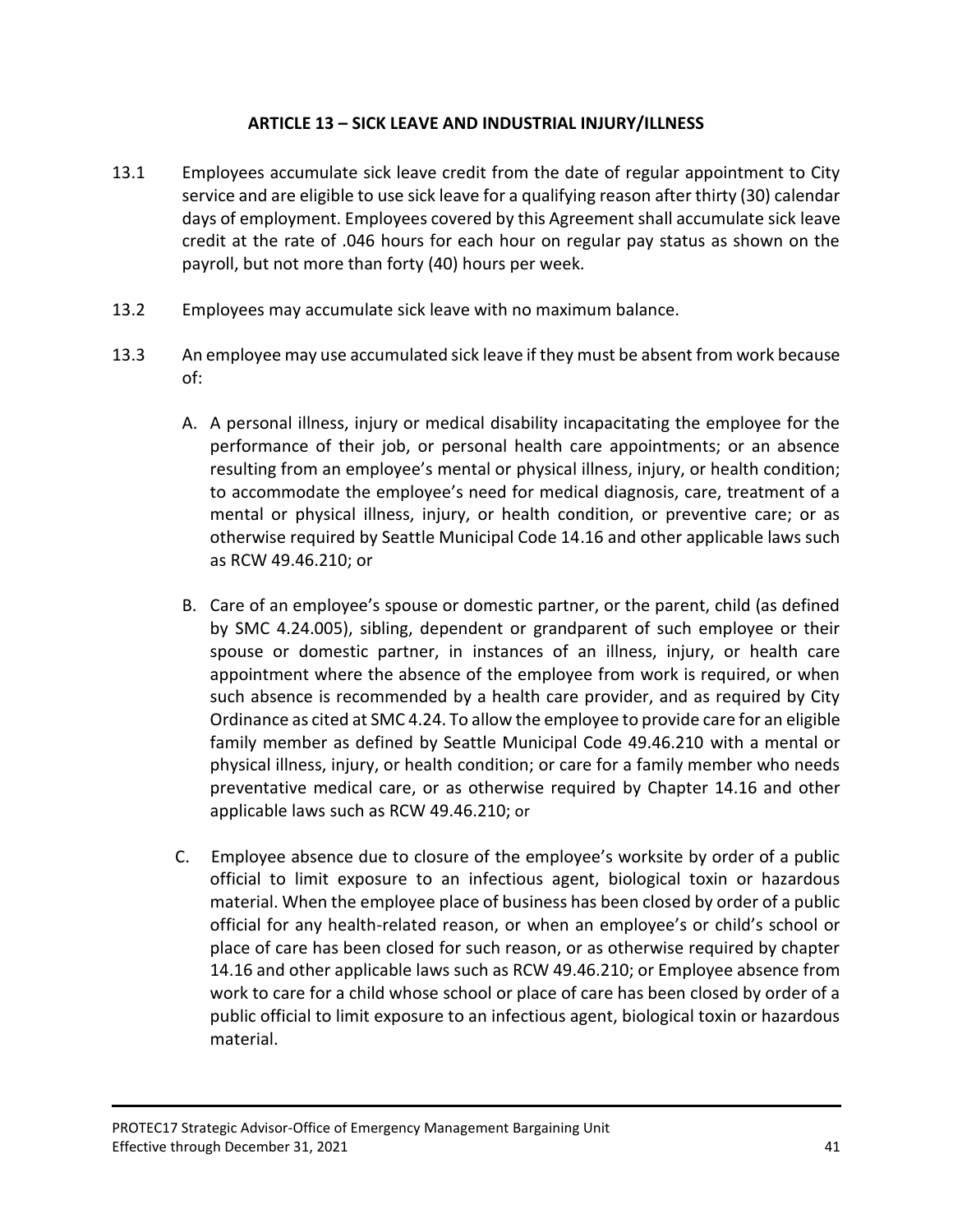## ARTICLE 13 – SICK LEAVE AND INDUSTRIAL INJURY/ILLNESS

13.1 Employees accumulate sick leave credit from the date of regular appointment to City service and are eligible to use sick leave for a qualifying reason after thirty (30) calendar days of employment. Employees covered by this Agreement shall accumulate sick leave credit at the rate of .046 hours for each hour on regular pay status as shown on the payroll, but not more than forty (40) hours per week.

13.2 Employees may accumulate sick leave with no maximum balance.

13.3 An employee may use accumulated sick leave if they must be absent from work because of:

A. A personal illness, injury or medical disability incapacitating the employee for the performance of their job, or personal health care appointments; or an absence resulting from an employee's mental or physical illness, injury, or health condition; to accommodate the employee's need for medical diagnosis, care, treatment of a mental or physical illness, injury, or health condition, or preventive care; or as otherwise required by Seattle Municipal Code 14.16 and other applicable laws such as RCW 49.46.210; or

B. Care of an employee's spouse or domestic partner, or the parent, child (as defined by SMC 4.24.005), sibling, dependent or grandparent of such employee or their spouse or domestic partner, in instances of an illness, injury, or health care appointment where the absence of the employee from work is required, or when such absence is recommended by a health care provider, and as required by City Ordinance as cited at SMC 4.24. To allow the employee to provide care for an eligible family member as defined by Seattle Municipal Code 49.46.210 with a mental or physical illness, injury, or health condition; or care for a family member who needs preventative medical care, or as otherwise required by Chapter 14.16 and other applicable laws such as RCW 49.46.210; or

C. Employee absence due to closure of the employee's worksite by order of a public official to limit exposure to an infectious agent, biological toxin or hazardous material. When the employee place of business has been closed by order of a public official for any health-related reason, or when an employee's or child's school or place of care has been closed for such reason, or as otherwise required by chapter 14.16 and other applicable laws such as RCW 49.46.210; or Employee absence from work to care for a child whose school or place of care has been closed by order of a public official to limit exposure to an infectious agent, biological toxin or hazardous material.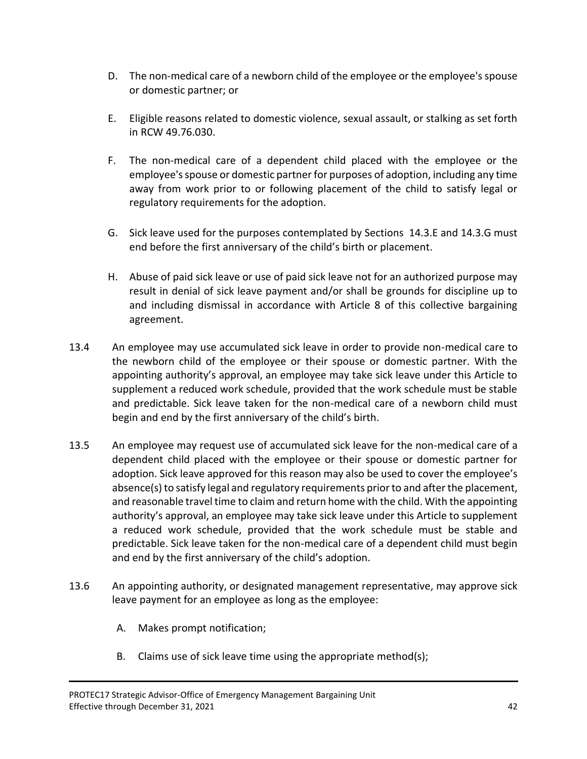D. The non-medical care of a newborn child of the employee or the employee's spouse or domestic partner; or

E. Eligible reasons related to domestic violence, sexual assault, or stalking as set forth in RCW 49.76.030.

F. The non-medical care of a dependent child placed with the employee or the employee's spouse or domestic partner for purposes of adoption, including any time away from work prior to or following placement of the child to satisfy legal or regulatory requirements for the adoption.

G. Sick leave used for the purposes contemplated by Sections 14.3.E and 14.3.G must end before the first anniversary of the child's birth or placement.

H. Abuse of paid sick leave or use of paid sick leave not for an authorized purpose may result in denial of sick leave payment and/or shall be grounds for discipline up to and including dismissal in accordance with Article 8 of this collective bargaining agreement.

13.4 An employee may use accumulated sick leave in order to provide non-medical care to the newborn child of the employee or their spouse or domestic partner. With the appointing authority's approval, an employee may take sick leave under this Article to supplement a reduced work schedule, provided that the work schedule must be stable and predictable. Sick leave taken for the non-medical care of a newborn child must begin and end by the first anniversary of the child's birth.

13.5 An employee may request use of accumulated sick leave for the non-medical care of a dependent child placed with the employee or their spouse or domestic partner for adoption. Sick leave approved for this reason may also be used to cover the employee's absence(s) to satisfy legal and regulatory requirements prior to and after the placement, and reasonable travel time to claim and return home with the child. With the appointing authority's approval, an employee may take sick leave under this Article to supplement a reduced work schedule, provided that the work schedule must be stable and predictable. Sick leave taken for the non-medical care of a dependent child must begin and end by the first anniversary of the child's adoption.

13.6 An appointing authority, or designated management representative, may approve sick leave payment for an employee as long as the employee:

A. Makes prompt notification;

B. Claims use of sick leave time using the appropriate method(s);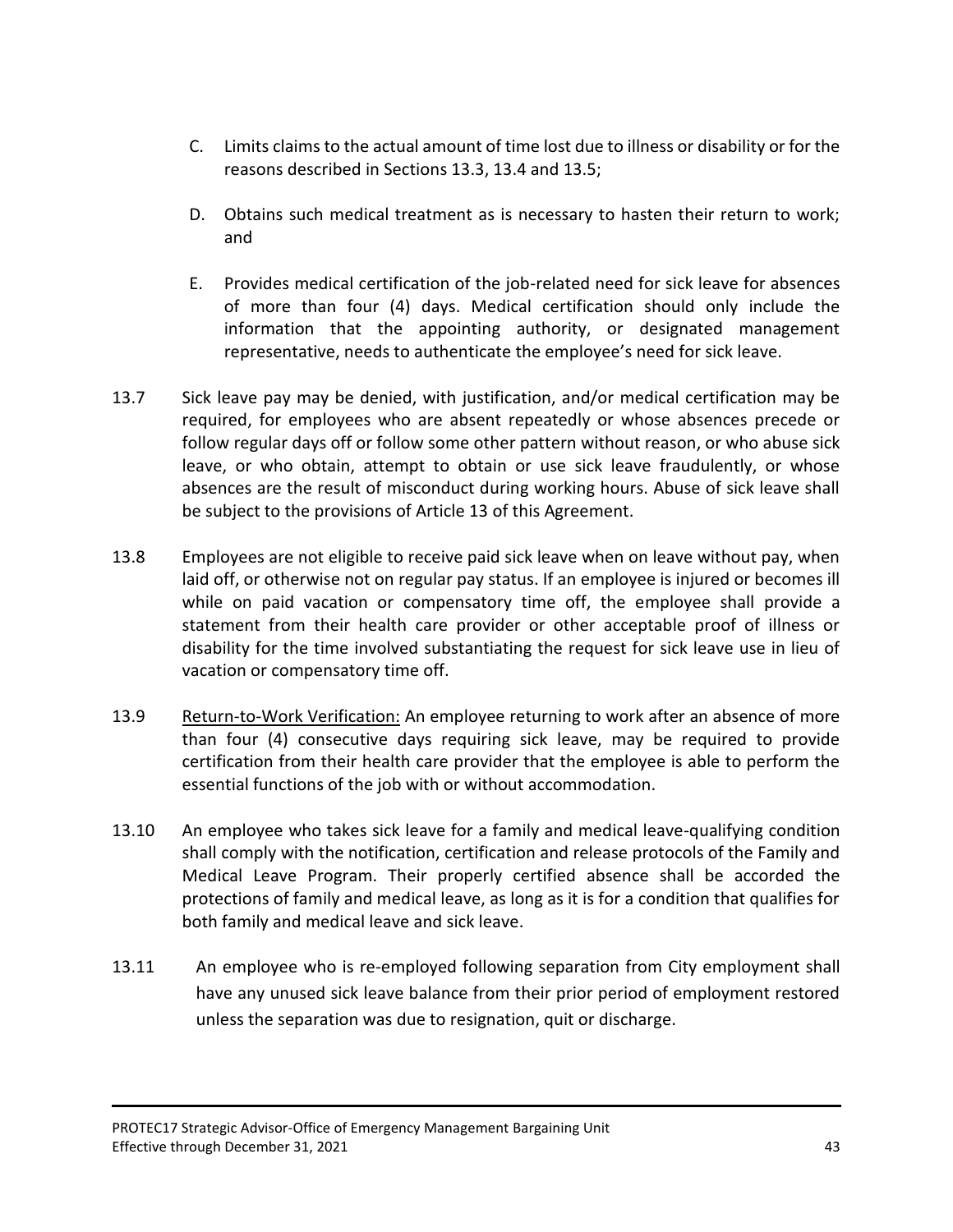C. Limits claims to the actual amount of time lost due to illness or disability or for the reasons described in Sections 13.3, 13.4 and 13.5;

D. Obtains such medical treatment as is necessary to hasten their return to work; and

E. Provides medical certification of the job-related need for sick leave for absences of more than four (4) days. Medical certification should only include the information that the appointing authority, or designated management representative, needs to authenticate the employee's need for sick leave.

13.7 Sick leave pay may be denied, with justification, and/or medical certification may be required, for employees who are absent repeatedly or whose absences precede or follow regular days off or follow some other pattern without reason, or who abuse sick leave, or who obtain, attempt to obtain or use sick leave fraudulently, or whose absences are the result of misconduct during working hours. Abuse of sick leave shall be subject to the provisions of Article 13 of this Agreement.

13.8 Employees are not eligible to receive paid sick leave when on leave without pay, when laid off, or otherwise not on regular pay status. If an employee is injured or becomes ill while on paid vacation or compensatory time off, the employee shall provide a statement from their health care provider or other acceptable proof of illness or disability for the time involved substantiating the request for sick leave use in lieu of vacation or compensatory time off.

13.9 Return-to-Work Verification: An employee returning to work after an absence of more than four (4) consecutive days requiring sick leave, may be required to provide certification from their health care provider that the employee is able to perform the essential functions of the job with or without accommodation.

13.10 An employee who takes sick leave for a family and medical leave-qualifying condition shall comply with the notification, certification and release protocols of the Family and Medical Leave Program. Their properly certified absence shall be accorded the protections of family and medical leave, as long as it is for a condition that qualifies for both family and medical leave and sick leave.

13.11 An employee who is re-employed following separation from City employment shall have any unused sick leave balance from their prior period of employment restored unless the separation was due to resignation, quit or discharge.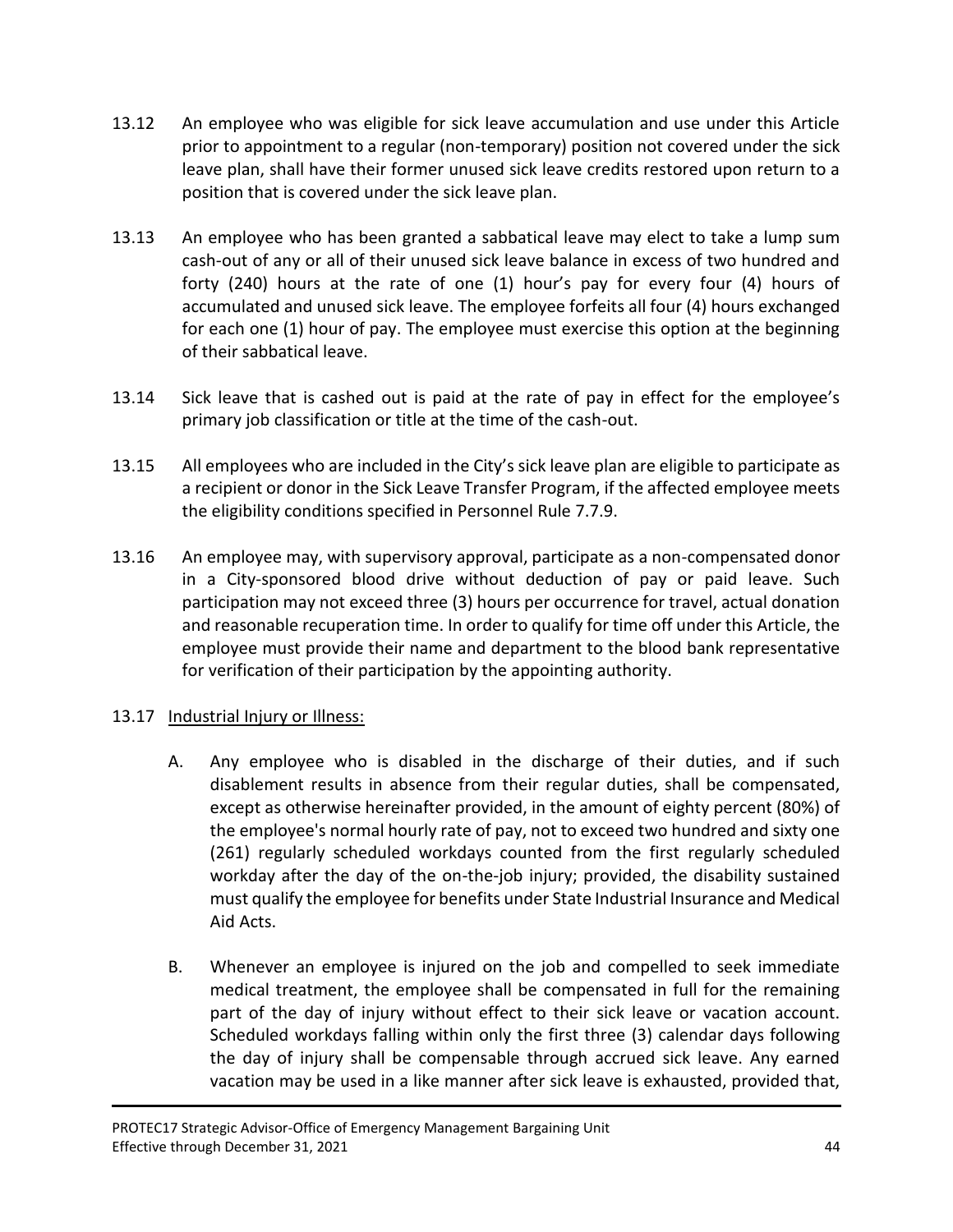13.12 An employee who was eligible for sick leave accumulation and use under this Article prior to appointment to a regular (non-temporary) position not covered under the sick leave plan, shall have their former unused sick leave credits restored upon return to a position that is covered under the sick leave plan.

13.13 An employee who has been granted a sabbatical leave may elect to take a lump sum cash-out of any or all of their unused sick leave balance in excess of two hundred and forty (240) hours at the rate of one (1) hour's pay for every four (4) hours of accumulated and unused sick leave. The employee forfeits all four (4) hours exchanged for each one (1) hour of pay. The employee must exercise this option at the beginning of their sabbatical leave.

13.14 Sick leave that is cashed out is paid at the rate of pay in effect for the employee's primary job classification or title at the time of the cash-out.

13.15 All employees who are included in the City's sick leave plan are eligible to participate as a recipient or donor in the Sick Leave Transfer Program, if the affected employee meets the eligibility conditions specified in Personnel Rule 7.7.9.

13.16 An employee may, with supervisory approval, participate as a non-compensated donor in a City-sponsored blood drive without deduction of pay or paid leave. Such participation may not exceed three (3) hours per occurrence for travel, actual donation and reasonable recuperation time. In order to qualify for time off under this Article, the employee must provide their name and department to the blood bank representative for verification of their participation by the appointing authority.

13.17 Industrial Injury or Illness:

A. Any employee who is disabled in the discharge of their duties, and if such disablement results in absence from their regular duties, shall be compensated, except as otherwise hereinafter provided, in the amount of eighty percent (80%) of the employee's normal hourly rate of pay, not to exceed two hundred and sixty one (261) regularly scheduled workdays counted from the first regularly scheduled workday after the day of the on-the-job injury; provided, the disability sustained must qualify the employee for benefits under State Industrial Insurance and Medical Aid Acts.

B. Whenever an employee is injured on the job and compelled to seek immediate medical treatment, the employee shall be compensated in full for the remaining part of the day of injury without effect to their sick leave or vacation account. Scheduled workdays falling within only the first three (3) calendar days following the day of injury shall be compensable through accrued sick leave. Any earned vacation may be used in a like manner after sick leave is exhausted, provided that,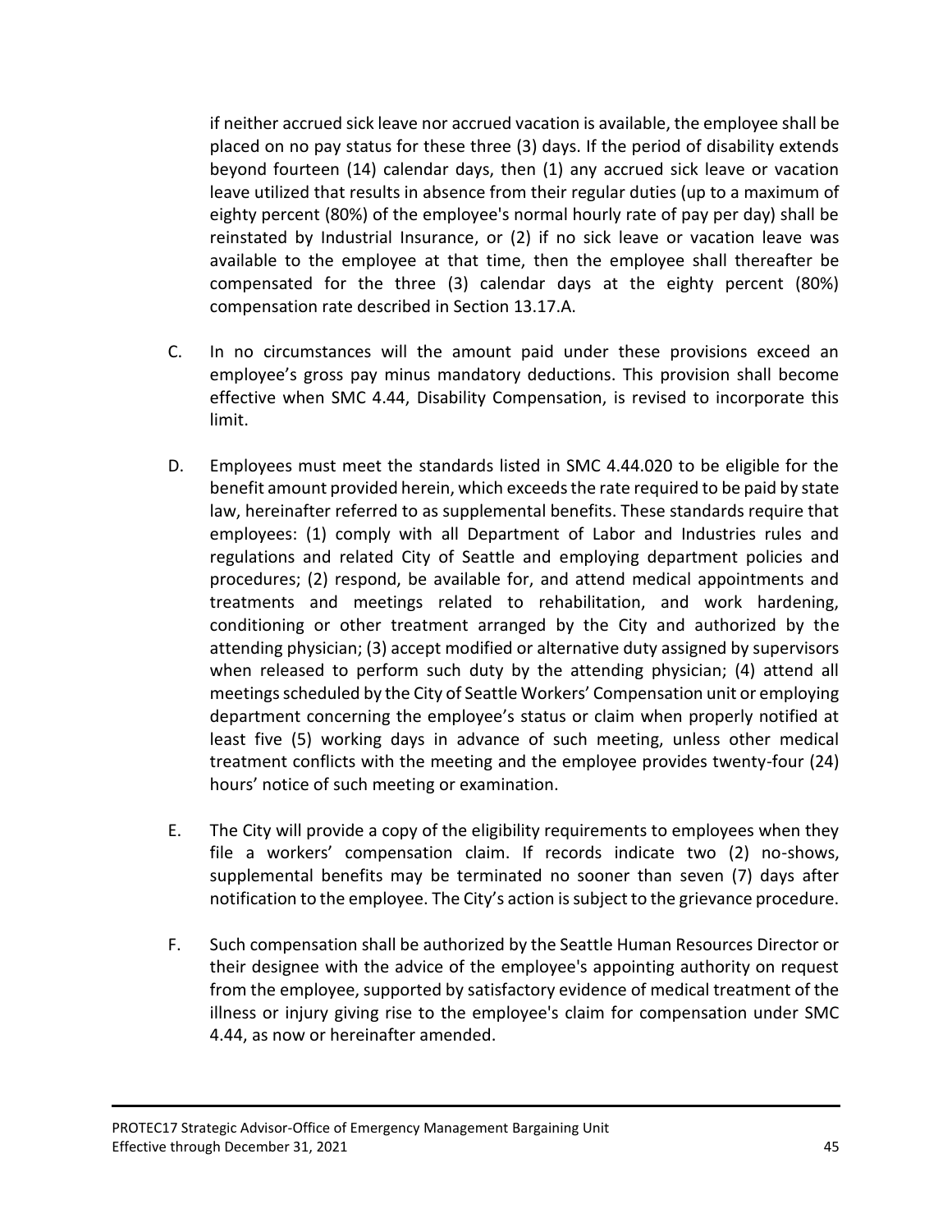if neither accrued sick leave nor accrued vacation is available, the employee shall be placed on no pay status for these three (3) days. If the period of disability extends beyond fourteen (14) calendar days, then (1) any accrued sick leave or vacation leave utilized that results in absence from their regular duties (up to a maximum of eighty percent (80%) of the employee's normal hourly rate of pay per day) shall be reinstated by Industrial Insurance, or (2) if no sick leave or vacation leave was available to the employee at that time, then the employee shall thereafter be compensated for the three (3) calendar days at the eighty percent (80%) compensation rate described in Section 13.17.A.

C. In no circumstances will the amount paid under these provisions exceed an employee's gross pay minus mandatory deductions. This provision shall become effective when SMC 4.44, Disability Compensation, is revised to incorporate this limit.

D. Employees must meet the standards listed in SMC 4.44.020 to be eligible for the benefit amount provided herein, which exceeds the rate required to be paid by state law, hereinafter referred to as supplemental benefits. These standards require that employees: (1) comply with all Department of Labor and Industries rules and regulations and related City of Seattle and employing department policies and procedures; (2) respond, be available for, and attend medical appointments and treatments and meetings related to rehabilitation, and work hardening, conditioning or other treatment arranged by the City and authorized by the attending physician; (3) accept modified or alternative duty assigned by supervisors when released to perform such duty by the attending physician; (4) attend all meetings scheduled by the City of Seattle Workers' Compensation unit or employing department concerning the employee's status or claim when properly notified at least five (5) working days in advance of such meeting, unless other medical treatment conflicts with the meeting and the employee provides twenty-four (24) hours' notice of such meeting or examination.

E. The City will provide a copy of the eligibility requirements to employees when they file a workers' compensation claim. If records indicate two (2) no-shows, supplemental benefits may be terminated no sooner than seven (7) days after notification to the employee. The City's action is subject to the grievance procedure.

F. Such compensation shall be authorized by the Seattle Human Resources Director or their designee with the advice of the employee's appointing authority on request from the employee, supported by satisfactory evidence of medical treatment of the illness or injury giving rise to the employee's claim for compensation under SMC 4.44, as now or hereinafter amended.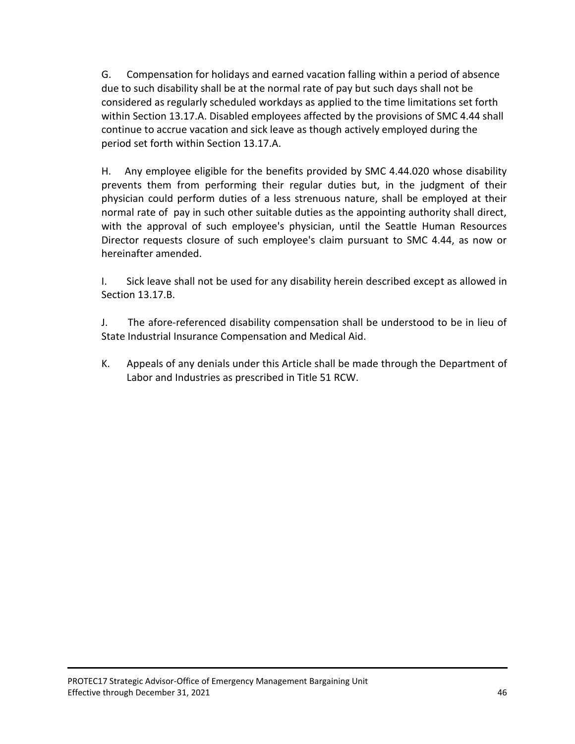G. Compensation for holidays and earned vacation falling within a period of absence due to such disability shall be at the normal rate of pay but such days shall not be considered as regularly scheduled workdays as applied to the time limitations set forth within Section 13.17.A. Disabled employees affected by the provisions of SMC 4.44 shall continue to accrue vacation and sick leave as though actively employed during the period set forth within Section 13.17.A.

H. Any employee eligible for the benefits provided by SMC 4.44.020 whose disability prevents them from performing their regular duties but, in the judgment of their physician could perform duties of a less strenuous nature, shall be employed at their normal rate of pay in such other suitable duties as the appointing authority shall direct, with the approval of such employee's physician, until the Seattle Human Resources Director requests closure of such employee's claim pursuant to SMC 4.44, as now or hereinafter amended.

I. Sick leave shall not be used for any disability herein described except as allowed in Section 13.17.B.

J. The afore-referenced disability compensation shall be understood to be in lieu of State Industrial Insurance Compensation and Medical Aid.

K. Appeals of any denials under this Article shall be made through the Department of Labor and Industries as prescribed in Title 51 RCW.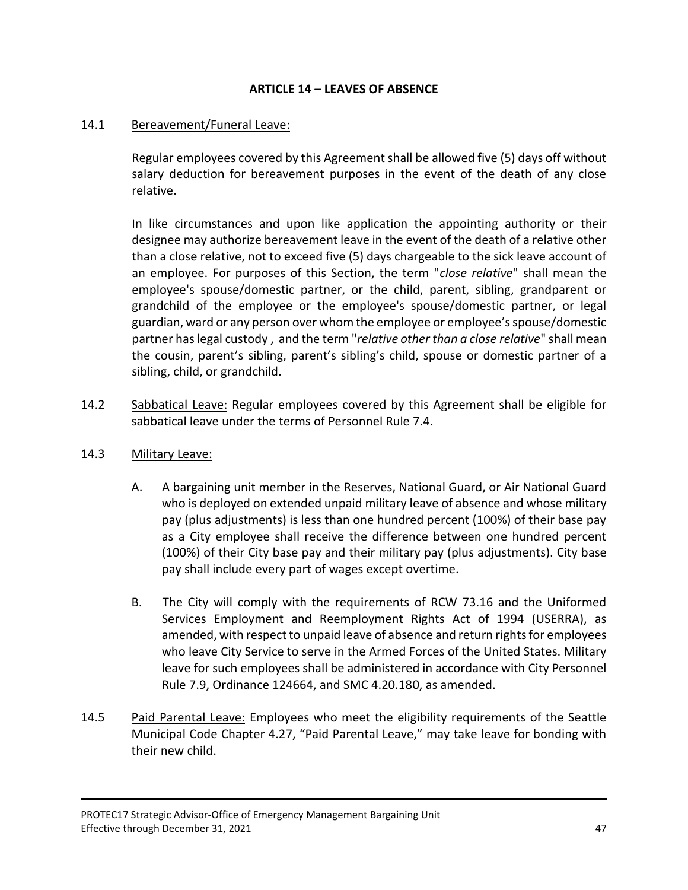## ARTICLE 14 – LEAVES OF ABSENCE

14.1 Bereavement/Funeral Leave:

Regular employees covered by this Agreement shall be allowed five (5) days off without salary deduction for bereavement purposes in the event of the death of any close relative.

In like circumstances and upon like application the appointing authority or their designee may authorize bereavement leave in the event of the death of a relative other than a close relative, not to exceed five (5) days chargeable to the sick leave account of an employee. For purposes of this Section, the term "*close relative*" shall mean the employee's spouse/domestic partner, or the child, parent, sibling, grandparent or grandchild of the employee or the employee's spouse/domestic partner, or legal guardian, ward or any person over whom the employee or employee's spouse/domestic partner has legal custody , and the term "*relative other than a close relative*" shall mean the cousin, parent's sibling, parent's sibling's child, spouse or domestic partner of a sibling, child, or grandchild.

14.2 Sabbatical Leave: Regular employees covered by this Agreement shall be eligible for sabbatical leave under the terms of Personnel Rule 7.4.

14.3 Military Leave:

A. A bargaining unit member in the Reserves, National Guard, or Air National Guard who is deployed on extended unpaid military leave of absence and whose military pay (plus adjustments) is less than one hundred percent (100%) of their base pay as a City employee shall receive the difference between one hundred percent (100%) of their City base pay and their military pay (plus adjustments). City base pay shall include every part of wages except overtime.

B. The City will comply with the requirements of RCW 73.16 and the Uniformed Services Employment and Reemployment Rights Act of 1994 (USERRA), as amended, with respect to unpaid leave of absence and return rights for employees who leave City Service to serve in the Armed Forces of the United States. Military leave for such employees shall be administered in accordance with City Personnel Rule 7.9, Ordinance 124664, and SMC 4.20.180, as amended.

14.5 Paid Parental Leave: Employees who meet the eligibility requirements of the Seattle Municipal Code Chapter 4.27, "Paid Parental Leave," may take leave for bonding with their new child.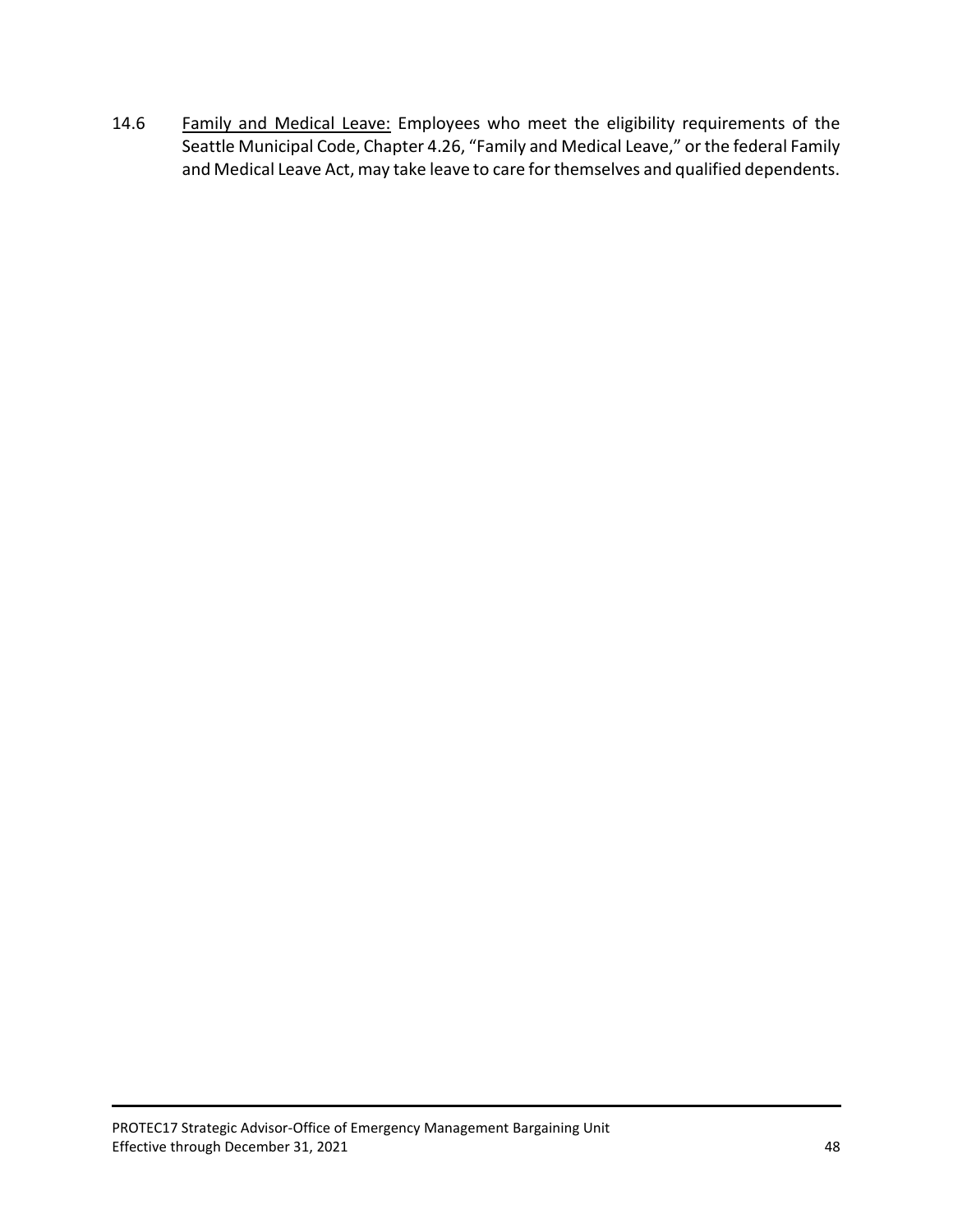14.6 <u>Family and Medical Leave:</u> Employees who meet the eligibility requirements of the Seattle Municipal Code, Chapter 4.26, "Family and Medical Leave," or the federal Family and Medical Leave Act, may take leave to care for themselves and qualified dependents.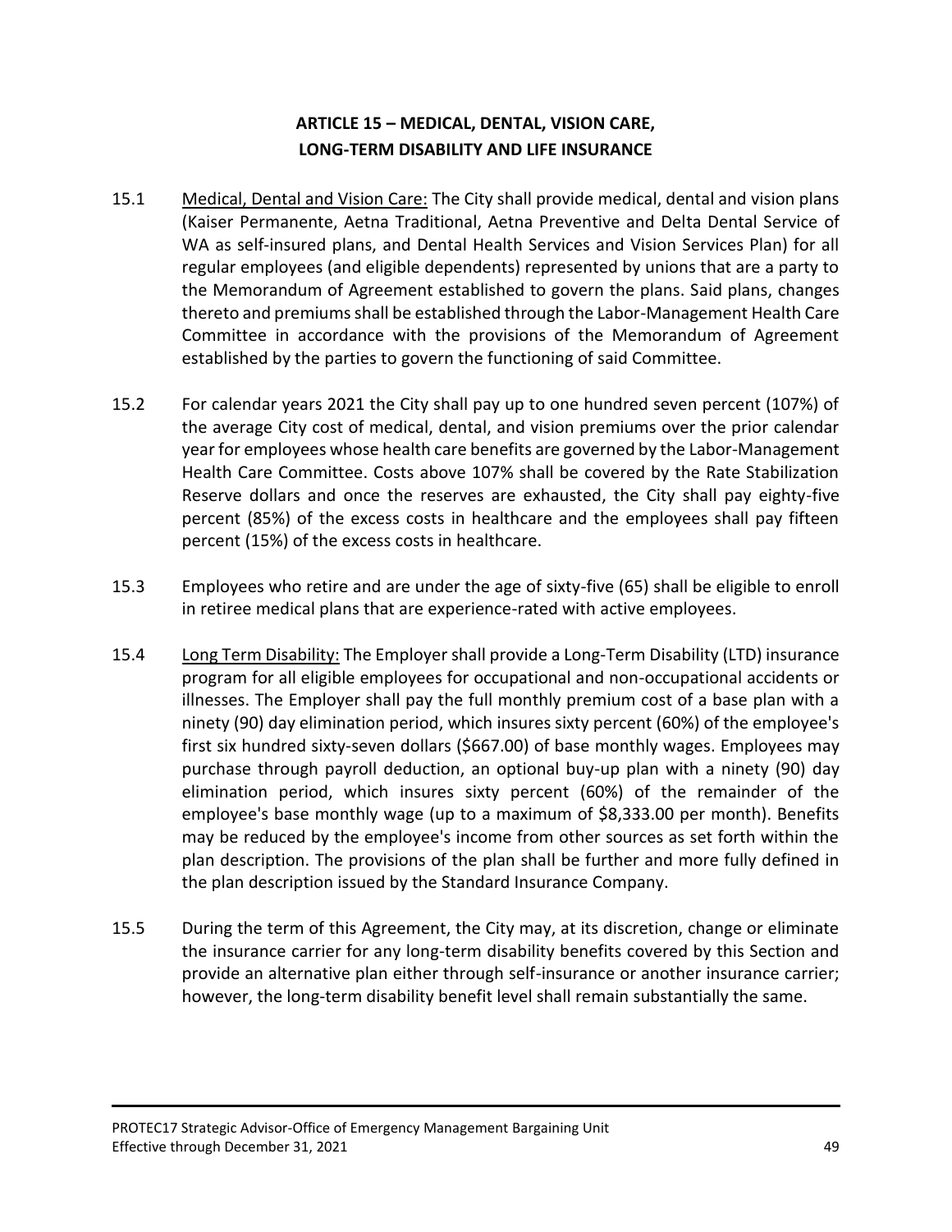# ARTICLE 15 – MEDICAL, DENTAL, VISION CARE, LONG-TERM DISABILITY AND LIFE INSURANCE

15.1 Medical, Dental and Vision Care: The City shall provide medical, dental and vision plans (Kaiser Permanente, Aetna Traditional, Aetna Preventive and Delta Dental Service of WA as self-insured plans, and Dental Health Services and Vision Services Plan) for all regular employees (and eligible dependents) represented by unions that are a party to the Memorandum of Agreement established to govern the plans. Said plans, changes thereto and premiums shall be established through the Labor-Management Health Care Committee in accordance with the provisions of the Memorandum of Agreement established by the parties to govern the functioning of said Committee.

15.2 For calendar years 2021 the City shall pay up to one hundred seven percent (107%) of the average City cost of medical, dental, and vision premiums over the prior calendar year for employees whose health care benefits are governed by the Labor-Management Health Care Committee. Costs above 107% shall be covered by the Rate Stabilization Reserve dollars and once the reserves are exhausted, the City shall pay eighty-five percent (85%) of the excess costs in healthcare and the employees shall pay fifteen percent (15%) of the excess costs in healthcare.

15.3 Employees who retire and are under the age of sixty-five (65) shall be eligible to enroll in retiree medical plans that are experience-rated with active employees.

15.4 Long Term Disability: The Employer shall provide a Long-Term Disability (LTD) insurance program for all eligible employees for occupational and non-occupational accidents or illnesses. The Employer shall pay the full monthly premium cost of a base plan with a ninety (90) day elimination period, which insures sixty percent (60%) of the employee's first six hundred sixty-seven dollars ($667.00) of base monthly wages. Employees may purchase through payroll deduction, an optional buy-up plan with a ninety (90) day elimination period, which insures sixty percent (60%) of the remainder of the employee's base monthly wage (up to a maximum of $8,333.00 per month). Benefits may be reduced by the employee's income from other sources as set forth within the plan description. The provisions of the plan shall be further and more fully defined in the plan description issued by the Standard Insurance Company.

15.5 During the term of this Agreement, the City may, at its discretion, change or eliminate the insurance carrier for any long-term disability benefits covered by this Section and provide an alternative plan either through self-insurance or another insurance carrier; however, the long-term disability benefit level shall remain substantially the same.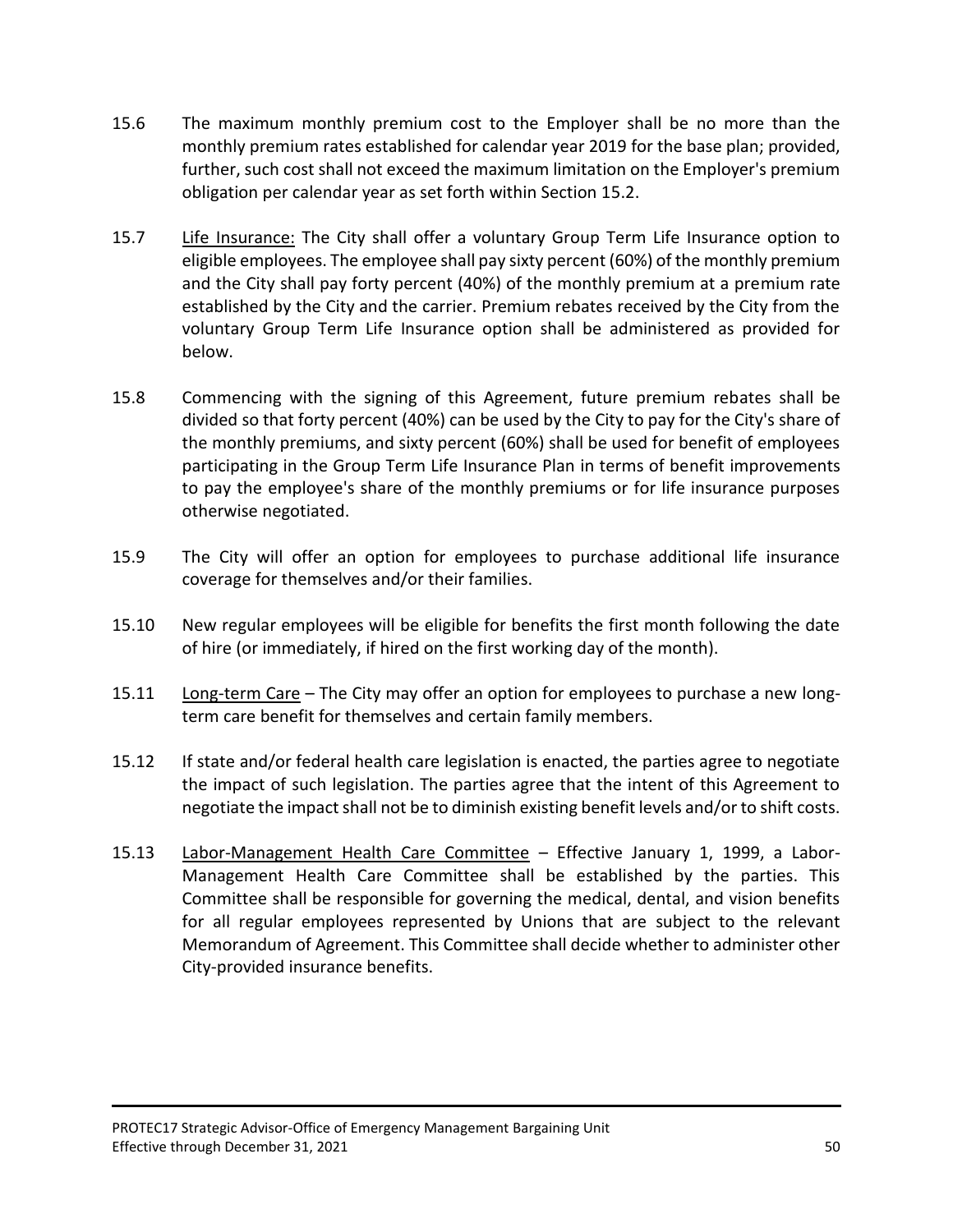15.6 The maximum monthly premium cost to the Employer shall be no more than the monthly premium rates established for calendar year 2019 for the base plan; provided, further, such cost shall not exceed the maximum limitation on the Employer's premium obligation per calendar year as set forth within Section 15.2.

15.7 <u>Life Insurance:</u> The City shall offer a voluntary Group Term Life Insurance option to eligible employees. The employee shall pay sixty percent (60%) of the monthly premium and the City shall pay forty percent (40%) of the monthly premium at a premium rate established by the City and the carrier. Premium rebates received by the City from the voluntary Group Term Life Insurance option shall be administered as provided for below.

15.8 Commencing with the signing of this Agreement, future premium rebates shall be divided so that forty percent (40%) can be used by the City to pay for the City's share of the monthly premiums, and sixty percent (60%) shall be used for benefit of employees participating in the Group Term Life Insurance Plan in terms of benefit improvements to pay the employee's share of the monthly premiums or for life insurance purposes otherwise negotiated.

15.9 The City will offer an option for employees to purchase additional life insurance coverage for themselves and/or their families.

15.10 New regular employees will be eligible for benefits the first month following the date of hire (or immediately, if hired on the first working day of the month).

15.11 <u>Long-term Care</u> – The City may offer an option for employees to purchase a new long-term care benefit for themselves and certain family members.

15.12 If state and/or federal health care legislation is enacted, the parties agree to negotiate the impact of such legislation. The parties agree that the intent of this Agreement to negotiate the impact shall not be to diminish existing benefit levels and/or to shift costs.

15.13 <u>Labor-Management Health Care Committee</u> – Effective January 1, 1999, a Labor-Management Health Care Committee shall be established by the parties. This Committee shall be responsible for governing the medical, dental, and vision benefits for all regular employees represented by Unions that are subject to the relevant Memorandum of Agreement. This Committee shall decide whether to administer other City-provided insurance benefits.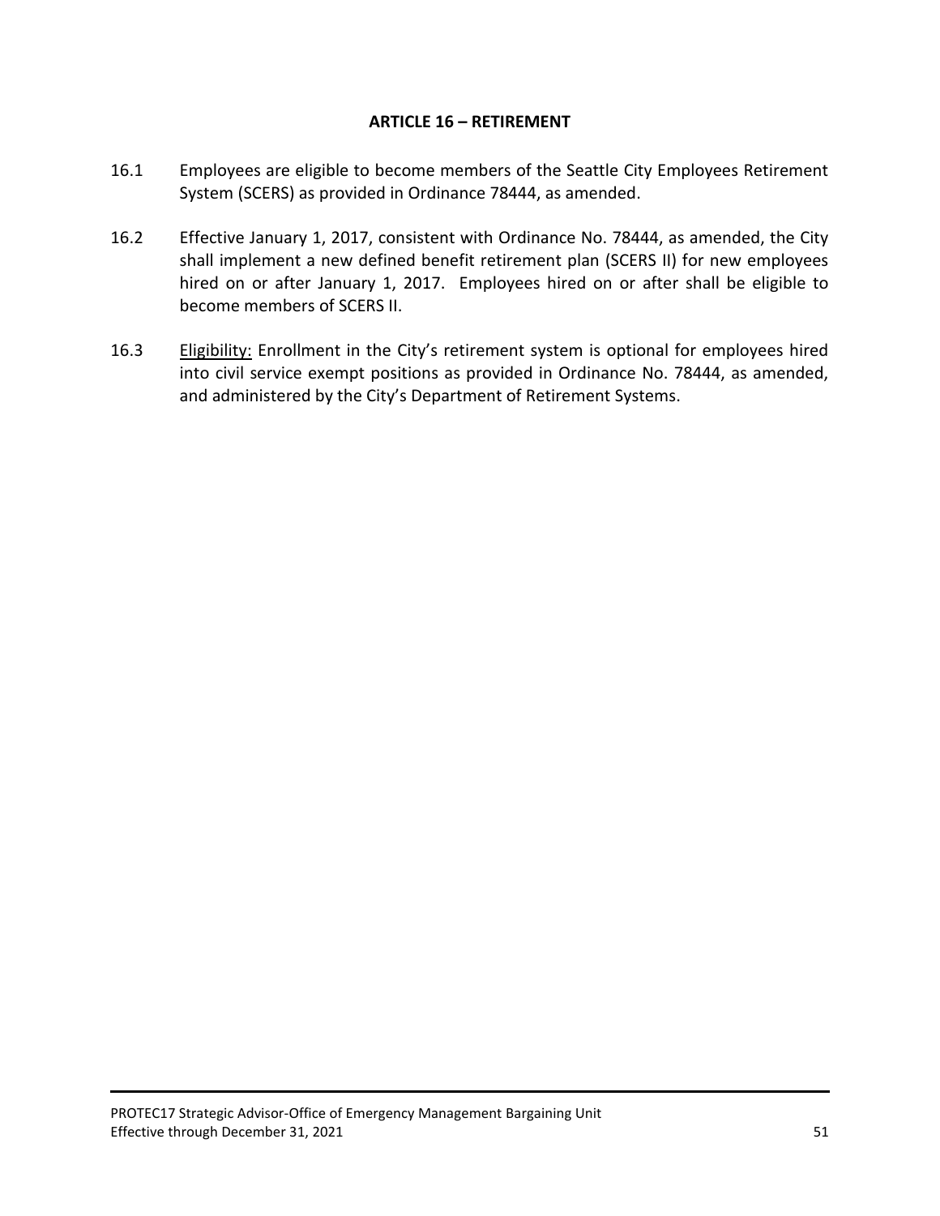## ARTICLE 16 – RETIREMENT

16.1 Employees are eligible to become members of the Seattle City Employees Retirement System (SCERS) as provided in Ordinance 78444, as amended.

16.2 Effective January 1, 2017, consistent with Ordinance No. 78444, as amended, the City shall implement a new defined benefit retirement plan (SCERS II) for new employees hired on or after January 1, 2017. Employees hired on or after shall be eligible to become members of SCERS II.

16.3 Eligibility: Enrollment in the City's retirement system is optional for employees hired into civil service exempt positions as provided in Ordinance No. 78444, as amended, and administered by the City's Department of Retirement Systems.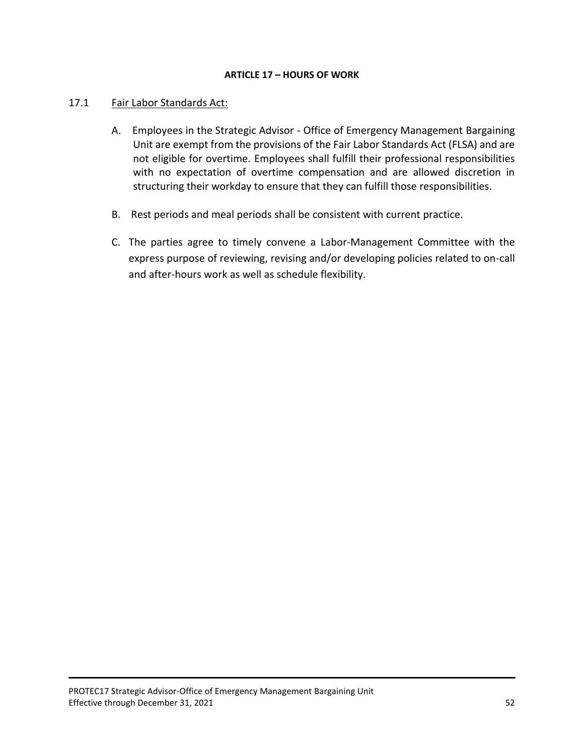# ARTICLE 17 – HOURS OF WORK

17.1 Fair Labor Standards Act:

A. Employees in the Strategic Advisor - Office of Emergency Management Bargaining Unit are exempt from the provisions of the Fair Labor Standards Act (FLSA) and are not eligible for overtime. Employees shall fulfill their professional responsibilities with no expectation of overtime compensation and are allowed discretion in structuring their workday to ensure that they can fulfill those responsibilities.

B. Rest periods and meal periods shall be consistent with current practice.

C. The parties agree to timely convene a Labor-Management Committee with the express purpose of reviewing, revising and/or developing policies related to on-call and after-hours work as well as schedule flexibility.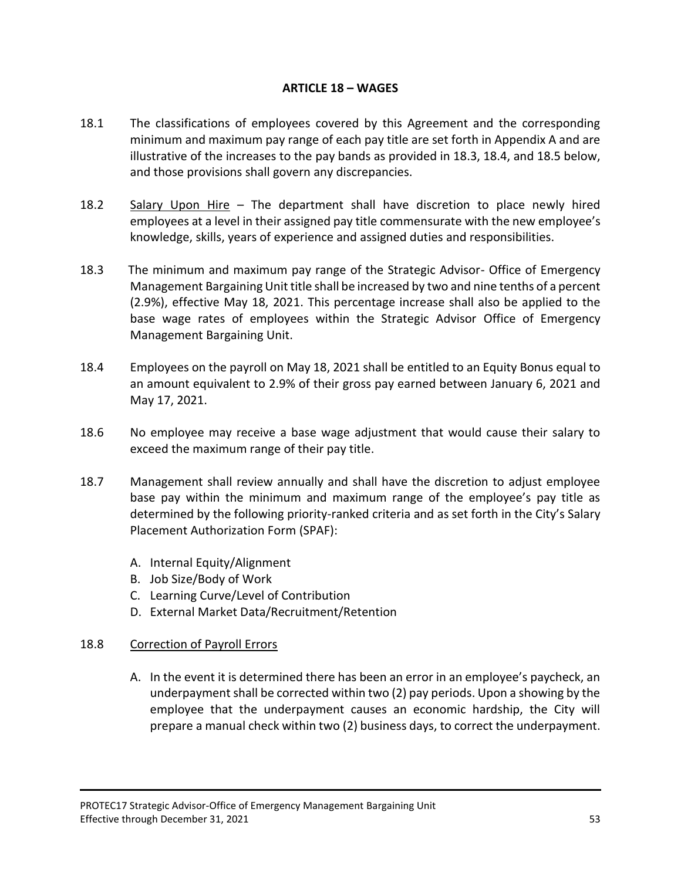# ARTICLE 18 – WAGES

18.1 The classifications of employees covered by this Agreement and the corresponding minimum and maximum pay range of each pay title are set forth in Appendix A and are illustrative of the increases to the pay bands as provided in 18.3, 18.4, and 18.5 below, and those provisions shall govern any discrepancies.

18.2 Salary Upon Hire – The department shall have discretion to place newly hired employees at a level in their assigned pay title commensurate with the new employee's knowledge, skills, years of experience and assigned duties and responsibilities.

18.3 The minimum and maximum pay range of the Strategic Advisor- Office of Emergency Management Bargaining Unit title shall be increased by two and nine tenths of a percent (2.9%), effective May 18, 2021. This percentage increase shall also be applied to the base wage rates of employees within the Strategic Advisor Office of Emergency Management Bargaining Unit.

18.4 Employees on the payroll on May 18, 2021 shall be entitled to an Equity Bonus equal to an amount equivalent to 2.9% of their gross pay earned between January 6, 2021 and May 17, 2021.

18.6 No employee may receive a base wage adjustment that would cause their salary to exceed the maximum range of their pay title.

18.7 Management shall review annually and shall have the discretion to adjust employee base pay within the minimum and maximum range of the employee's pay title as determined by the following priority-ranked criteria and as set forth in the City's Salary Placement Authorization Form (SPAF):

A. Internal Equity/Alignment
B. Job Size/Body of Work
C. Learning Curve/Level of Contribution
D. External Market Data/Recruitment/Retention

18.8 Correction of Payroll Errors

A. In the event it is determined there has been an error in an employee's paycheck, an underpayment shall be corrected within two (2) pay periods. Upon a showing by the employee that the underpayment causes an economic hardship, the City will prepare a manual check within two (2) business days, to correct the underpayment.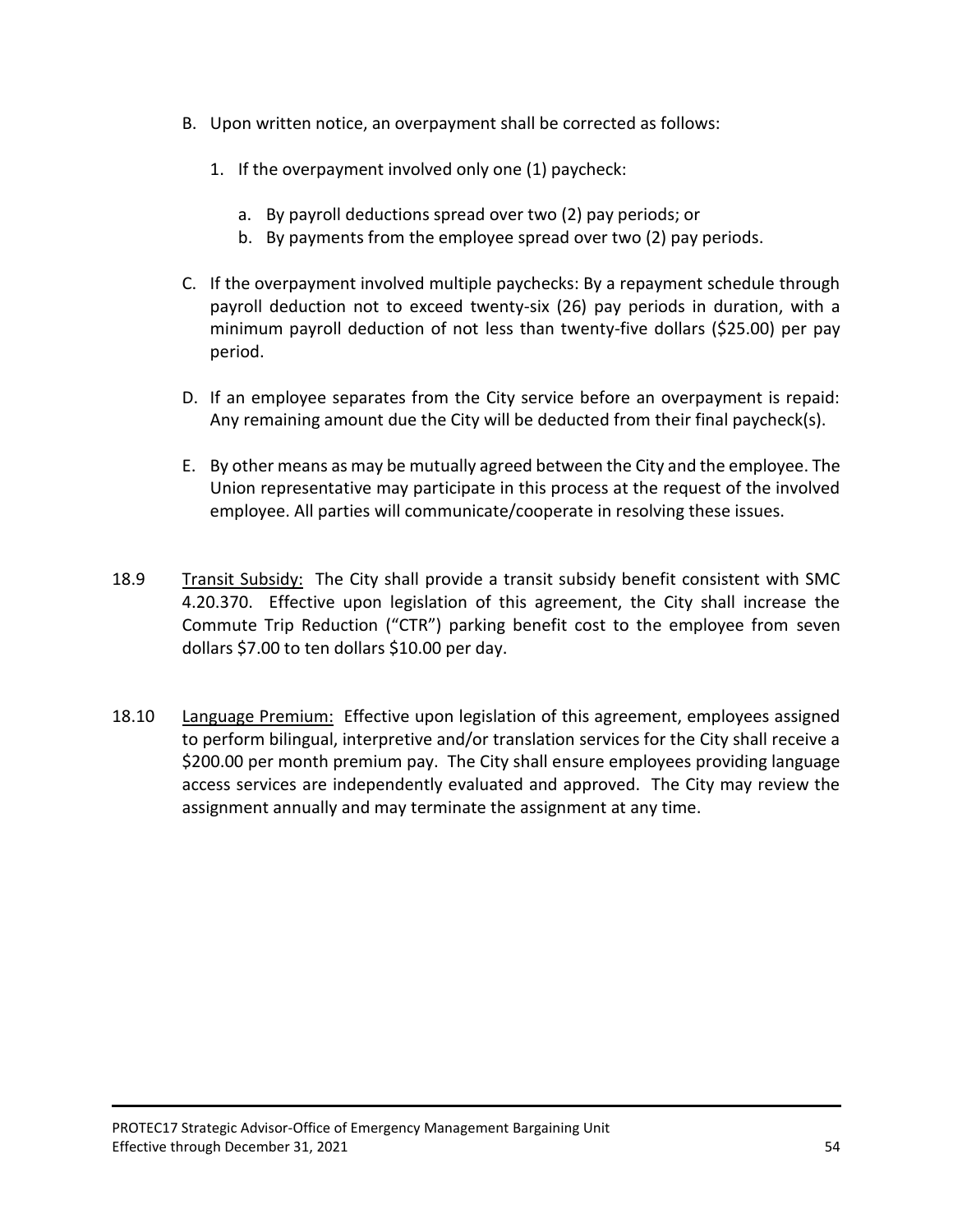B. Upon written notice, an overpayment shall be corrected as follows:

   1. If the overpayment involved only one (1) paycheck:

      a. By payroll deductions spread over two (2) pay periods; or
      b. By payments from the employee spread over two (2) pay periods.

C. If the overpayment involved multiple paychecks: By a repayment schedule through payroll deduction not to exceed twenty-six (26) pay periods in duration, with a minimum payroll deduction of not less than twenty-five dollars ($25.00) per pay period.

D. If an employee separates from the City service before an overpayment is repaid: Any remaining amount due the City will be deducted from their final paycheck(s).

E. By other means as may be mutually agreed between the City and the employee. The Union representative may participate in this process at the request of the involved employee. All parties will communicate/cooperate in resolving these issues.

18.9 Transit Subsidy: The City shall provide a transit subsidy benefit consistent with SMC 4.20.370. Effective upon legislation of this agreement, the City shall increase the Commute Trip Reduction ("CTR") parking benefit cost to the employee from seven dollars $7.00 to ten dollars $10.00 per day.

18.10 Language Premium: Effective upon legislation of this agreement, employees assigned to perform bilingual, interpretive and/or translation services for the City shall receive a $200.00 per month premium pay. The City shall ensure employees providing language access services are independently evaluated and approved. The City may review the assignment annually and may terminate the assignment at any time.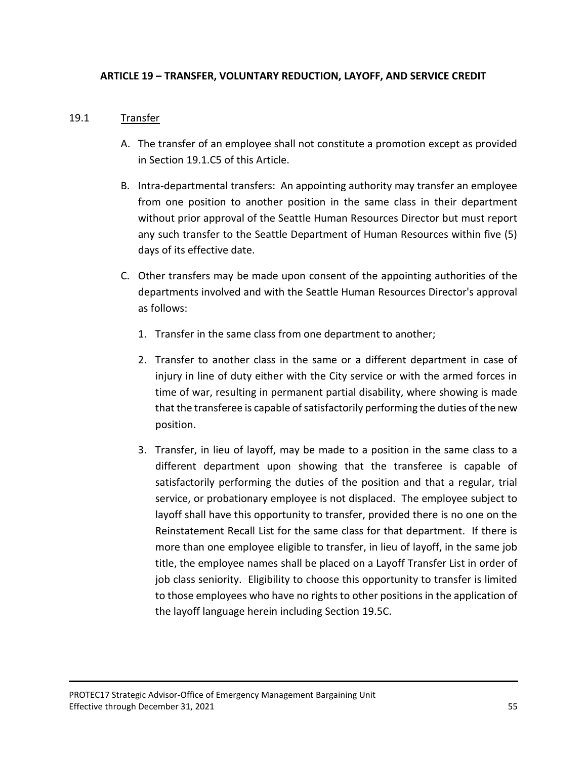**ARTICLE 19 – TRANSFER, VOLUNTARY REDUCTION, LAYOFF, AND SERVICE CREDIT**

19.1 Transfer

A. The transfer of an employee shall not constitute a promotion except as provided in Section 19.1.C5 of this Article.

B. Intra-departmental transfers: An appointing authority may transfer an employee from one position to another position in the same class in their department without prior approval of the Seattle Human Resources Director but must report any such transfer to the Seattle Department of Human Resources within five (5) days of its effective date.

C. Other transfers may be made upon consent of the appointing authorities of the departments involved and with the Seattle Human Resources Director's approval as follows:

1. Transfer in the same class from one department to another;

2. Transfer to another class in the same or a different department in case of injury in line of duty either with the City service or with the armed forces in time of war, resulting in permanent partial disability, where showing is made that the transferee is capable of satisfactorily performing the duties of the new position.

3. Transfer, in lieu of layoff, may be made to a position in the same class to a different department upon showing that the transferee is capable of satisfactorily performing the duties of the position and that a regular, trial service, or probationary employee is not displaced. The employee subject to layoff shall have this opportunity to transfer, provided there is no one on the Reinstatement Recall List for the same class for that department. If there is more than one employee eligible to transfer, in lieu of layoff, in the same job title, the employee names shall be placed on a Layoff Transfer List in order of job class seniority. Eligibility to choose this opportunity to transfer is limited to those employees who have no rights to other positions in the application of the layoff language herein including Section 19.5C.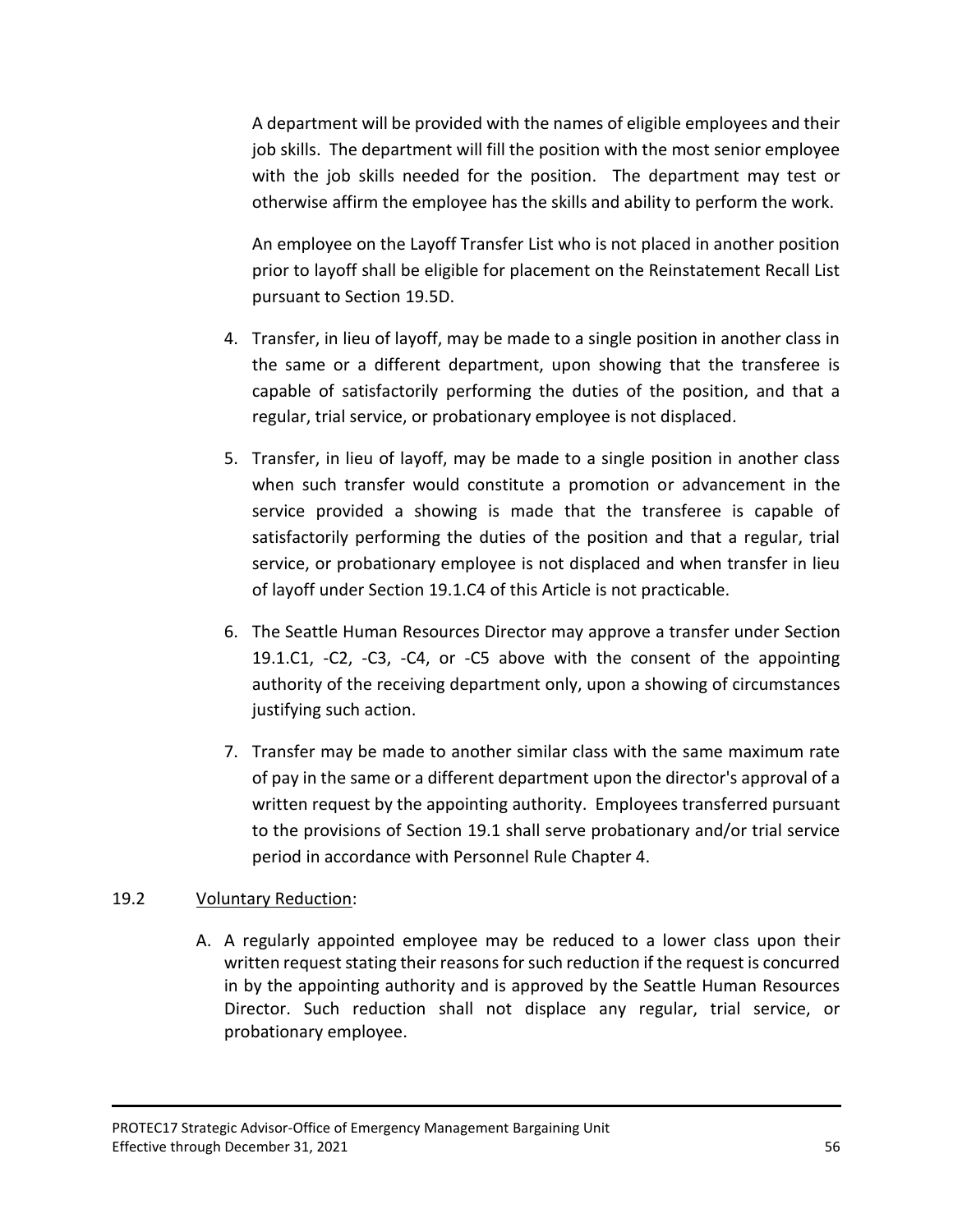A department will be provided with the names of eligible employees and their job skills. The department will fill the position with the most senior employee with the job skills needed for the position. The department may test or otherwise affirm the employee has the skills and ability to perform the work.

An employee on the Layoff Transfer List who is not placed in another position prior to layoff shall be eligible for placement on the Reinstatement Recall List pursuant to Section 19.5D.

4. Transfer, in lieu of layoff, may be made to a single position in another class in the same or a different department, upon showing that the transferee is capable of satisfactorily performing the duties of the position, and that a regular, trial service, or probationary employee is not displaced.

5. Transfer, in lieu of layoff, may be made to a single position in another class when such transfer would constitute a promotion or advancement in the service provided a showing is made that the transferee is capable of satisfactorily performing the duties of the position and that a regular, trial service, or probationary employee is not displaced and when transfer in lieu of layoff under Section 19.1.C4 of this Article is not practicable.

6. The Seattle Human Resources Director may approve a transfer under Section 19.1.C1, -C2, -C3, -C4, or -C5 above with the consent of the appointing authority of the receiving department only, upon a showing of circumstances justifying such action.

7. Transfer may be made to another similar class with the same maximum rate of pay in the same or a different department upon the director's approval of a written request by the appointing authority. Employees transferred pursuant to the provisions of Section 19.1 shall serve probationary and/or trial service period in accordance with Personnel Rule Chapter 4.

19.2 Voluntary Reduction:

A. A regularly appointed employee may be reduced to a lower class upon their written request stating their reasons for such reduction if the request is concurred in by the appointing authority and is approved by the Seattle Human Resources Director. Such reduction shall not displace any regular, trial service, or probationary employee.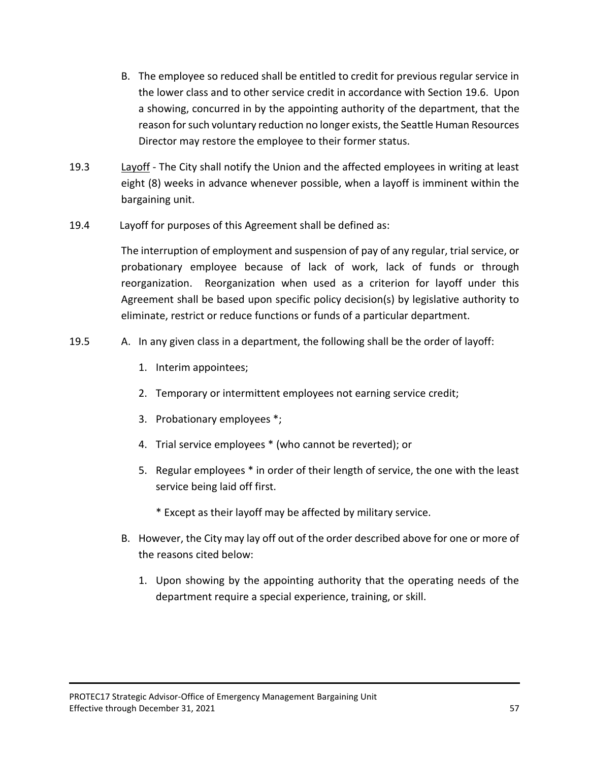B. The employee so reduced shall be entitled to credit for previous regular service in the lower class and to other service credit in accordance with Section 19.6. Upon a showing, concurred in by the appointing authority of the department, that the reason for such voluntary reduction no longer exists, the Seattle Human Resources Director may restore the employee to their former status.

19.3 Layoff - The City shall notify the Union and the affected employees in writing at least eight (8) weeks in advance whenever possible, when a layoff is imminent within the bargaining unit.

19.4 Layoff for purposes of this Agreement shall be defined as:

The interruption of employment and suspension of pay of any regular, trial service, or probationary employee because of lack of work, lack of funds or through reorganization. Reorganization when used as a criterion for layoff under this Agreement shall be based upon specific policy decision(s) by legislative authority to eliminate, restrict or reduce functions or funds of a particular department.

19.5 A. In any given class in a department, the following shall be the order of layoff:

1. Interim appointees;
2. Temporary or intermittent employees not earning service credit;
3. Probationary employees *;
4. Trial service employees * (who cannot be reverted); or
5. Regular employees * in order of their length of service, the one with the least service being laid off first.

   * Except as their layoff may be affected by military service.

B. However, the City may lay off out of the order described above for one or more of the reasons cited below:

1. Upon showing by the appointing authority that the operating needs of the department require a special experience, training, or skill.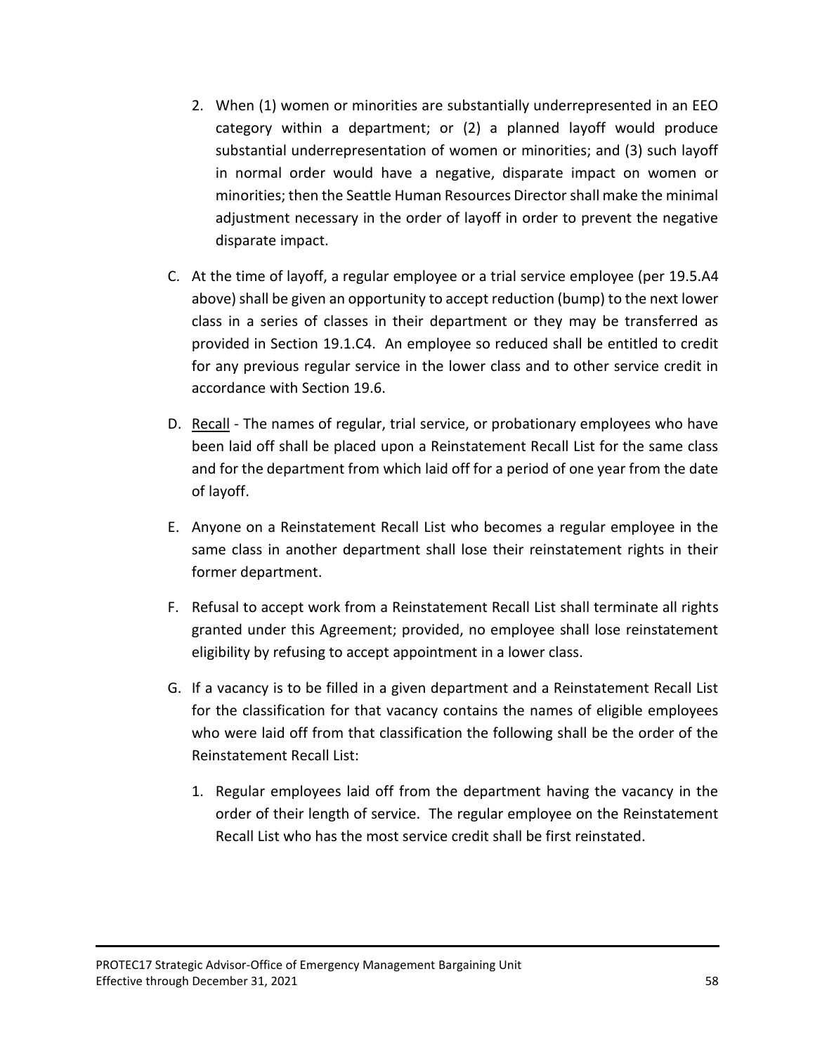2. When (1) women or minorities are substantially underrepresented in an EEO category within a department; or (2) a planned layoff would produce substantial underrepresentation of women or minorities; and (3) such layoff in normal order would have a negative, disparate impact on women or minorities; then the Seattle Human Resources Director shall make the minimal adjustment necessary in the order of layoff in order to prevent the negative disparate impact.

C. At the time of layoff, a regular employee or a trial service employee (per 19.5.A4 above) shall be given an opportunity to accept reduction (bump) to the next lower class in a series of classes in their department or they may be transferred as provided in Section 19.1.C4. An employee so reduced shall be entitled to credit for any previous regular service in the lower class and to other service credit in accordance with Section 19.6.

D. Recall - The names of regular, trial service, or probationary employees who have been laid off shall be placed upon a Reinstatement Recall List for the same class and for the department from which laid off for a period of one year from the date of layoff.

E. Anyone on a Reinstatement Recall List who becomes a regular employee in the same class in another department shall lose their reinstatement rights in their former department.

F. Refusal to accept work from a Reinstatement Recall List shall terminate all rights granted under this Agreement; provided, no employee shall lose reinstatement eligibility by refusing to accept appointment in a lower class.

G. If a vacancy is to be filled in a given department and a Reinstatement Recall List for the classification for that vacancy contains the names of eligible employees who were laid off from that classification the following shall be the order of the Reinstatement Recall List:

1. Regular employees laid off from the department having the vacancy in the order of their length of service. The regular employee on the Reinstatement Recall List who has the most service credit shall be first reinstated.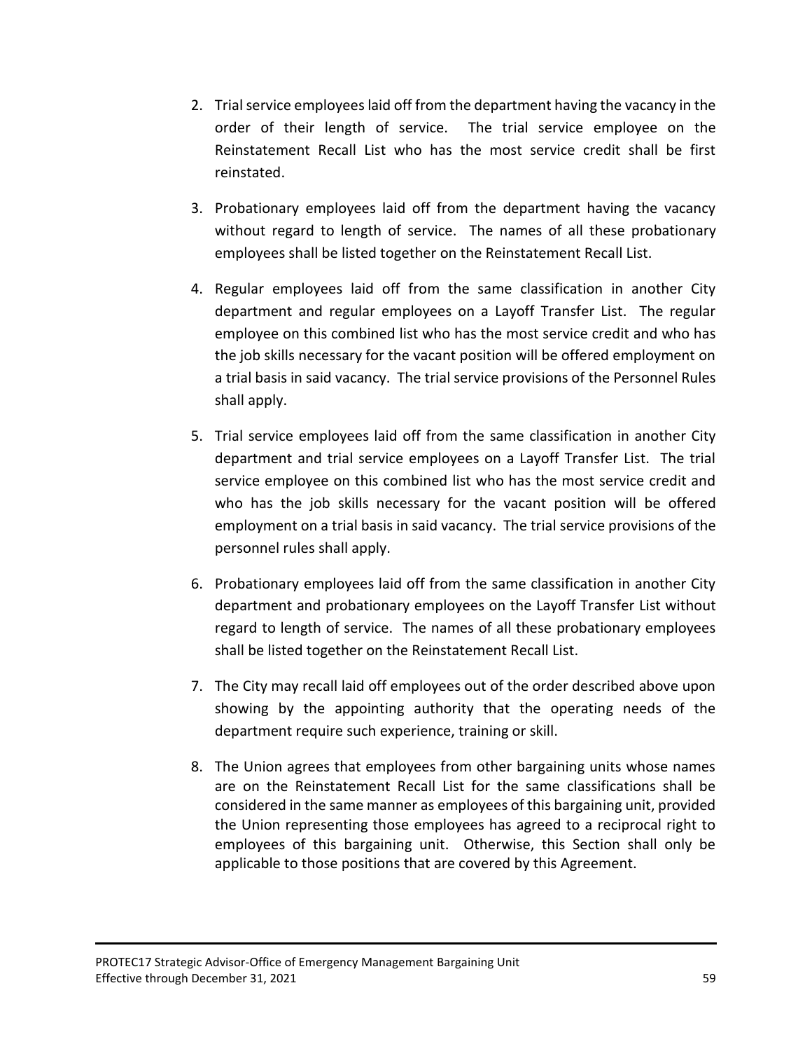2. Trial service employees laid off from the department having the vacancy in the order of their length of service. The trial service employee on the Reinstatement Recall List who has the most service credit shall be first reinstated.

3. Probationary employees laid off from the department having the vacancy without regard to length of service. The names of all these probationary employees shall be listed together on the Reinstatement Recall List.

4. Regular employees laid off from the same classification in another City department and regular employees on a Layoff Transfer List. The regular employee on this combined list who has the most service credit and who has the job skills necessary for the vacant position will be offered employment on a trial basis in said vacancy. The trial service provisions of the Personnel Rules shall apply.

5. Trial service employees laid off from the same classification in another City department and trial service employees on a Layoff Transfer List. The trial service employee on this combined list who has the most service credit and who has the job skills necessary for the vacant position will be offered employment on a trial basis in said vacancy. The trial service provisions of the personnel rules shall apply.

6. Probationary employees laid off from the same classification in another City department and probationary employees on the Layoff Transfer List without regard to length of service. The names of all these probationary employees shall be listed together on the Reinstatement Recall List.

7. The City may recall laid off employees out of the order described above upon showing by the appointing authority that the operating needs of the department require such experience, training or skill.

8. The Union agrees that employees from other bargaining units whose names are on the Reinstatement Recall List for the same classifications shall be considered in the same manner as employees of this bargaining unit, provided the Union representing those employees has agreed to a reciprocal right to employees of this bargaining unit. Otherwise, this Section shall only be applicable to those positions that are covered by this Agreement.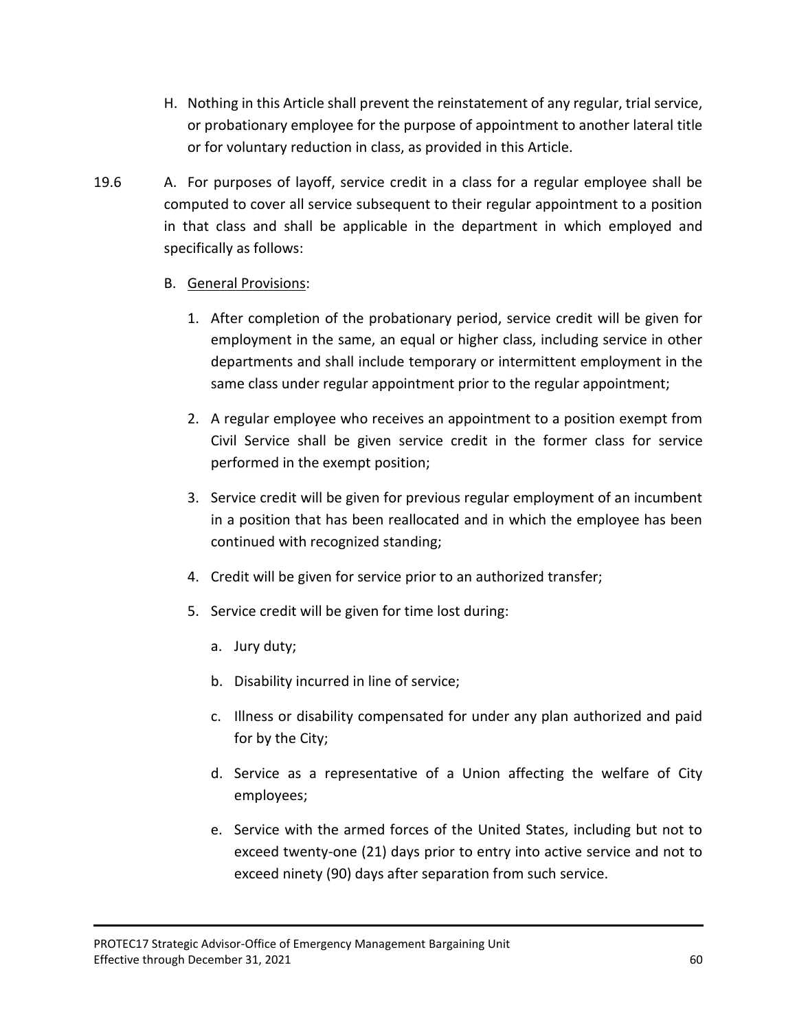H. Nothing in this Article shall prevent the reinstatement of any regular, trial service, or probationary employee for the purpose of appointment to another lateral title or for voluntary reduction in class, as provided in this Article.

19.6 A. For purposes of layoff, service credit in a class for a regular employee shall be computed to cover all service subsequent to their regular appointment to a position in that class and shall be applicable in the department in which employed and specifically as follows:

B. General Provisions:

1. After completion of the probationary period, service credit will be given for employment in the same, an equal or higher class, including service in other departments and shall include temporary or intermittent employment in the same class under regular appointment prior to the regular appointment;
2. A regular employee who receives an appointment to a position exempt from Civil Service shall be given service credit in the former class for service performed in the exempt position;
3. Service credit will be given for previous regular employment of an incumbent in a position that has been reallocated and in which the employee has been continued with recognized standing;
4. Credit will be given for service prior to an authorized transfer;
5. Service credit will be given for time lost during:
   a. Jury duty;
   b. Disability incurred in line of service;
   c. Illness or disability compensated for under any plan authorized and paid for by the City;
   d. Service as a representative of a Union affecting the welfare of City employees;
   e. Service with the armed forces of the United States, including but not to exceed twenty-one (21) days prior to entry into active service and not to exceed ninety (90) days after separation from such service.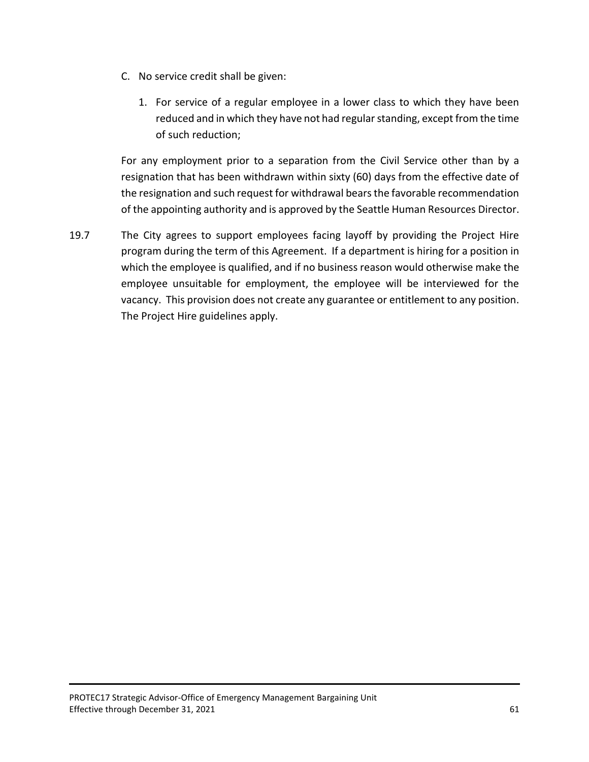C. No service credit shall be given:

   1. For service of a regular employee in a lower class to which they have been reduced and in which they have not had regular standing, except from the time of such reduction;

   For any employment prior to a separation from the Civil Service other than by a resignation that has been withdrawn within sixty (60) days from the effective date of the resignation and such request for withdrawal bears the favorable recommendation of the appointing authority and is approved by the Seattle Human Resources Director.

19.7 The City agrees to support employees facing layoff by providing the Project Hire program during the term of this Agreement. If a department is hiring for a position in which the employee is qualified, and if no business reason would otherwise make the employee unsuitable for employment, the employee will be interviewed for the vacancy. This provision does not create any guarantee or entitlement to any position. The Project Hire guidelines apply.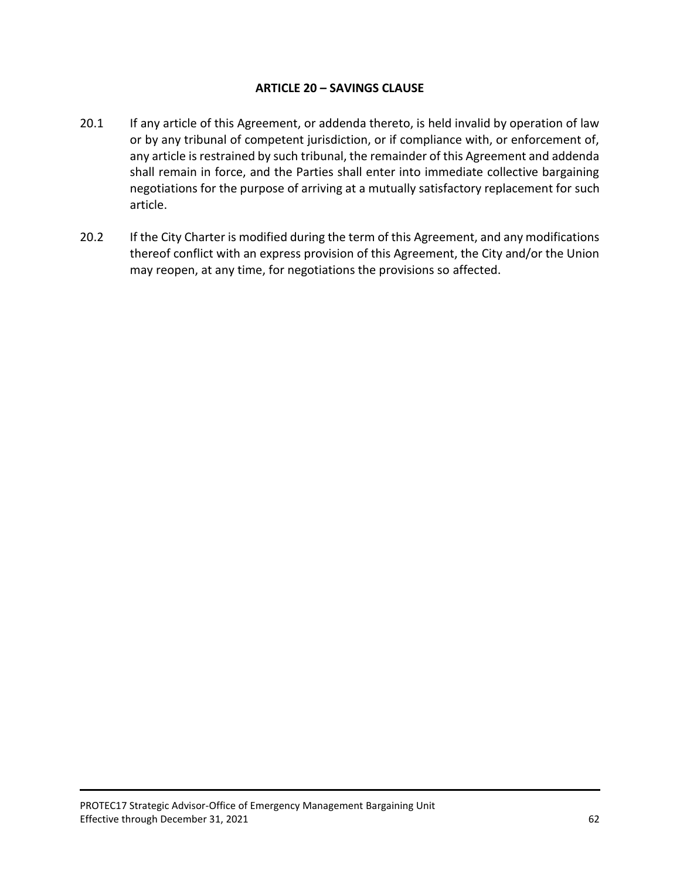## ARTICLE 20 – SAVINGS CLAUSE

20.1 If any article of this Agreement, or addenda thereto, is held invalid by operation of law or by any tribunal of competent jurisdiction, or if compliance with, or enforcement of, any article is restrained by such tribunal, the remainder of this Agreement and addenda shall remain in force, and the Parties shall enter into immediate collective bargaining negotiations for the purpose of arriving at a mutually satisfactory replacement for such article.

20.2 If the City Charter is modified during the term of this Agreement, and any modifications thereof conflict with an express provision of this Agreement, the City and/or the Union may reopen, at any time, for negotiations the provisions so affected.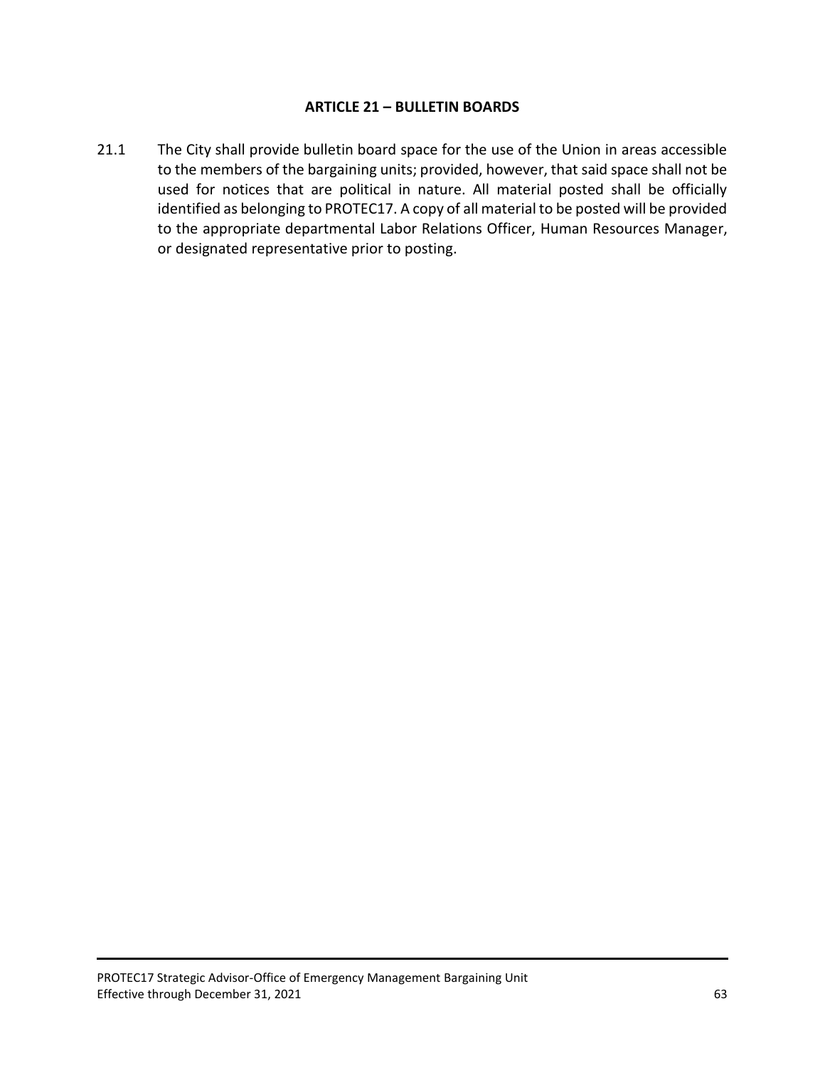## ARTICLE 21 – BULLETIN BOARDS

21.1 The City shall provide bulletin board space for the use of the Union in areas accessible to the members of the bargaining units; provided, however, that said space shall not be used for notices that are political in nature. All material posted shall be officially identified as belonging to PROTEC17. A copy of all material to be posted will be provided to the appropriate departmental Labor Relations Officer, Human Resources Manager, or designated representative prior to posting.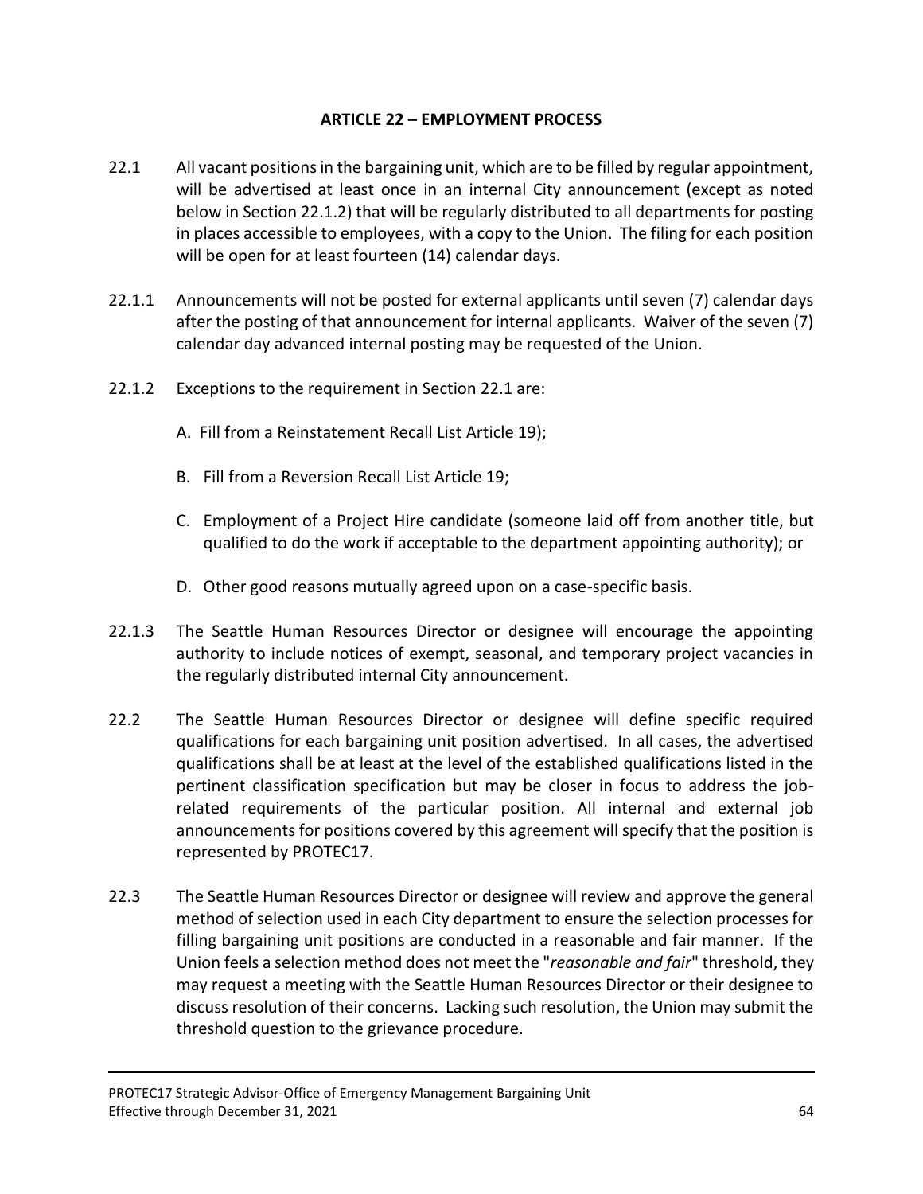## ARTICLE 22 – EMPLOYMENT PROCESS

22.1 All vacant positions in the bargaining unit, which are to be filled by regular appointment, will be advertised at least once in an internal City announcement (except as noted below in Section 22.1.2) that will be regularly distributed to all departments for posting in places accessible to employees, with a copy to the Union. The filing for each position will be open for at least fourteen (14) calendar days.

22.1.1 Announcements will not be posted for external applicants until seven (7) calendar days after the posting of that announcement for internal applicants. Waiver of the seven (7) calendar day advanced internal posting may be requested of the Union.

22.1.2 Exceptions to the requirement in Section 22.1 are:

A. Fill from a Reinstatement Recall List Article 19);

B. Fill from a Reversion Recall List Article 19;

C. Employment of a Project Hire candidate (someone laid off from another title, but qualified to do the work if acceptable to the department appointing authority); or

D. Other good reasons mutually agreed upon on a case-specific basis.

22.1.3 The Seattle Human Resources Director or designee will encourage the appointing authority to include notices of exempt, seasonal, and temporary project vacancies in the regularly distributed internal City announcement.

22.2 The Seattle Human Resources Director or designee will define specific required qualifications for each bargaining unit position advertised. In all cases, the advertised qualifications shall be at least at the level of the established qualifications listed in the pertinent classification specification but may be closer in focus to address the job-related requirements of the particular position. All internal and external job announcements for positions covered by this agreement will specify that the position is represented by PROTEC17.

22.3 The Seattle Human Resources Director or designee will review and approve the general method of selection used in each City department to ensure the selection processes for filling bargaining unit positions are conducted in a reasonable and fair manner. If the Union feels a selection method does not meet the "*reasonable and fair*" threshold, they may request a meeting with the Seattle Human Resources Director or their designee to discuss resolution of their concerns. Lacking such resolution, the Union may submit the threshold question to the grievance procedure.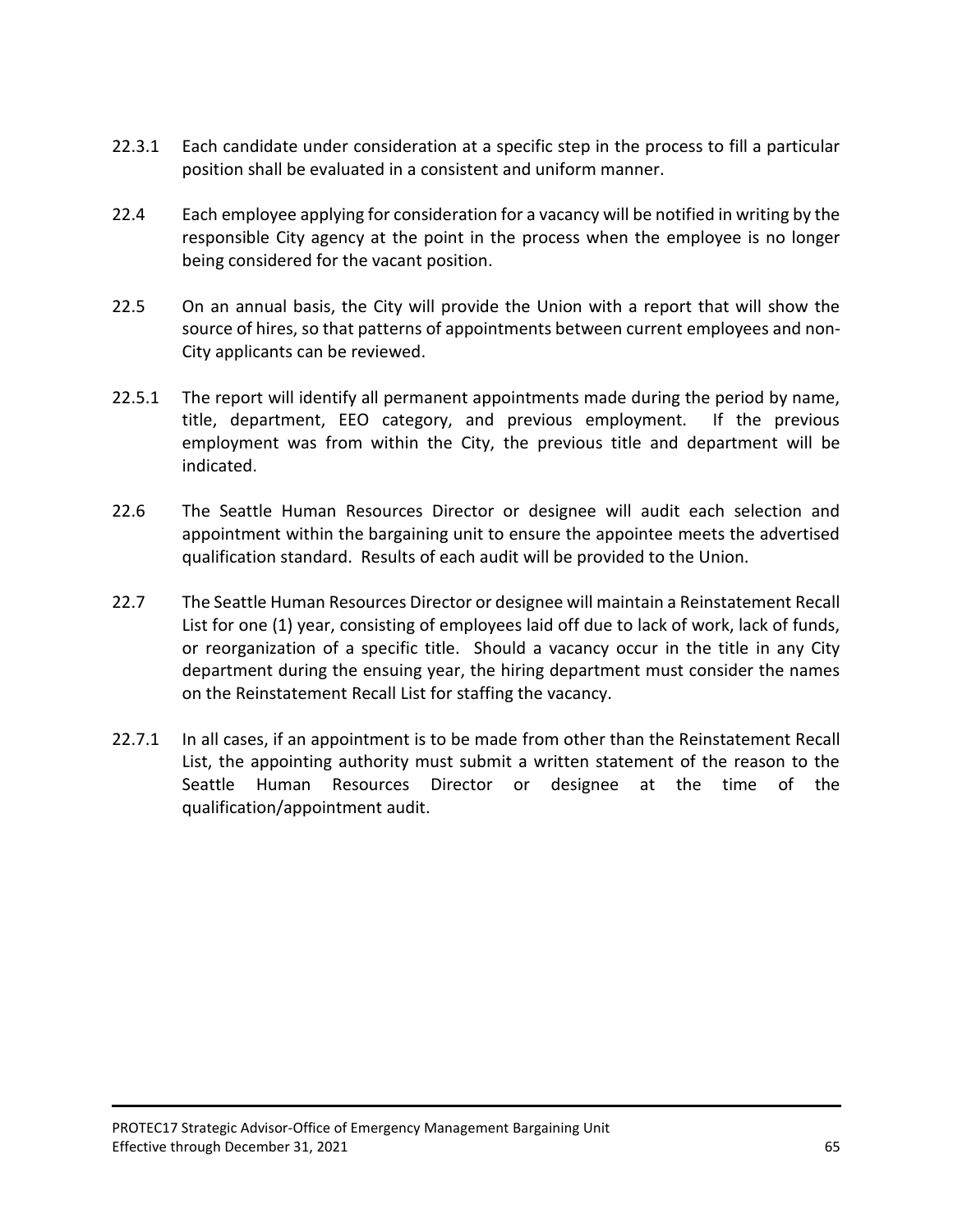22.3.1 Each candidate under consideration at a specific step in the process to fill a particular position shall be evaluated in a consistent and uniform manner.

22.4 Each employee applying for consideration for a vacancy will be notified in writing by the responsible City agency at the point in the process when the employee is no longer being considered for the vacant position.

22.5 On an annual basis, the City will provide the Union with a report that will show the source of hires, so that patterns of appointments between current employees and non-City applicants can be reviewed.

22.5.1 The report will identify all permanent appointments made during the period by name, title, department, EEO category, and previous employment. If the previous employment was from within the City, the previous title and department will be indicated.

22.6 The Seattle Human Resources Director or designee will audit each selection and appointment within the bargaining unit to ensure the appointee meets the advertised qualification standard. Results of each audit will be provided to the Union.

22.7 The Seattle Human Resources Director or designee will maintain a Reinstatement Recall List for one (1) year, consisting of employees laid off due to lack of work, lack of funds, or reorganization of a specific title. Should a vacancy occur in the title in any City department during the ensuing year, the hiring department must consider the names on the Reinstatement Recall List for staffing the vacancy.

22.7.1 In all cases, if an appointment is to be made from other than the Reinstatement Recall List, the appointing authority must submit a written statement of the reason to the Seattle Human Resources Director or designee at the time of the qualification/appointment audit.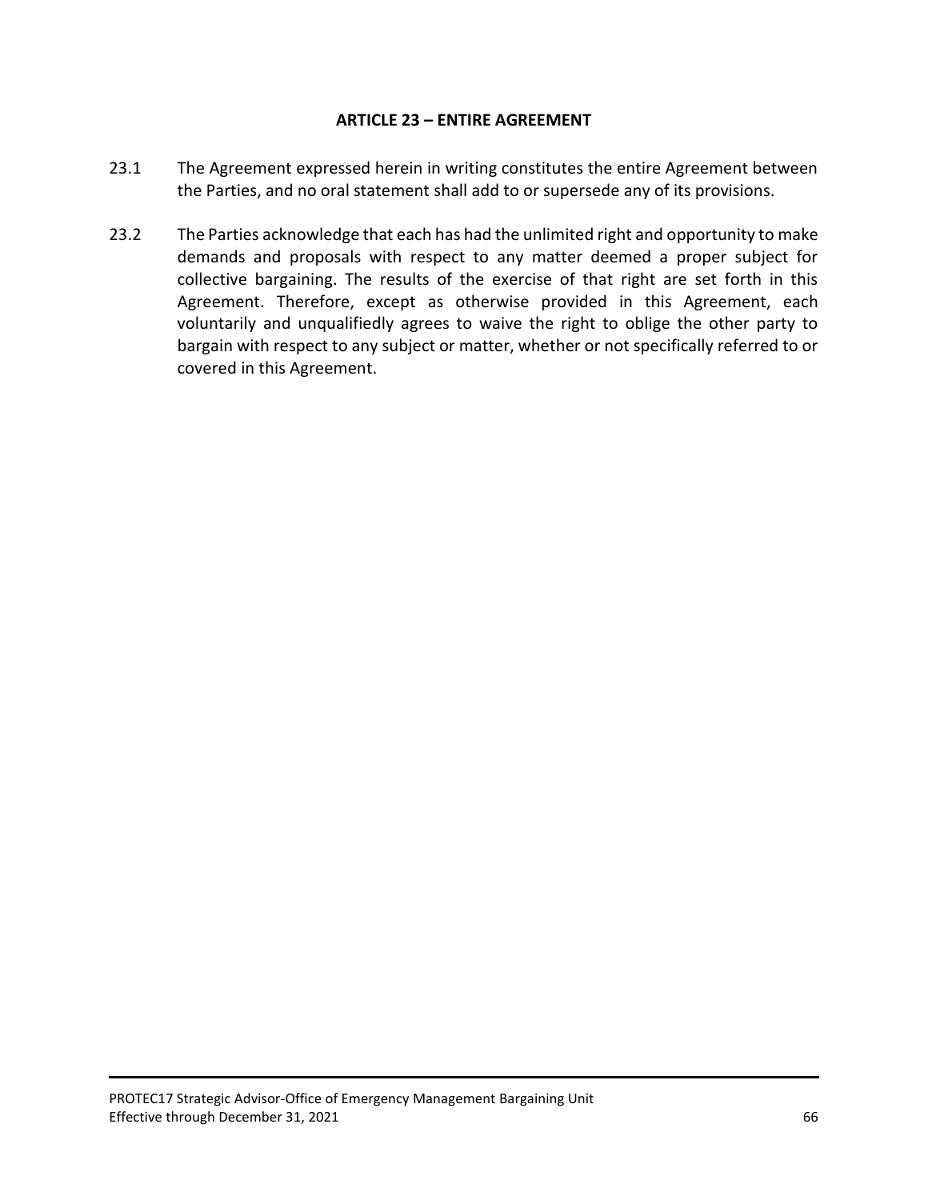## ARTICLE 23 – ENTIRE AGREEMENT

23.1 The Agreement expressed herein in writing constitutes the entire Agreement between the Parties, and no oral statement shall add to or supersede any of its provisions.

23.2 The Parties acknowledge that each has had the unlimited right and opportunity to make demands and proposals with respect to any matter deemed a proper subject for collective bargaining. The results of the exercise of that right are set forth in this Agreement. Therefore, except as otherwise provided in this Agreement, each voluntarily and unqualifiedly agrees to waive the right to oblige the other party to bargain with respect to any subject or matter, whether or not specifically referred to or covered in this Agreement.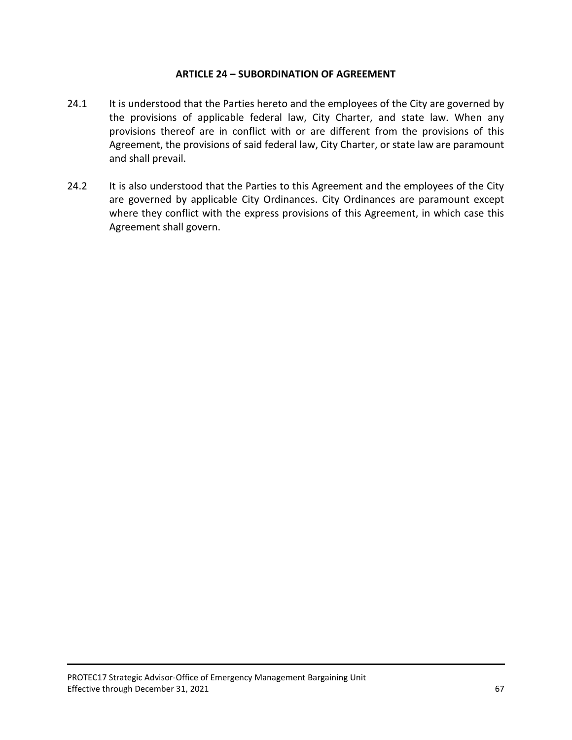## ARTICLE 24 – SUBORDINATION OF AGREEMENT

24.1 It is understood that the Parties hereto and the employees of the City are governed by the provisions of applicable federal law, City Charter, and state law. When any provisions thereof are in conflict with or are different from the provisions of this Agreement, the provisions of said federal law, City Charter, or state law are paramount and shall prevail.

24.2 It is also understood that the Parties to this Agreement and the employees of the City are governed by applicable City Ordinances. City Ordinances are paramount except where they conflict with the express provisions of this Agreement, in which case this Agreement shall govern.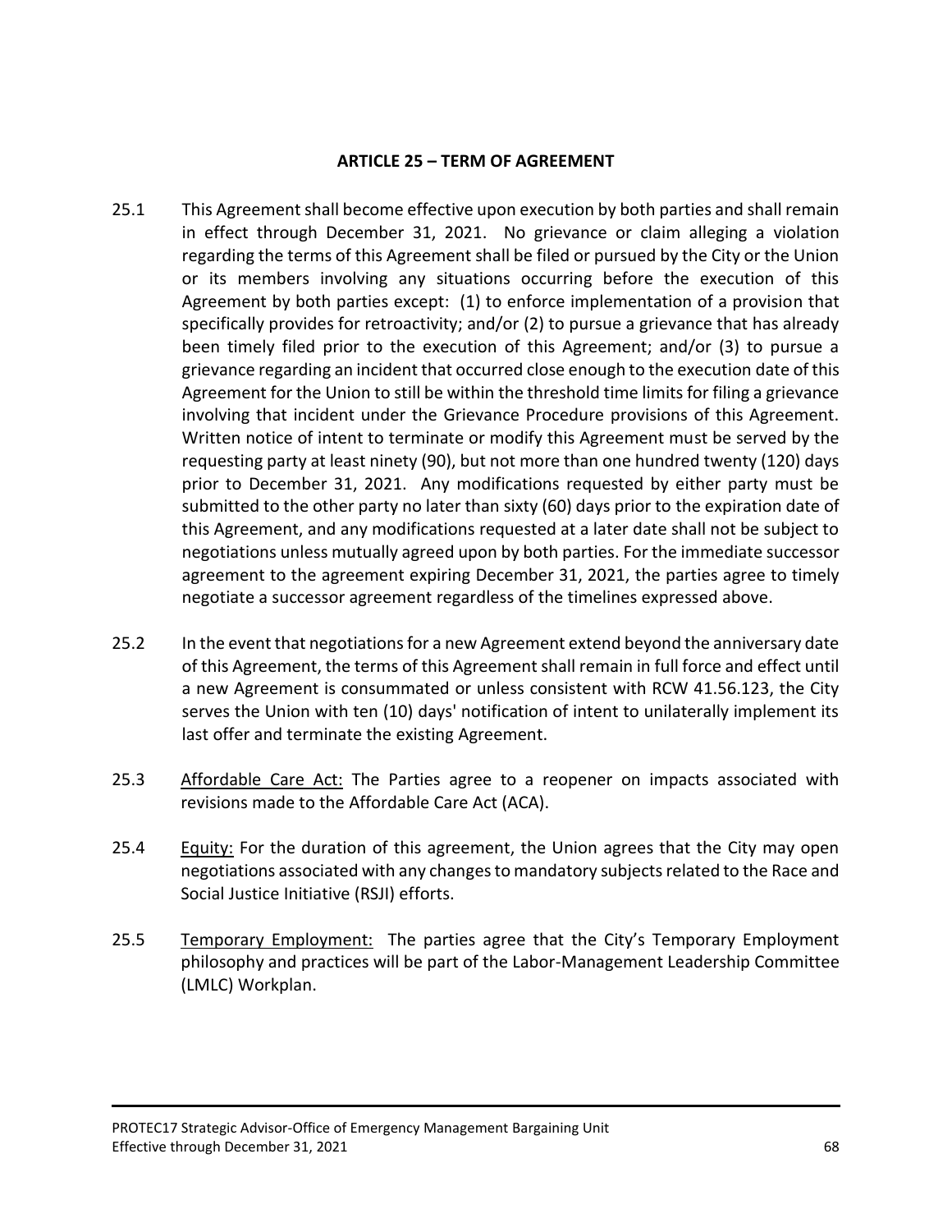## ARTICLE 25 – TERM OF AGREEMENT

25.1 This Agreement shall become effective upon execution by both parties and shall remain in effect through December 31, 2021. No grievance or claim alleging a violation regarding the terms of this Agreement shall be filed or pursued by the City or the Union or its members involving any situations occurring before the execution of this Agreement by both parties except: (1) to enforce implementation of a provision that specifically provides for retroactivity; and/or (2) to pursue a grievance that has already been timely filed prior to the execution of this Agreement; and/or (3) to pursue a grievance regarding an incident that occurred close enough to the execution date of this Agreement for the Union to still be within the threshold time limits for filing a grievance involving that incident under the Grievance Procedure provisions of this Agreement. Written notice of intent to terminate or modify this Agreement must be served by the requesting party at least ninety (90), but not more than one hundred twenty (120) days prior to December 31, 2021. Any modifications requested by either party must be submitted to the other party no later than sixty (60) days prior to the expiration date of this Agreement, and any modifications requested at a later date shall not be subject to negotiations unless mutually agreed upon by both parties. For the immediate successor agreement to the agreement expiring December 31, 2021, the parties agree to timely negotiate a successor agreement regardless of the timelines expressed above.

25.2 In the event that negotiations for a new Agreement extend beyond the anniversary date of this Agreement, the terms of this Agreement shall remain in full force and effect until a new Agreement is consummated or unless consistent with RCW 41.56.123, the City serves the Union with ten (10) days' notification of intent to unilaterally implement its last offer and terminate the existing Agreement.

25.3 Affordable Care Act: The Parties agree to a reopener on impacts associated with revisions made to the Affordable Care Act (ACA).

25.4 Equity: For the duration of this agreement, the Union agrees that the City may open negotiations associated with any changes to mandatory subjects related to the Race and Social Justice Initiative (RSJI) efforts.

25.5 Temporary Employment: The parties agree that the City's Temporary Employment philosophy and practices will be part of the Labor-Management Leadership Committee (LMLC) Workplan.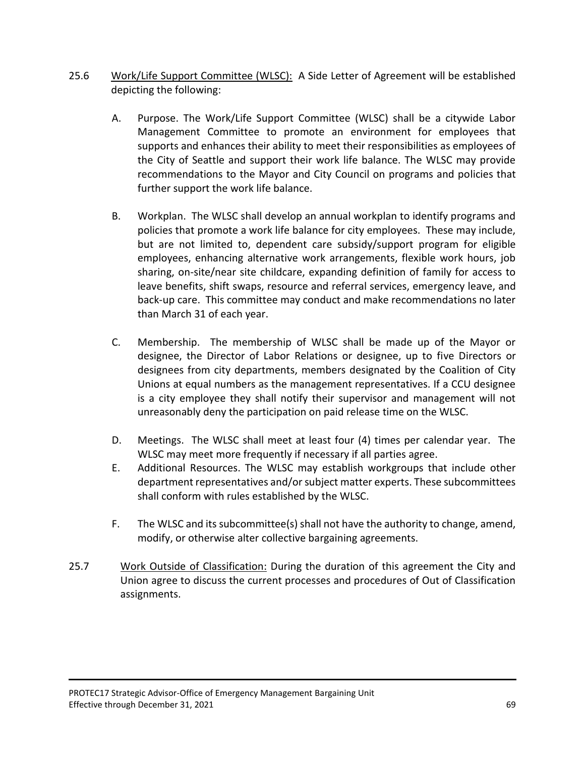25.6 Work/Life Support Committee (WLSC): A Side Letter of Agreement will be established depicting the following:

A. Purpose. The Work/Life Support Committee (WLSC) shall be a citywide Labor Management Committee to promote an environment for employees that supports and enhances their ability to meet their responsibilities as employees of the City of Seattle and support their work life balance. The WLSC may provide recommendations to the Mayor and City Council on programs and policies that further support the work life balance.

B. Workplan. The WLSC shall develop an annual workplan to identify programs and policies that promote a work life balance for city employees. These may include, but are not limited to, dependent care subsidy/support program for eligible employees, enhancing alternative work arrangements, flexible work hours, job sharing, on-site/near site childcare, expanding definition of family for access to leave benefits, shift swaps, resource and referral services, emergency leave, and back-up care. This committee may conduct and make recommendations no later than March 31 of each year.

C. Membership. The membership of WLSC shall be made up of the Mayor or designee, the Director of Labor Relations or designee, up to five Directors or designees from city departments, members designated by the Coalition of City Unions at equal numbers as the management representatives. If a CCU designee is a city employee they shall notify their supervisor and management will not unreasonably deny the participation on paid release time on the WLSC.

D. Meetings. The WLSC shall meet at least four (4) times per calendar year. The WLSC may meet more frequently if necessary if all parties agree.

E. Additional Resources. The WLSC may establish workgroups that include other department representatives and/or subject matter experts. These subcommittees shall conform with rules established by the WLSC.

F. The WLSC and its subcommittee(s) shall not have the authority to change, amend, modify, or otherwise alter collective bargaining agreements.

25.7 Work Outside of Classification: During the duration of this agreement the City and Union agree to discuss the current processes and procedures of Out of Classification assignments.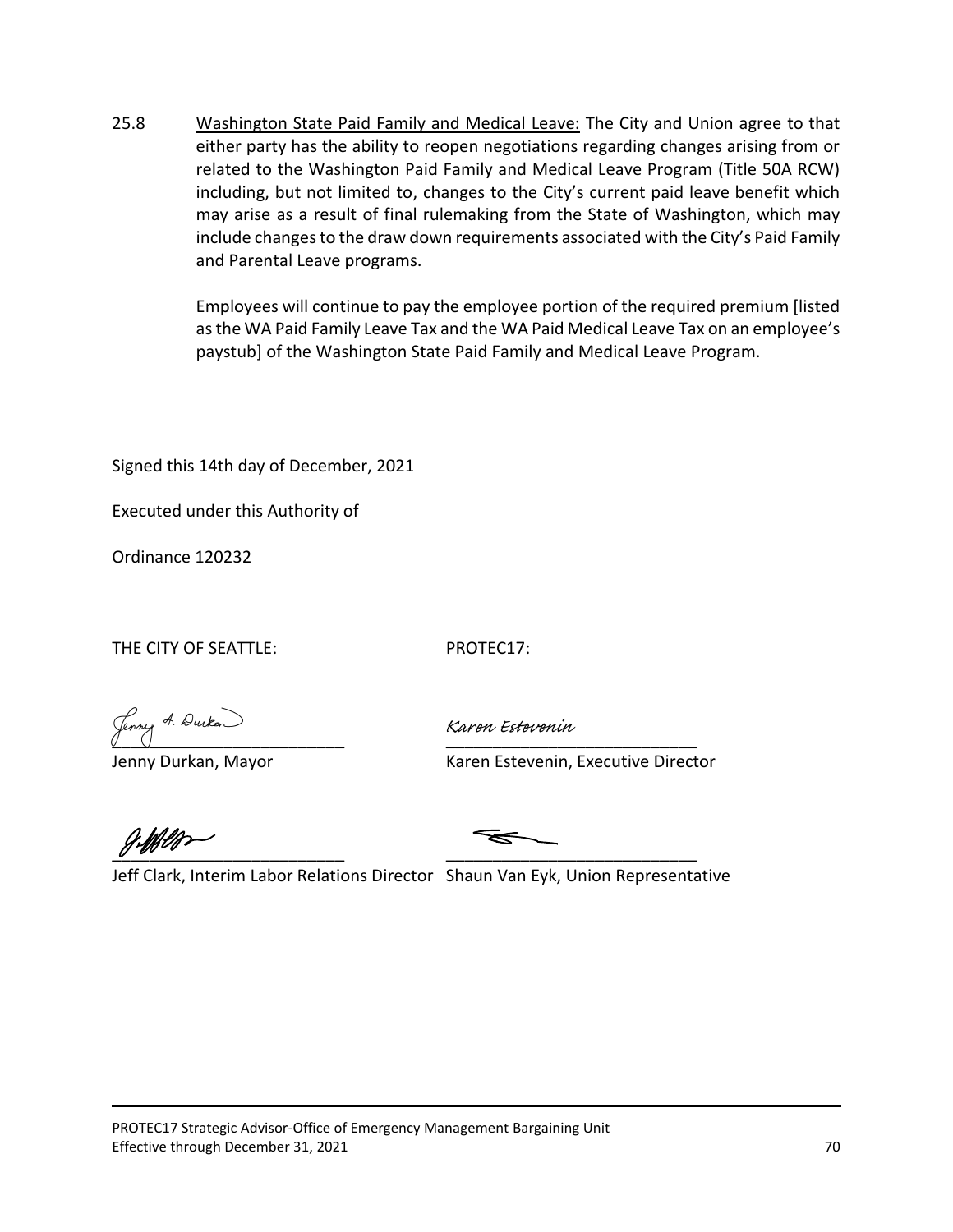25.8 <u>Washington State Paid Family and Medical Leave:</u> The City and Union agree to that either party has the ability to reopen negotiations regarding changes arising from or related to the Washington Paid Family and Medical Leave Program (Title 50A RCW) including, but not limited to, changes to the City's current paid leave benefit which may arise as a result of final rulemaking from the State of Washington, which may include changes to the draw down requirements associated with the City's Paid Family and Parental Leave programs.

Employees will continue to pay the employee portion of the required premium [listed as the WA Paid Family Leave Tax and the WA Paid Medical Leave Tax on an employee's paystub] of the Washington State Paid Family and Medical Leave Program.

Signed this 14th day of December, 2021

Executed under this Authority of

Ordinance 120232

| THE CITY OF SEATTLE: | PROTEC17: |
| --- | --- |
| *Jenny A. Durkan* | *Karen Estevenin* |
| Jenny Durkan, Mayor | Karen Estevenin, Executive Director |
| *(signature)* | *(signature)* |
| Jeff Clark, Interim Labor Relations Director | Shaun Van Eyk, Union Representative |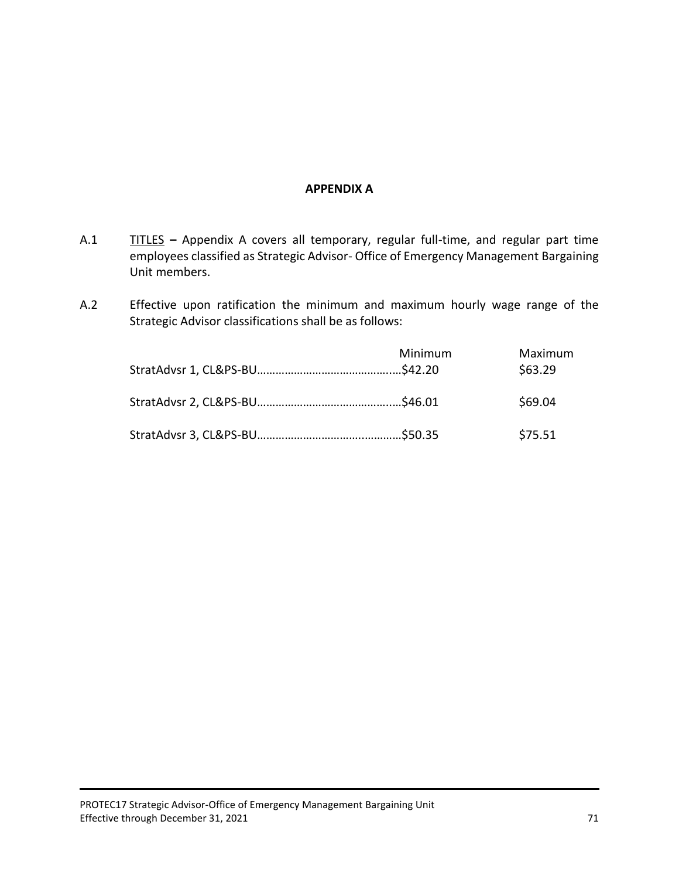# APPENDIX A

A.1 TITLES – Appendix A covers all temporary, regular full-time, and regular part time employees classified as Strategic Advisor- Office of Emergency Management Bargaining Unit members.

A.2 Effective upon ratification the minimum and maximum hourly wage range of the Strategic Advisor classifications shall be as follows:

| | Minimum | Maximum |
|---|---|---|
| StratAdvsr 1, CL&PS-BU | $42.20 | $63.29 |
| StratAdvsr 2, CL&PS-BU | $46.01 | $69.04 |
| StratAdvsr 3, CL&PS-BU | $50.35 | $75.51 |